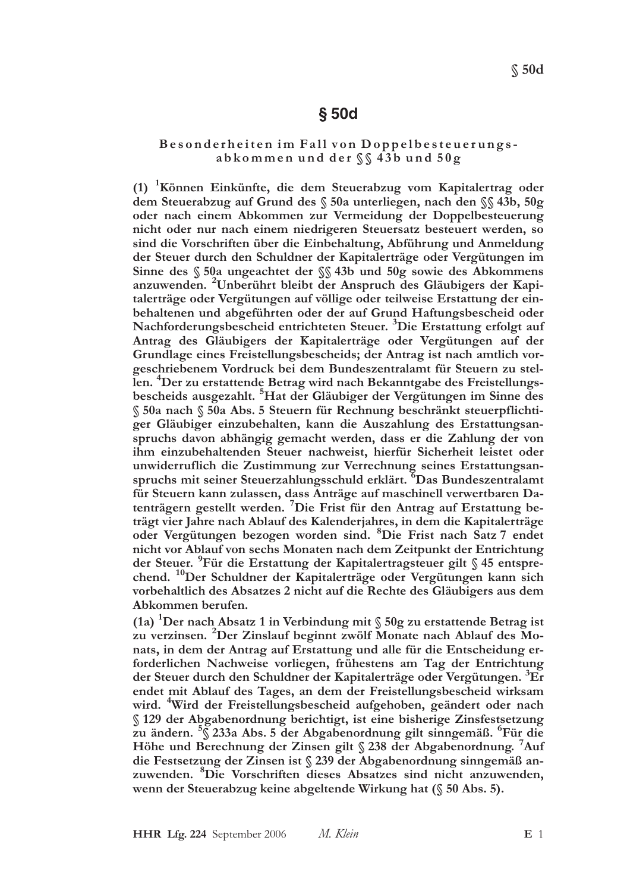# § 50d

## Besonderheiten im Fall von Doppelbesteuerungsabkommen und der §§ 43b und 50g

**(1) [1]Können Einkünfte, die dem Steuerabzug vom Kapitalertrag oder dem Steuerabzug auf Grund des § 50a unterliegen, nach den §§ 43b, 50g oder nach einem Abkommen zur Vermeidung der Doppelbesteuerung nicht oder nur nach einem niedrigeren Steuersatz besteuert werden, so sind die Vorschriften über die Einbehaltung, Abführung und Anmeldung der Steuer durch den Schuldner der Kapitalerträge oder Vergütungen im Sinne des § 50a ungeachtet der §§ 43b und 50g sowie des Abkommens anzuwenden. [2]Unberührt bleibt der Anspruch des Gläubigers der Kapitalerträge oder Vergütungen auf völlige oder teilweise Erstattung der einbehaltenen und abgeführten oder der auf Grund Haftungsbescheid oder Nachforderungsbescheid entrichteten Steuer. [3]Die Erstattung erfolgt auf Antrag des Gläubigers der Kapitalerträge oder Vergütungen auf der Grundlage eines Freistellungsbescheids; der Antrag ist nach amtlich vorgeschriebenem Vordruck bei dem Bundeszentralamt für Steuern zu stellen. [4]Der zu erstattende Betrag wird nach Bekanntgabe des Freistellungsbescheids ausgezahlt. [5]Hat der Gläubiger der Vergütungen im Sinne des § 50a nach § 50a Abs. 5 Steuern für Rechnung beschränkt steuerpflichtiger Gläubiger einzubehalten, kann die Auszahlung des Erstattungsanspruchs davon abhängig gemacht werden, dass er die Zahlung der von ihm einzubehaltenden Steuer nachweist, hierfür Sicherheit leistet oder unwiderruflich die Zustimmung zur Verrechnung seines Erstattungsanspruchs mit seiner Steuerzahlungsschuld erklärt. [6]Das Bundeszentralamt für Steuern kann zulassen, dass Anträge auf maschinell verwertbaren Datenträgern gestellt werden. [7]Die Frist für den Antrag auf Erstattung beträgt vier Jahre nach Ablauf des Kalenderjahres, in dem die Kapitalerträge oder Vergütungen bezogen worden sind. [8]Die Frist nach Satz 7 endet nicht vor Ablauf von sechs Monaten nach dem Zeitpunkt der Entrichtung der Steuer. [9]Für die Erstattung der Kapitalertragsteuer gilt § 45 entsprechend. [10]Der Schuldner der Kapitalerträge oder Vergütungen kann sich vorbehaltlich des Absatzes 2 nicht auf die Rechte des Gläubigers aus dem Abkommen berufen.**

**(1a) [1]Der nach Absatz 1 in Verbindung mit § 50g zu erstattende Betrag ist zu verzinsen. [2]Der Zinslauf beginnt zwölf Monate nach Ablauf des Monats, in dem der Antrag auf Erstattung und alle für die Entscheidung erforderlichen Nachweise vorliegen, frühestens am Tag der Entrichtung der Steuer durch den Schuldner der Kapitalerträge oder Vergütungen. [3]Er endet mit Ablauf des Tages, an dem der Freistellungsbescheid wirksam wird. [4]Wird der Freistellungsbescheid aufgehoben, geändert oder nach § 129 der Abgabenordnung berichtigt, ist eine bisherige Zinsfestsetzung zu ändern. [5]§ 233a Abs. 5 der Abgabenordnung gilt sinngemäß. [6]Für die Höhe und Berechnung der Zinsen gilt § 238 der Abgabenordnung. [7]Auf die Festsetzung der Zinsen ist § 239 der Abgabenordnung sinngemäß anzuwenden. [8]Die Vorschriften dieses Absatzes sind nicht anzuwenden, wenn der Steuerabzug keine abgeltende Wirkung hat (§ 50 Abs. 5).**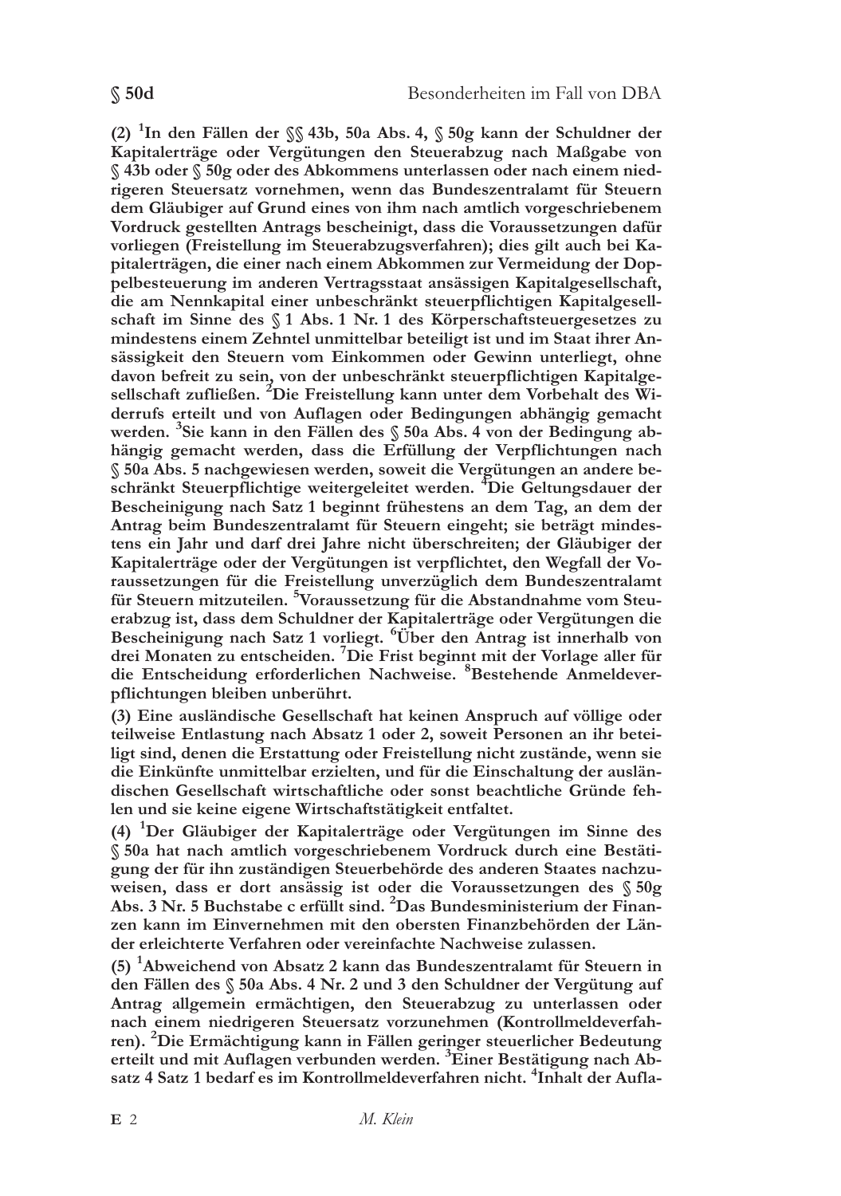**(2)** [1]**In den Fällen der §§ 43b, 50a Abs. 4, § 50g kann der Schuldner der Kapitalerträge oder Vergütungen den Steuerabzug nach Maßgabe von § 43b oder § 50g oder des Abkommens unterlassen oder nach einem niedrigeren Steuersatz vornehmen, wenn das Bundeszentralamt für Steuern dem Gläubiger auf Grund eines von ihm nach amtlich vorgeschriebenem Vordruck gestellten Antrags bescheinigt, dass die Voraussetzungen dafür vorliegen (Freistellung im Steuerabzugsverfahren); dies gilt auch bei Kapitalerträgen, die einer nach einem Abkommen zur Vermeidung der Doppelbesteuerung im anderen Vertragsstaat ansässigen Kapitalgesellschaft, die am Nennkapital einer unbeschränkt steuerpflichtigen Kapitalgesellschaft im Sinne des § 1 Abs. 1 Nr. 1 des Körperschaftsteuergesetzes zu mindestens einem Zehntel unmittelbar beteiligt ist und im Staat ihrer Ansässigkeit den Steuern vom Einkommen oder Gewinn unterliegt, ohne davon befreit zu sein, von der unbeschränkt steuerpflichtigen Kapitalgesellschaft zufließen.** [2]**Die Freistellung kann unter dem Vorbehalt des Widerrufs erteilt und von Auflagen oder Bedingungen abhängig gemacht werden.** [3]**Sie kann in den Fällen des § 50a Abs. 4 von der Bedingung abhängig gemacht werden, dass die Erfüllung der Verpflichtungen nach § 50a Abs. 5 nachgewiesen werden, soweit die Vergütungen an andere beschränkt Steuerpflichtige weitergeleitet werden.** [4]**Die Geltungsdauer der Bescheinigung nach Satz 1 beginnt frühestens an dem Tag, an dem der Antrag beim Bundeszentralamt für Steuern eingeht; sie beträgt mindestens ein Jahr und darf drei Jahre nicht überschreiten; der Gläubiger der Kapitalerträge oder der Vergütungen ist verpflichtet, den Wegfall der Voraussetzungen für die Freistellung unverzüglich dem Bundeszentralamt für Steuern mitzuteilen.** [5]**Voraussetzung für die Abstandnahme vom Steuerabzug ist, dass dem Schuldner der Kapitalerträge oder Vergütungen die Bescheinigung nach Satz 1 vorliegt.** [6]**Über den Antrag ist innerhalb von drei Monaten zu entscheiden.** [7]**Die Frist beginnt mit der Vorlage aller für die Entscheidung erforderlichen Nachweise.** [8]**Bestehende Anmeldeverpflichtungen bleiben unberührt.**

**(3) Eine ausländische Gesellschaft hat keinen Anspruch auf völlige oder teilweise Entlastung nach Absatz 1 oder 2, soweit Personen an ihr beteiligt sind, denen die Erstattung oder Freistellung nicht zustände, wenn sie die Einkünfte unmittelbar erzielten, und für die Einschaltung der ausländischen Gesellschaft wirtschaftliche oder sonst beachtliche Gründe fehlen und sie keine eigene Wirtschaftstätigkeit entfaltet.**

**(4)** [1]**Der Gläubiger der Kapitalerträge oder Vergütungen im Sinne des § 50a hat nach amtlich vorgeschriebenem Vordruck durch eine Bestätigung der für ihn zuständigen Steuerbehörde des anderen Staates nachzuweisen, dass er dort ansässig ist oder die Voraussetzungen des § 50g Abs. 3 Nr. 5 Buchstabe c erfüllt sind.** [2]**Das Bundesministerium der Finanzen kann im Einvernehmen mit den obersten Finanzbehörden der Länder erleichterte Verfahren oder vereinfachte Nachweise zulassen.**

**(5)** [1]**Abweichend von Absatz 2 kann das Bundeszentralamt für Steuern in den Fällen des § 50a Abs. 4 Nr. 2 und 3 den Schuldner der Vergütung auf Antrag allgemein ermächtigen, den Steuerabzug zu unterlassen oder nach einem niedrigeren Steuersatz vorzunehmen (Kontrollmeldeverfahren).** [2]**Die Ermächtigung kann in Fällen geringer steuerlicher Bedeutung erteilt und mit Auflagen verbunden werden.** [3]**Einer Bestätigung nach Absatz 4 Satz 1 bedarf es im Kontrollmeldeverfahren nicht.** [4]**Inhalt der Aufla-**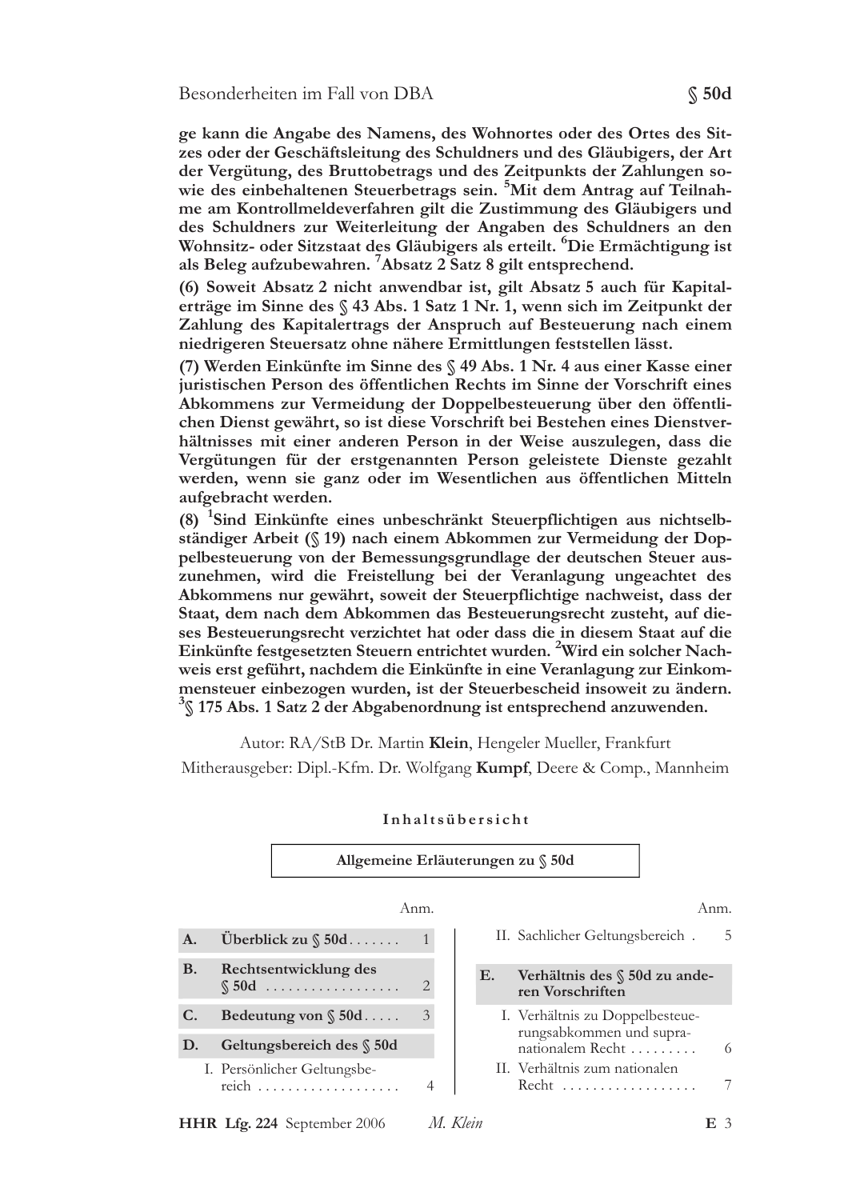**ge kann die Angabe des Namens, des Wohnortes oder des Ortes des Sitzes oder der Geschäftsleitung des Schuldners und des Gläubigers, der Art der Vergütung, des Bruttobetrags und des Zeitpunkts der Zahlungen sowie des einbehaltenen Steuerbetrags sein. [5]Mit dem Antrag auf Teilnahme am Kontrollmeldeverfahren gilt die Zustimmung des Gläubigers und des Schuldners zur Weiterleitung der Angaben des Schuldners an den Wohnsitz- oder Sitzstaat des Gläubigers als erteilt. [6]Die Ermächtigung ist als Beleg aufzubewahren. [7]Absatz 2 Satz 8 gilt entsprechend.**

**(6) Soweit Absatz 2 nicht anwendbar ist, gilt Absatz 5 auch für Kapitalerträge im Sinne des § 43 Abs. 1 Satz 1 Nr. 1, wenn sich im Zeitpunkt der Zahlung des Kapitalertrags der Anspruch auf Besteuerung nach einem niedrigeren Steuersatz ohne nähere Ermittlungen feststellen lässt.**

**(7) Werden Einkünfte im Sinne des § 49 Abs. 1 Nr. 4 aus einer Kasse einer juristischen Person des öffentlichen Rechts im Sinne der Vorschrift eines Abkommens zur Vermeidung der Doppelbesteuerung über den öffentlichen Dienst gewährt, so ist diese Vorschrift bei Bestehen eines Dienstverhältnisses mit einer anderen Person in der Weise auszulegen, dass die Vergütungen für der erstgenannten Person geleistete Dienste gezahlt werden, wenn sie ganz oder im Wesentlichen aus öffentlichen Mitteln aufgebracht werden.**

**(8) [1]Sind Einkünfte eines unbeschränkt Steuerpflichtigen aus nichtselbständiger Arbeit (§ 19) nach einem Abkommen zur Vermeidung der Doppelbesteuerung von der Bemessungsgrundlage der deutschen Steuer auszunehmen, wird die Freistellung bei der Veranlagung ungeachtet des Abkommens nur gewährt, soweit der Steuerpflichtige nachweist, dass der Staat, dem nach dem Abkommen das Besteuerungsrecht zusteht, auf dieses Besteuerungsrecht verzichtet hat oder dass die in diesem Staat auf die Einkünfte festgesetzten Steuern entrichtet wurden. [2]Wird ein solcher Nachweis erst geführt, nachdem die Einkünfte in eine Veranlagung zur Einkommensteuer einbezogen wurden, ist der Steuerbescheid insoweit zu ändern. [3]§ 175 Abs. 1 Satz 2 der Abgabenordnung ist entsprechend anzuwenden.**

Autor: RA/StB Dr. Martin **Klein**, Hengeler Mueller, Frankfurt

Mitherausgeber: Dipl.-Kfm. Dr. Wolfgang **Kumpf**, Deere & Comp., Mannheim

**Inhaltsübersicht**

**Allgemeine Erläuterungen zu § 50d**

| | | Anm. |
|---|---|---|
| **A.** | **Überblick zu § 50d** | 1 |
| **B.** | **Rechtsentwicklung des § 50d** | 2 |
| **C.** | **Bedeutung von § 50d** | 3 |
| **D.** | **Geltungsbereich des § 50d** | |
| | I. Persönlicher Geltungsbereich | 4 |
| | II. Sachlicher Geltungsbereich | 5 |
| **E.** | **Verhältnis des § 50d zu anderen Vorschriften** | |
| | I. Verhältnis zu Doppelbesteuerungsabkommen und supranationalem Recht | 6 |
| | II. Verhältnis zum nationalen Recht | 7 |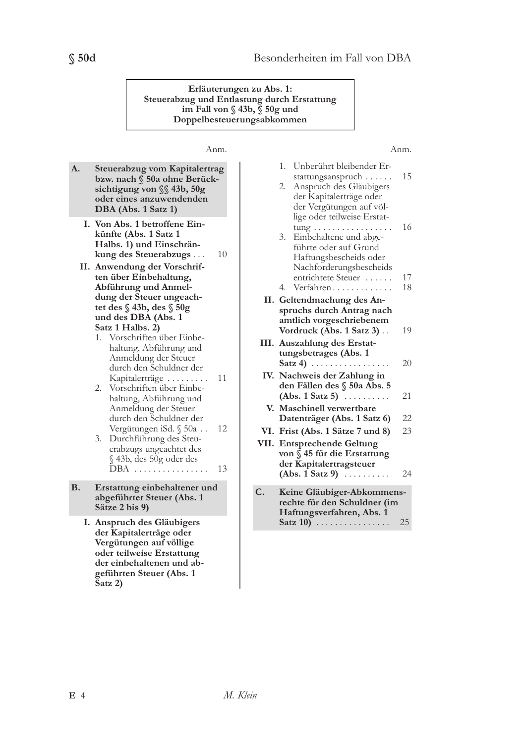**Erläuterungen zu Abs. 1:
Steuerabzug und Entlastung durch Erstattung
im Fall von § 43b, § 50g und
Doppelbesteuerungsabkommen**

| | Anm. |
|---|---|
| **A. Steuerabzug vom Kapitalertrag bzw. nach § 50a ohne Berücksichtigung von §§ 43b, 50g oder eines anzuwendenden DBA (Abs. 1 Satz 1)** | |
| **I. Von Abs. 1 betroffene Einkünfte (Abs. 1 Satz 1 Halbs. 1) und Einschränkung des Steuerabzugs** | 10 |
| **II. Anwendung der Vorschriften über Einbehaltung, Abführung und Anmeldung der Steuer ungeachtet des § 43b, des § 50g und des DBA (Abs. 1 Satz 1 Halbs. 2)** | |
| 1. Vorschriften über Einbehaltung, Abführung und Anmeldung der Steuer durch den Schuldner der Kapitalerträge | 11 |
| 2. Vorschriften über Einbehaltung, Abführung und Anmeldung der Steuer durch den Schuldner der Vergütungen iSd. § 50a | 12 |
| 3. Durchführung des Steuerabzugs ungeachtet des § 43b, des 50g oder des DBA | 13 |
| **B. Erstattung einbehaltener und abgeführter Steuer (Abs. 1 Sätze 2 bis 9)** | |
| **I. Anspruch des Gläubigers der Kapitalerträge oder Vergütungen auf völlige oder teilweise Erstattung der einbehaltenen und abgeführten Steuer (Abs. 1 Satz 2)** | |
| 1. Unberührt bleibender Erstattungsanspruch | 15 |
| 2. Anspruch des Gläubigers der Kapitalerträge oder der Vergütungen auf völlige oder teilweise Erstattung | 16 |
| 3. Einbehaltene und abgeführte oder auf Grund Haftungsbescheids oder Nachforderungsbescheids entrichtete Steuer | 17 |
| 4. Verfahren | 18 |
| **II. Geltendmachung des Anspruchs durch Antrag nach amtlich vorgeschriebenem Vordruck (Abs. 1 Satz 3)** | 19 |
| **III. Auszahlung des Erstattungsbetrages (Abs. 1 Satz 4)** | 20 |
| **IV. Nachweis der Zahlung in den Fällen des § 50a Abs. 5 (Abs. 1 Satz 5)** | 21 |
| **V. Maschinell verwertbare Datenträger (Abs. 1 Satz 6)** | 22 |
| **VI. Frist (Abs. 1 Sätze 7 und 8)** | 23 |
| **VII. Entsprechende Geltung von § 45 für die Erstattung der Kapitalertragsteuer (Abs. 1 Satz 9)** | 24 |
| **C. Keine Gläubiger-Abkommensrechte für den Schuldner (im Haftungsverfahren, Abs. 1 Satz 10)** | 25 |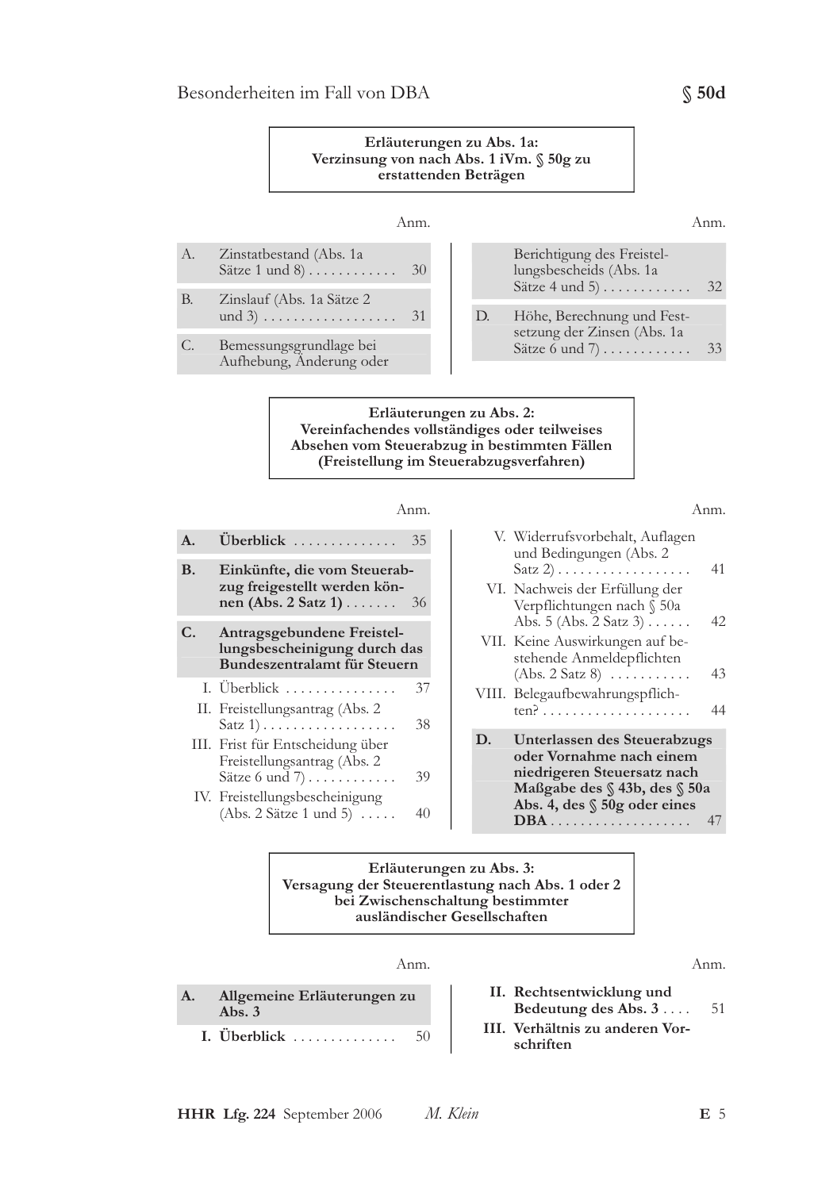**Erläuterungen zu Abs. 1a: Verzinsung von nach Abs. 1 iVm. § 50g zu erstattenden Beträgen**

| | | Anm. |
|---|---|---|
| A. | Zinstatbestand (Abs. 1a Sätze 1 und 8) | 30 |
| B. | Zinslauf (Abs. 1a Sätze 2 und 3) | 31 |
| C. | Bemessungsgrundlage bei Aufhebung, Änderung oder Berichtigung des Freistellungsbescheids (Abs. 1a Sätze 4 und 5) | 32 |
| D. | Höhe, Berechnung und Festsetzung der Zinsen (Abs. 1a Sätze 6 und 7) | 33 |

**Erläuterungen zu Abs. 2: Vereinfachendes vollständiges oder teilweises Absehen vom Steuerabzug in bestimmten Fällen (Freistellung im Steuerabzugsverfahren)**

| | | Anm. |
|---|---|---|
| **A.** | **Überblick** | 35 |
| **B.** | **Einkünfte, die vom Steuerabzug freigestellt werden können (Abs. 2 Satz 1)** | 36 |
| **C.** | **Antragsgebundene Freistellungsbescheinigung durch das Bundeszentralamt für Steuern** | |
| I. | Überblick | 37 |
| II. | Freistellungsantrag (Abs. 2 Satz 1) | 38 |
| III. | Frist für Entscheidung über Freistellungsantrag (Abs. 2 Sätze 6 und 7) | 39 |
| IV. | Freistellungsbescheinigung (Abs. 2 Sätze 1 und 5) | 40 |
| V. | Widerrufsvorbehalt, Auflagen und Bedingungen (Abs. 2 Satz 2) | 41 |
| VI. | Nachweis der Erfüllung der Verpflichtungen nach § 50a Abs. 5 (Abs. 2 Satz 3) | 42 |
| VII. | Keine Auswirkungen auf bestehende Anmeldepflichten (Abs. 2 Satz 8) | 43 |
| VIII. | Belegaufbewahrungspflichten? | 44 |
| **D.** | **Unterlassen des Steuerabzugs oder Vornahme nach einem niedrigeren Steuersatz nach Maßgabe des § 43b, des § 50a Abs. 4, des § 50g oder eines DBA** | 47 |

**Erläuterungen zu Abs. 3: Versagung der Steuerentlastung nach Abs. 1 oder 2 bei Zwischenschaltung bestimmter ausländischer Gesellschaften**

| | | Anm. |
|---|---|---|
| **A.** | **Allgemeine Erläuterungen zu Abs. 3** | |
| **I.** | **Überblick** | 50 |
| **II.** | **Rechtsentwicklung und Bedeutung des Abs. 3** | 51 |
| **III.** | **Verhältnis zu anderen Vorschriften** | |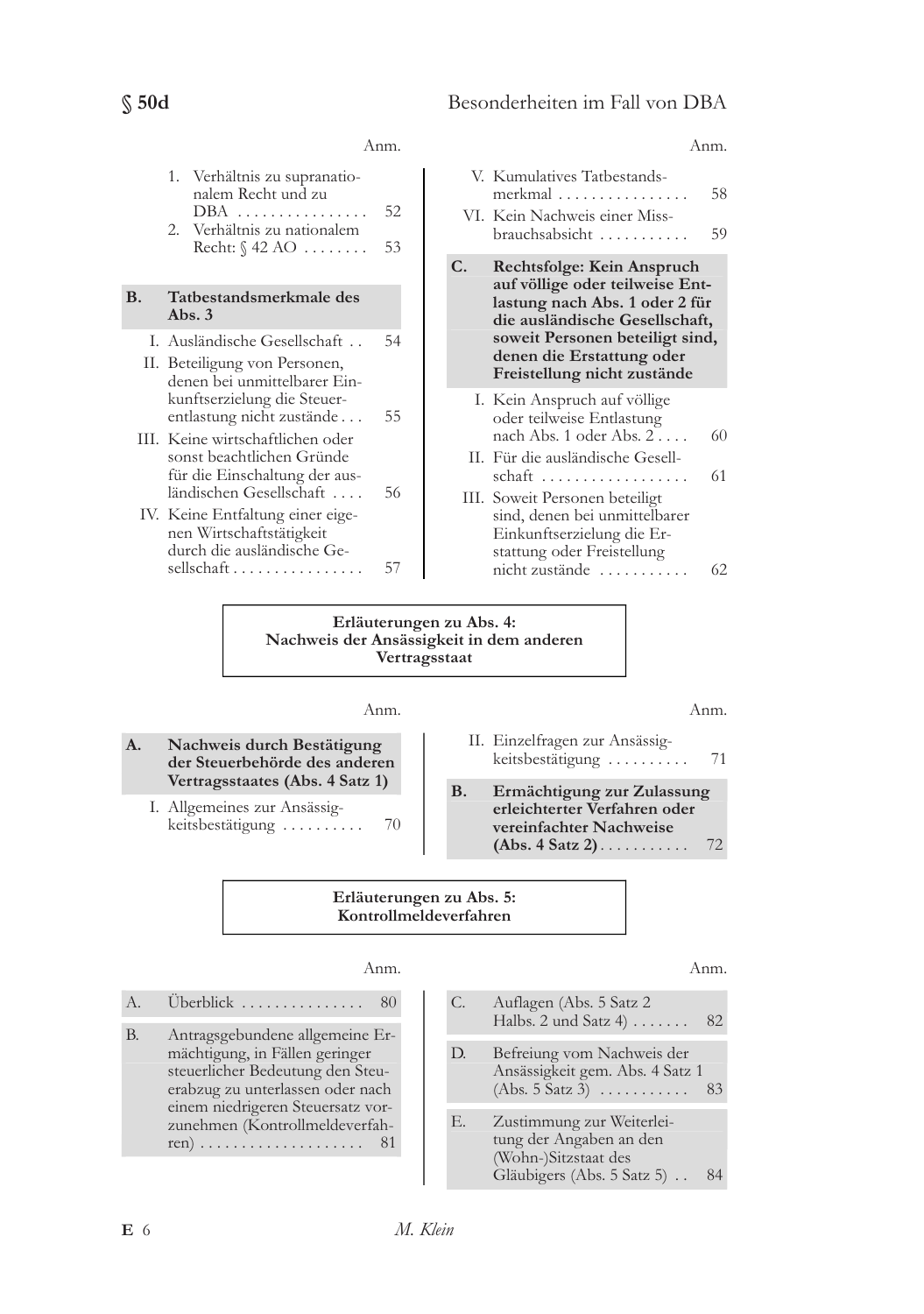Anm.

1. Verhältnis zu supranationalem Recht und zu DBA ................ 52
2. Verhältnis zu nationalem Recht: § 42 AO ........ 53

**B. Tatbestandsmerkmale des Abs. 3**

I. Ausländische Gesellschaft .. 54
II. Beteiligung von Personen, denen bei unmittelbarer Einkunftserzielung die Steuerentlastung nicht zustände ... 55
III. Keine wirtschaftlichen oder sonst beachtlichen Gründe für die Einschaltung der ausländischen Gesellschaft .... 56
IV. Keine Entfaltung einer eigenen Wirtschaftstätigkeit durch die ausländische Gesellschaft ................ 57
V. Kumulatives Tatbestandsmerkmal ................ 58
VI. Kein Nachweis einer Missbrauchsabsicht ........... 59

**C. Rechtsfolge: Kein Anspruch auf völlige oder teilweise Entlastung nach Abs. 1 oder 2 für die ausländische Gesellschaft, soweit Personen beteiligt sind, denen die Erstattung oder Freistellung nicht zustände**

I. Kein Anspruch auf völlige oder teilweise Entlastung nach Abs. 1 oder Abs. 2 .... 60
II. Für die ausländische Gesellschaft .................. 61
III. Soweit Personen beteiligt sind, denen bei unmittelbarer Einkunftserzielung die Erstattung oder Freistellung nicht zustände ........... 62

## Erläuterungen zu Abs. 4: Nachweis der Ansässigkeit in dem anderen Vertragsstaat

Anm.

**A. Nachweis durch Bestätigung der Steuerbehörde des anderen Vertragsstaates (Abs. 4 Satz 1)**

I. Allgemeines zur Ansässigkeitsbestätigung .......... 70
II. Einzelfragen zur Ansässigkeitsbestätigung .......... 71

**B. Ermächtigung zur Zulassung erleichterter Verfahren oder vereinfachter Nachweise (Abs. 4 Satz 2)** ........... 72

## Erläuterungen zu Abs. 5: Kontrollmeldeverfahren

Anm.

A. Überblick ............... 80

B. Antragsgebundene allgemeine Ermächtigung, in Fällen geringer steuerlicher Bedeutung den Steuerabzug zu unterlassen oder nach einem niedrigeren Steuersatz vorzunehmen (Kontrollmeldeverfahren) .................... 81

C. Auflagen (Abs. 5 Satz 2 Halbs. 2 und Satz 4) ....... 82

D. Befreiung vom Nachweis der Ansässigkeit gem. Abs. 4 Satz 1 (Abs. 5 Satz 3) ........... 83

E. Zustimmung zur Weiterleitung der Angaben an den (Wohn-)Sitzstaat des Gläubigers (Abs. 5 Satz 5) .. 84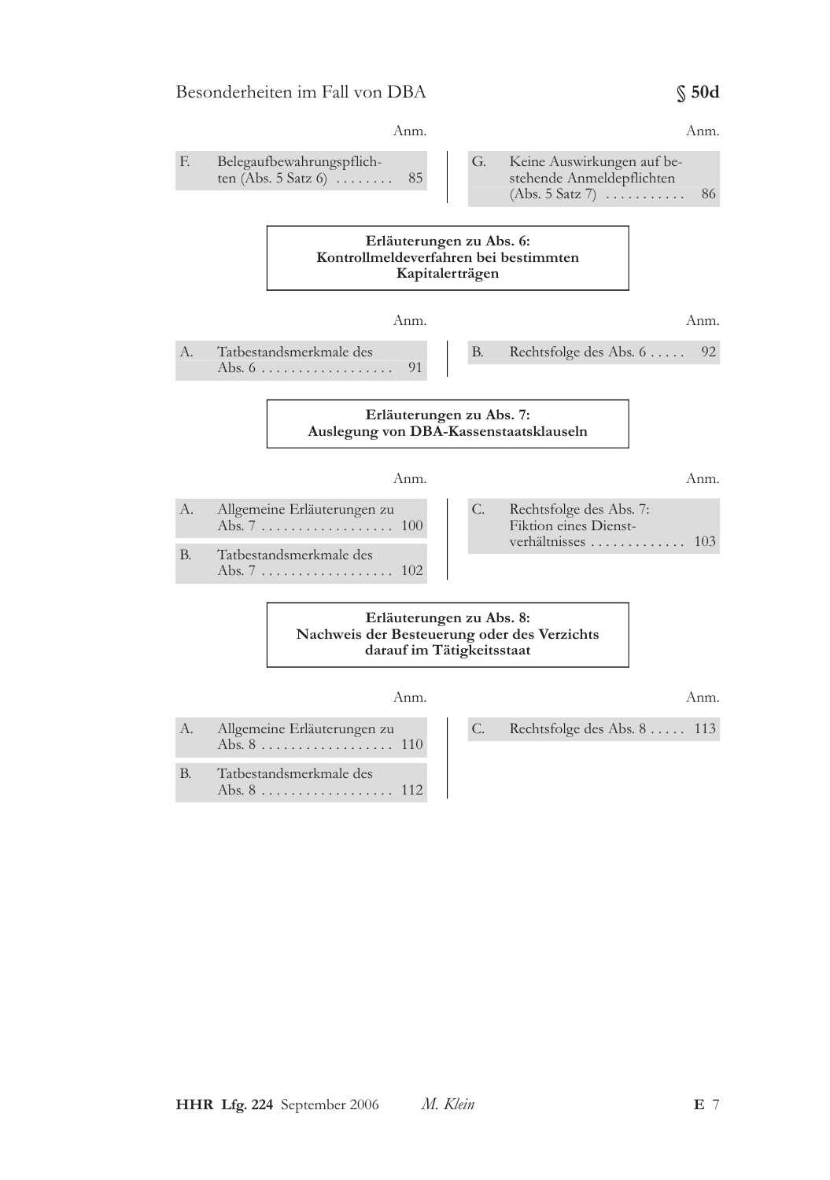| | | Anm. | | | Anm. |
|---|---|---|---|---|---|
| F. | Belegaufbewahrungspflichten (Abs. 5 Satz 6) | 85 | G. | Keine Auswirkungen auf bestehende Anmeldepflichten (Abs. 5 Satz 7) | 86 |

**Erläuterungen zu Abs. 6: Kontrollmeldeverfahren bei bestimmten Kapitalerträgen**

| | | Anm. | | | Anm. |
|---|---|---|---|---|---|
| A. | Tatbestandsmerkmale des Abs. 6 | 91 | B. | Rechtsfolge des Abs. 6 | 92 |

**Erläuterungen zu Abs. 7: Auslegung von DBA-Kassenstaatsklauseln**

| | | Anm. | | | Anm. |
|---|---|---|---|---|---|
| A. | Allgemeine Erläuterungen zu Abs. 7 | 100 | C. | Rechtsfolge des Abs. 7: Fiktion eines Dienstverhältnisses | 103 |
| B. | Tatbestandsmerkmale des Abs. 7 | 102 | | | |

**Erläuterungen zu Abs. 8: Nachweis der Besteuerung oder des Verzichts darauf im Tätigkeitsstaat**

| | | Anm. | | | Anm. |
|---|---|---|---|---|---|
| A. | Allgemeine Erläuterungen zu Abs. 8 | 110 | C. | Rechtsfolge des Abs. 8 | 113 |
| B. | Tatbestandsmerkmale des Abs. 8 | 112 | | | |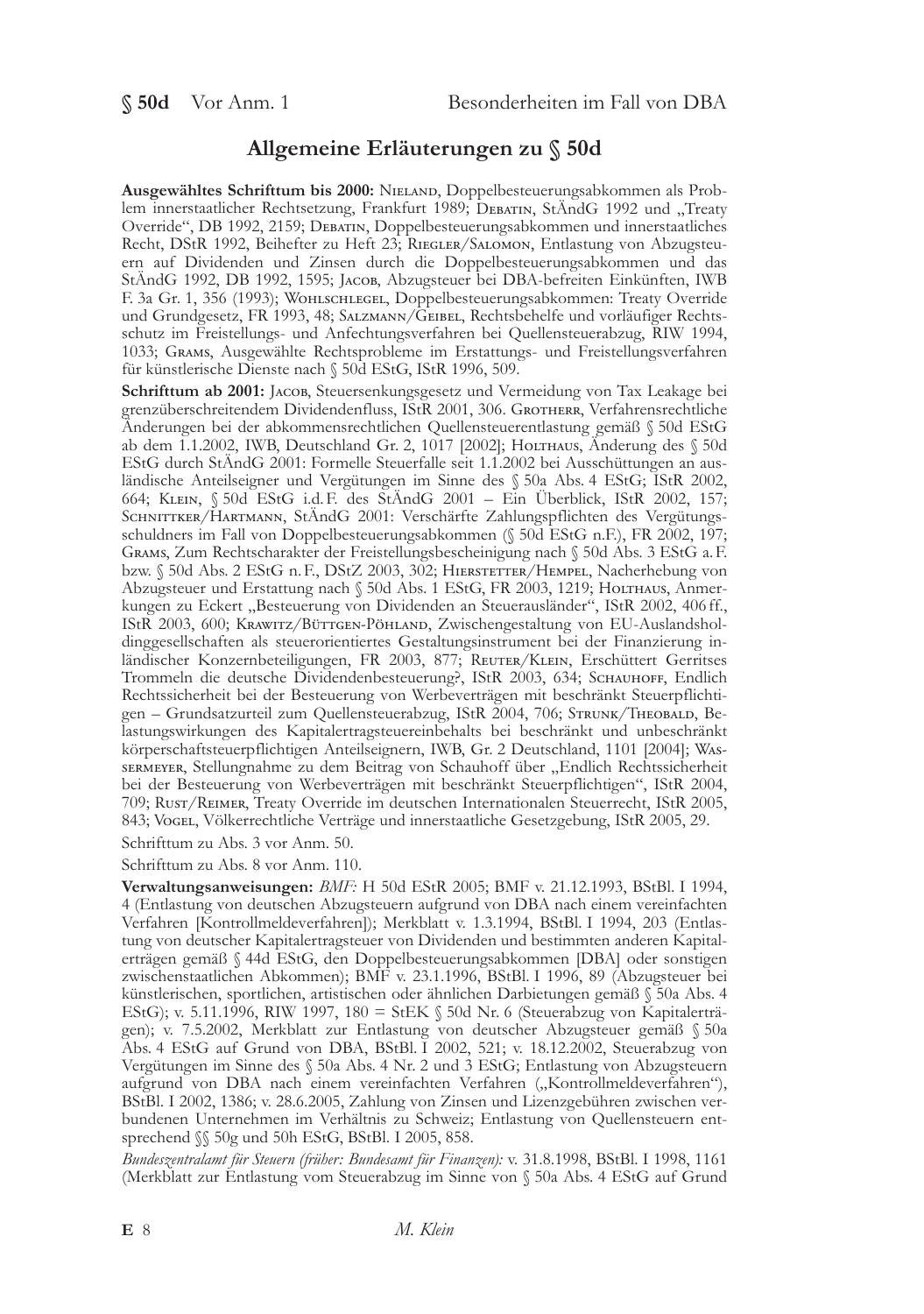## Allgemeine Erläuterungen zu § 50d

**Ausgewähltes Schrifttum bis 2000:** Nieland, Doppelbesteuerungsabkommen als Problem innerstaatlicher Rechtsetzung, Frankfurt 1989; Debatin, StÄndG 1992 und „Treaty Override", DB 1992, 2159; Debatin, Doppelbesteuerungsabkommen und innerstaatliches Recht, DStR 1992, Beihefter zu Heft 23; Riegler/Salomon, Entlastung von Abzugsteuern auf Dividenden und Zinsen durch die Doppelbesteuerungsabkommen und das StÄndG 1992, DB 1992, 1595; Jacob, Abzugsteuer bei DBA-befreiten Einkünften, IWB F. 3a Gr. 1, 356 (1993); Wohlschlegel, Doppelbesteuerungsabkommen: Treaty Override und Grundgesetz, FR 1993, 48; Salzmann/Geibel, Rechtsbehelfe und vorläufiger Rechtsschutz im Freistellungs- und Anfechtungsverfahren bei Quellensteuerabzug, RIW 1994, 1033; Grams, Ausgewählte Rechtsprobleme im Erstattungs- und Freistellungsverfahren für künstlerische Dienste nach § 50d EStG, IStR 1996, 509.

**Schrifttum ab 2001:** Jacob, Steuersenkungsgesetz und Vermeidung von Tax Leakage bei grenzüberschreitendem Dividendenfluss, IStR 2001, 306. Grotherr, Verfahrensrechtliche Änderungen bei der abkommensrechtlichen Quellensteuerentlastung gemäß § 50d EStG ab dem 1.1.2002, IWB, Deutschland Gr. 2, 1017 [2002]; Holthaus, Änderung des § 50d EStG durch StÄndG 2001: Formelle Steuerfalle seit 1.1.2002 bei Ausschüttungen an ausländische Anteilseigner und Vergütungen im Sinne des § 50a Abs. 4 EStG; IStR 2002, 664; Klein, § 50d EStG i.d.F. des StÄndG 2001 – Ein Überblick, IStR 2002, 157; Schnittker/Hartmann, StÄndG 2001: Verschärfte Zahlungspflichten des Vergütungsschuldners im Fall von Doppelbesteuerungsabkommen (§ 50d EStG n.F.), FR 2002, 197; Grams, Zum Rechtscharakter der Freistellungsbescheinigung nach § 50d Abs. 3 EStG a.F. bzw. § 50d Abs. 2 EStG n.F., DStZ 2003, 302; Hierstetter/Hempel, Nacherhebung von Abzugsteuer und Erstattung nach § 50d Abs. 1 EStG, FR 2003, 1219; Holthaus, Anmerkungen zu Eckert „Besteuerung von Dividenden an Steuerausländer", IStR 2002, 406 ff., IStR 2003, 600; Krawitz/Büttgen-Pöhland, Zwischengestaltung von EU-Auslandsholdinggesellschaften als steuerorientiertes Gestaltungsinstrument bei der Finanzierung inländischer Konzernbeteiligungen, FR 2003, 877; Reuter/Klein, Erschüttert Gerritses Trommeln die deutsche Dividendenbesteuerung?, IStR 2003, 634; Schauhoff, Endlich Rechtssicherheit bei der Besteuerung von Werbeverträgen mit beschränkt Steuerpflichtigen – Grundsatzurteil zum Quellensteuerabzug, IStR 2004, 706; Strunk/Theobald, Belastungswirkungen des Kapitalertragsteuereinbehalts bei beschränkt und unbeschränkt körperschaftsteuerpflichtigen Anteilseignern, IWB, Gr. 2 Deutschland, 1101 [2004]; Wassermeyer, Stellungnahme zu dem Beitrag von Schauhoff über „Endlich Rechtssicherheit bei der Besteuerung von Werbeverträgen mit beschränkt Steuerpflichtigen", IStR 2004, 709; Rust/Reimer, Treaty Override im deutschen Internationalen Steuerrecht, IStR 2005, 843; Vogel, Völkerrechtliche Verträge und innerstaatliche Gesetzgebung, IStR 2005, 29.

Schrifttum zu Abs. 3 vor Anm. 50.

Schrifttum zu Abs. 8 vor Anm. 110.

**Verwaltungsanweisungen:** *BMF:* H 50d EStR 2005; BMF v. 21.12.1993, BStBl. I 1994, 4 (Entlastung von deutschen Abzugsteuern aufgrund von DBA nach einem vereinfachten Verfahren [Kontrollmeldeverfahren]); Merkblatt v. 1.3.1994, BStBl. I 1994, 203 (Entlastung von deutscher Kapitalertragsteuer von Dividenden und bestimmten anderen Kapitalerträgen gemäß § 44d EStG, den Doppelbesteuerungsabkommen [DBA] oder sonstigen zwischenstaatlichen Abkommen); BMF v. 23.1.1996, BStBl. I 1996, 89 (Abzugsteuer bei künstlerischen, sportlichen, artistischen oder ähnlichen Darbietungen gemäß § 50a Abs. 4 EStG); v. 5.11.1996, RIW 1997, 180 = StEK § 50d Nr. 6 (Steuerabzug von Kapitalerträgen); v. 7.5.2002, Merkblatt zur Entlastung von deutscher Abzugsteuer gemäß § 50a Abs. 4 EStG auf Grund von DBA, BStBl. I 2002, 521; v. 18.12.2002, Steuerabzug von Vergütungen im Sinne des § 50a Abs. 4 Nr. 2 und 3 EStG; Entlastung von Abzugsteuern aufgrund von DBA nach einem vereinfachten Verfahren („Kontrollmeldeverfahren"), BStBl. I 2002, 1386; v. 28.6.2005, Zahlung von Zinsen und Lizenzgebühren zwischen verbundenen Unternehmen im Verhältnis zu Schweiz; Entlastung von Quellensteuern entsprechend §§ 50g und 50h EStG, BStBl. I 2005, 858.

*Bundeszentralamt für Steuern (früher: Bundesamt für Finanzen):* v. 31.8.1998, BStBl. I 1998, 1161 (Merkblatt zur Entlastung vom Steuerabzug im Sinne von § 50a Abs. 4 EStG auf Grund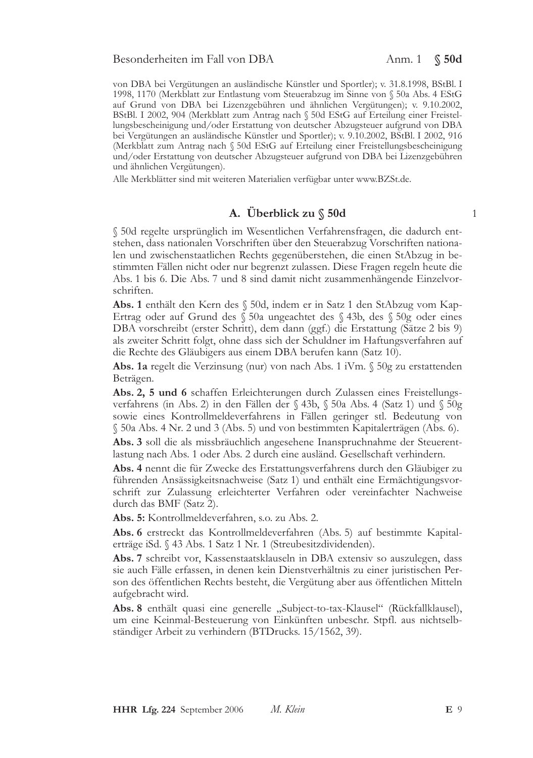von DBA bei Vergütungen an ausländische Künstler und Sportler); v. 31.8.1998, BStBl. I 1998, 1170 (Merkblatt zur Entlastung vom Steuerabzug im Sinne von § 50a Abs. 4 EStG auf Grund von DBA bei Lizenzgebühren und ähnlichen Vergütungen); v. 9.10.2002, BStBl. I 2002, 904 (Merkblatt zum Antrag nach § 50d EStG auf Erteilung einer Freistellungsbescheinigung und/oder Erstattung von deutscher Abzugsteuer aufgrund von DBA bei Vergütungen an ausländische Künstler und Sportler); v. 9.10.2002, BStBl. I 2002, 916 (Merkblatt zum Antrag nach § 50d EStG auf Erteilung einer Freistellungsbescheinigung und/oder Erstattung von deutscher Abzugsteuer aufgrund von DBA bei Lizenzgebühren und ähnlichen Vergütungen).

Alle Merkblätter sind mit weiteren Materialien verfügbar unter www.BZSt.de.

## A. Überblick zu § 50d

1

§ 50d regelte ursprünglich im Wesentlichen Verfahrensfragen, die dadurch entstehen, dass nationalen Vorschriften über den Steuerabzug Vorschriften nationalen und zwischenstaatlichen Rechts gegenüberstehen, die einen StAbzug in bestimmten Fällen nicht oder nur begrenzt zulassen. Diese Fragen regeln heute die Abs. 1 bis 6. Die Abs. 7 und 8 sind damit nicht zusammenhängende Einzelvorschriften.

**Abs. 1** enthält den Kern des § 50d, indem er in Satz 1 den StAbzug vom KapErtrag oder auf Grund des § 50a ungeachtet des § 43b, des § 50g oder eines DBA vorschreibt (erster Schritt), dem dann (ggf.) die Erstattung (Sätze 2 bis 9) als zweiter Schritt folgt, ohne dass sich der Schuldner im Haftungsverfahren auf die Rechte des Gläubigers aus einem DBA berufen kann (Satz 10).

**Abs. 1a** regelt die Verzinsung (nur) von nach Abs. 1 iVm. § 50g zu erstattenden Beträgen.

**Abs. 2, 5 und 6** schaffen Erleichterungen durch Zulassen eines Freistellungsverfahrens (in Abs. 2) in den Fällen der § 43b, § 50a Abs. 4 (Satz 1) und § 50g sowie eines Kontrollmeldeverfahrens in Fällen geringer stl. Bedeutung von § 50a Abs. 4 Nr. 2 und 3 (Abs. 5) und von bestimmten Kapitalerträgen (Abs. 6).

**Abs. 3** soll die als missbräuchlich angesehene Inanspruchnahme der Steuerentlastung nach Abs. 1 oder Abs. 2 durch eine ausländ. Gesellschaft verhindern.

**Abs. 4** nennt die für Zwecke des Erstattungsverfahrens durch den Gläubiger zu führenden Ansässigkeitsnachweise (Satz 1) und enthält eine Ermächtigungsvorschrift zur Zulassung erleichterter Verfahren oder vereinfachter Nachweise durch das BMF (Satz 2).

**Abs. 5:** Kontrollmeldeverfahren, s.o. zu Abs. 2.

**Abs. 6** erstreckt das Kontrollmeldeverfahren (Abs. 5) auf bestimmte Kapitalerträge iSd. § 43 Abs. 1 Satz 1 Nr. 1 (Streubesitzdividenden).

**Abs. 7** schreibt vor, Kassenstaatsklauseln in DBA extensiv so auszulegen, dass sie auch Fälle erfassen, in denen kein Dienstverhältnis zu einer juristischen Person des öffentlichen Rechts besteht, die Vergütung aber aus öffentlichen Mitteln aufgebracht wird.

**Abs. 8** enthält quasi eine generelle „Subject-to-tax-Klausel" (Rückfallklausel), um eine Keinmal-Besteuerung von Einkünften unbeschr. Stpfl. aus nichtselbständiger Arbeit zu verhindern (BTDrucks. 15/1562, 39).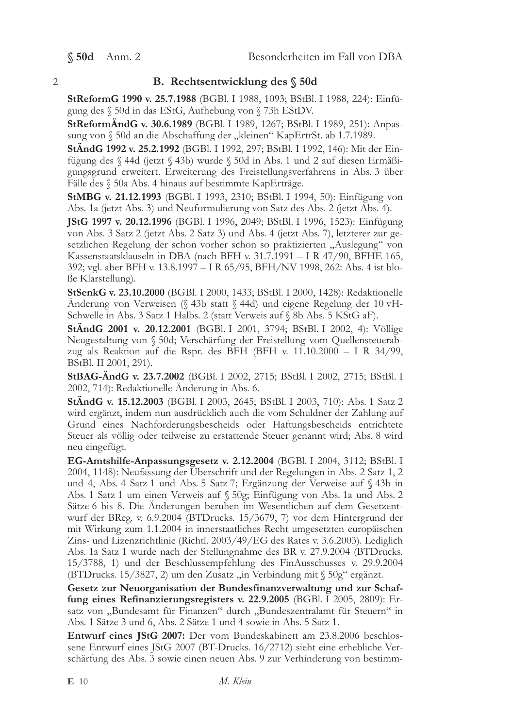2

## B. Rechtsentwicklung des § 50d

**StReformG 1990 v. 25.7.1988** (BGBl. I 1988, 1093; BStBl. I 1988, 224): Einfügung des § 50d in das EStG, Aufhebung von § 73h EStDV.

**StReformÄndG v. 30.6.1989** (BGBl. I 1989, 1267; BStBl. I 1989, 251): Anpassung von § 50d an die Abschaffung der „kleinen" KapErtrSt. ab 1.7.1989.

**StÄndG 1992 v. 25.2.1992** (BGBl. I 1992, 297; BStBl. I 1992, 146): Mit der Einfügung des § 44d (jetzt § 43b) wurde § 50d in Abs. 1 und 2 auf diesen Ermäßigungsgrund erweitert. Erweiterung des Freistellungsverfahrens in Abs. 3 über Fälle des § 50a Abs. 4 hinaus auf bestimmte KapErträge.

**StMBG v. 21.12.1993** (BGBl. I 1993, 2310; BStBl. I 1994, 50): Einfügung von Abs. 1a (jetzt Abs. 3) und Neuformulierung von Satz des Abs. 2 (jetzt Abs. 4).

**JStG 1997 v. 20.12.1996** (BGBl. I 1996, 2049; BStBl. I 1996, 1523): Einfügung von Abs. 3 Satz 2 (jetzt Abs. 2 Satz 3) und Abs. 4 (jetzt Abs. 7), letzterer zur gesetzlichen Regelung der schon vorher schon so praktizierten „Auslegung" von Kassenstaatsklauseln in DBA (nach BFH v. 31.7.1991 – I R 47/90, BFHE 165, 392; vgl. aber BFH v. 13.8.1997 – I R 65/95, BFH/NV 1998, 262: Abs. 4 ist bloße Klarstellung).

**StSenkG v. 23.10.2000** (BGBl. I 2000, 1433; BStBl. I 2000, 1428): Redaktionelle Änderung von Verweisen (§ 43b statt § 44d) und eigene Regelung der 10 vH-Schwelle in Abs. 3 Satz 1 Halbs. 2 (statt Verweis auf § 8b Abs. 5 KStG aF).

**StÄndG 2001 v. 20.12.2001** (BGBl. I 2001, 3794; BStBl. I 2002, 4): Völlige Neugestaltung von § 50d; Verschärfung der Freistellung vom Quellensteuerabzug als Reaktion auf die Rspr. des BFH (BFH v. 11.10.2000 – I R 34/99, BStBl. II 2001, 291).

**StBAG-ÄndG v. 23.7.2002** (BGBl. I 2002, 2715; BStBl. I 2002, 2715; BStBl. I 2002, 714): Redaktionelle Änderung in Abs. 6.

**StÄndG v. 15.12.2003** (BGBl. I 2003, 2645; BStBl. I 2003, 710): Abs. 1 Satz 2 wird ergänzt, indem nun ausdrücklich auch die vom Schuldner der Zahlung auf Grund eines Nachforderungsbescheids oder Haftungsbescheids entrichtete Steuer als völlig oder teilweise zu erstattende Steuer genannt wird; Abs. 8 wird neu eingefügt.

**EG-Amtshilfe-Anpassungsgesetz v. 2.12.2004** (BGBl. I 2004, 3112; BStBl. I 2004, 1148): Neufassung der Überschrift und der Regelungen in Abs. 2 Satz 1, 2 und 4, Abs. 4 Satz 1 und Abs. 5 Satz 7; Ergänzung der Verweise auf § 43b in Abs. 1 Satz 1 um einen Verweis auf § 50g; Einfügung von Abs. 1a und Abs. 2 Sätze 6 bis 8. Die Änderungen beruhen im Wesentlichen auf dem Gesetzentwurf der BReg. v. 6.9.2004 (BTDrucks. 15/3679, 7) vor dem Hintergrund der mit Wirkung zum 1.1.2004 in innerstaatliches Recht umgesetzten europäischen Zins- und Lizenzrichtlinie (Richtl. 2003/49/EG des Rates v. 3.6.2003). Lediglich Abs. 1a Satz 1 wurde nach der Stellungnahme des BR v. 27.9.2004 (BTDrucks. 15/3788, 1) und der Beschlussempfehlung des FinAusschusses v. 29.9.2004 (BTDrucks. 15/3827, 2) um den Zusatz „in Verbindung mit § 50g" ergänzt.

**Gesetz zur Neuorganisation der Bundesfinanzverwaltung und zur Schaffung eines Refinanzierungsregisters v. 22.9.2005** (BGBl. I 2005, 2809): Ersatz von „Bundesamt für Finanzen" durch „Bundeszentralamt für Steuern" in Abs. 1 Sätze 3 und 6, Abs. 2 Sätze 1 und 4 sowie in Abs. 5 Satz 1.

**Entwurf eines JStG 2007:** Der vom Bundeskabinett am 23.8.2006 beschlossene Entwurf eines JStG 2007 (BT-Drucks. 16/2712) sieht eine erhebliche Verschärfung des Abs. 3 sowie einen neuen Abs. 9 zur Verhinderung von bestimm-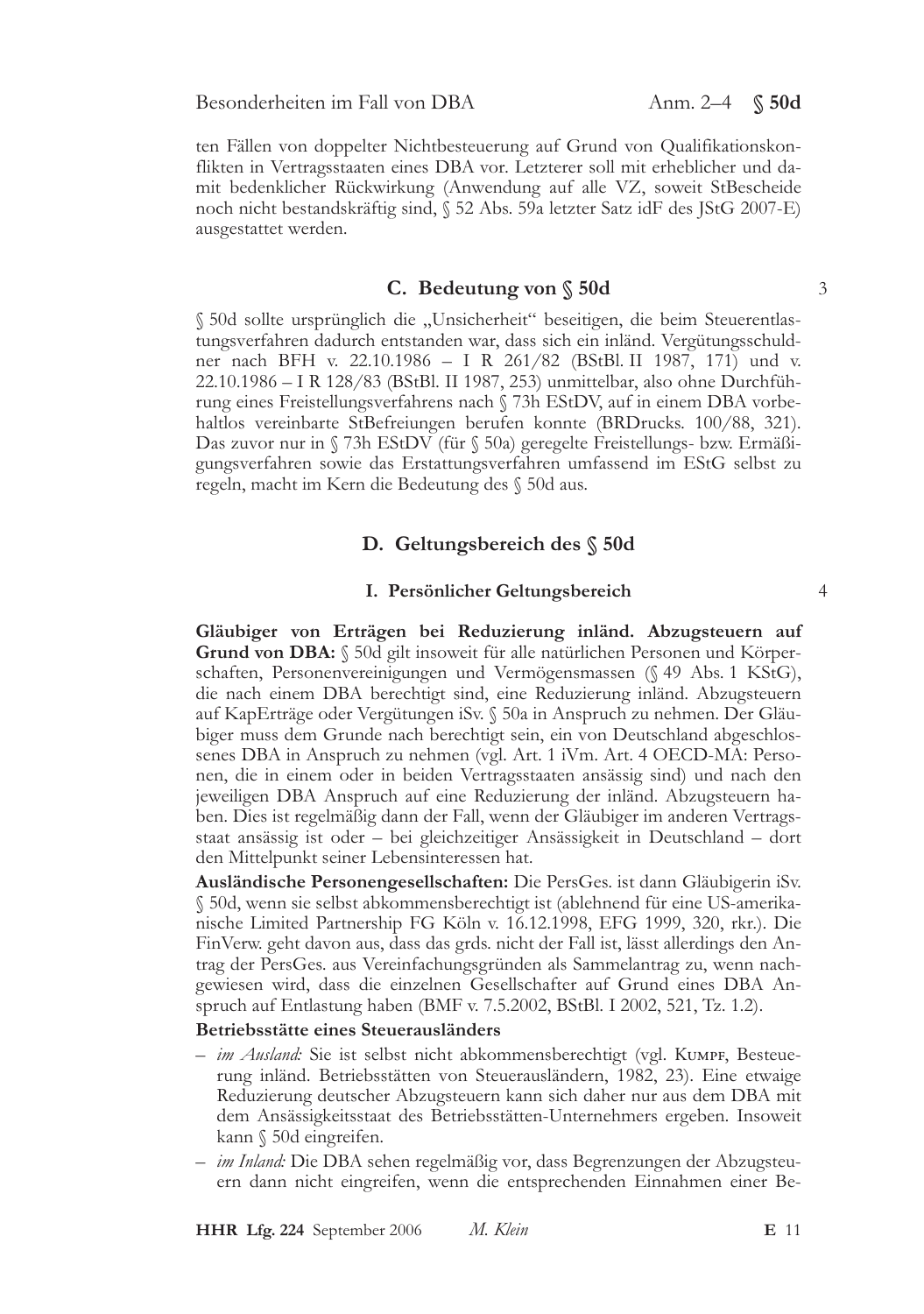ten Fällen von doppelter Nichtbesteuerung auf Grund von Qualifikationskonflikten in Vertragsstaaten eines DBA vor. Letzterer soll mit erheblicher und damit bedenklicher Rückwirkung (Anwendung auf alle VZ, soweit StBescheide noch nicht bestandskräftig sind, § 52 Abs. 59a letzter Satz idF des JStG 2007-E) ausgestattet werden.

## C. Bedeutung von § 50d

3

§ 50d sollte ursprünglich die „Unsicherheit" beseitigen, die beim Steuerentlastungsverfahren dadurch entstanden war, dass sich ein inländ. Vergütungsschuldner nach BFH v. 22.10.1986 – I R 261/82 (BStBl. II 1987, 171) und v. 22.10.1986 – I R 128/83 (BStBl. II 1987, 253) unmittelbar, also ohne Durchführung eines Freistellungsverfahrens nach § 73h EStDV, auf in einem DBA vorbehaltlos vereinbarte StBefreiungen berufen konnte (BRDrucks. 100/88, 321). Das zuvor nur in § 73h EStDV (für § 50a) geregelte Freistellungs- bzw. Ermäßigungsverfahren sowie das Erstattungsverfahren umfassend im EStG selbst zu regeln, macht im Kern die Bedeutung des § 50d aus.

## D. Geltungsbereich des § 50d

### I. Persönlicher Geltungsbereich

4

**Gläubiger von Erträgen bei Reduzierung inländ. Abzugsteuern auf Grund von DBA:** § 50d gilt insoweit für alle natürlichen Personen und Körperschaften, Personenvereinigungen und Vermögensmassen (§ 49 Abs. 1 KStG), die nach einem DBA berechtigt sind, eine Reduzierung inländ. Abzugsteuern auf KapErträge oder Vergütungen iSv. § 50a in Anspruch zu nehmen. Der Gläubiger muss dem Grunde nach berechtigt sein, ein von Deutschland abgeschlossenes DBA in Anspruch zu nehmen (vgl. Art. 1 iVm. Art. 4 OECD-MA: Personen, die in einem oder in beiden Vertragsstaaten ansässig sind) und nach den jeweiligen DBA Anspruch auf eine Reduzierung der inländ. Abzugsteuern haben. Dies ist regelmäßig dann der Fall, wenn der Gläubiger im anderen Vertragsstaat ansässig ist oder – bei gleichzeitiger Ansässigkeit in Deutschland – dort den Mittelpunkt seiner Lebensinteressen hat.

**Ausländische Personengesellschaften:** Die PersGes. ist dann Gläubigerin iSv. § 50d, wenn sie selbst abkommensberechtigt ist (ablehnend für eine US-amerikanische Limited Partnership FG Köln v. 16.12.1998, EFG 1999, 320, rkr.). Die FinVerw. geht davon aus, dass das grds. nicht der Fall ist, lässt allerdings den Antrag der PersGes. aus Vereinfachungsgründen als Sammelantrag zu, wenn nachgewiesen wird, dass die einzelnen Gesellschafter auf Grund eines DBA Anspruch auf Entlastung haben (BMF v. 7.5.2002, BStBl. I 2002, 521, Tz. 1.2).

**Betriebsstätte eines Steuerausländers**

- *im Ausland:* Sie ist selbst nicht abkommensberechtigt (vgl. Kumpf, Besteuerung inländ. Betriebsstätten von Steuerausländern, 1982, 23). Eine etwaige Reduzierung deutscher Abzugsteuern kann sich daher nur aus dem DBA mit dem Ansässigkeitsstaat des Betriebsstätten-Unternehmers ergeben. Insoweit kann § 50d eingreifen.
- *im Inland:* Die DBA sehen regelmäßig vor, dass Begrenzungen der Abzugsteuern dann nicht eingreifen, wenn die entsprechenden Einnahmen einer Be-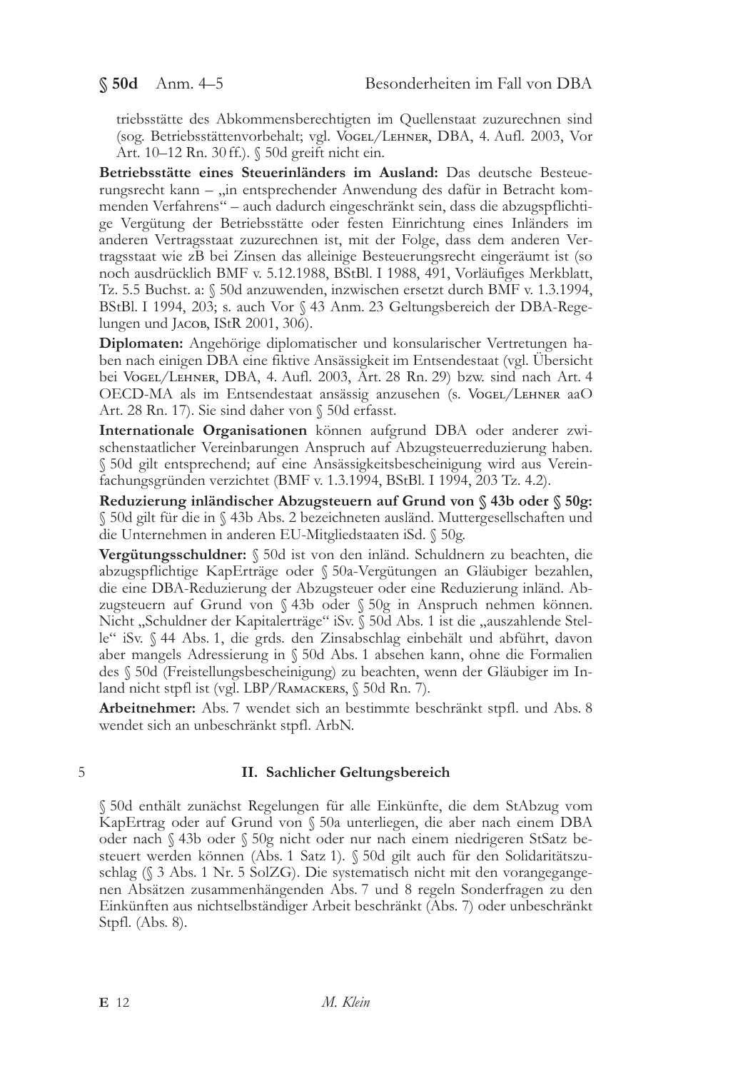triebsstätte des Abkommensberechtigten im Quellenstaat zuzurechnen sind (sog. Betriebsstättenvorbehalt; vgl. Vogel/Lehner, DBA, 4. Aufl. 2003, Vor Art. 10–12 Rn. 30 ff.). § 50d greift nicht ein.

**Betriebsstätte eines Steuerinländers im Ausland:** Das deutsche Besteuerungsrecht kann – „in entsprechender Anwendung des dafür in Betracht kommenden Verfahrens" – auch dadurch eingeschränkt sein, dass die abzugspflichtige Vergütung der Betriebsstätte oder festen Einrichtung eines Inländers im anderen Vertragsstaat zuzurechnen ist, mit der Folge, dass dem anderen Vertragsstaat wie zB bei Zinsen das alleinige Besteuerungsrecht eingeräumt ist (so noch ausdrücklich BMF v. 5.12.1988, BStBl. I 1988, 491, Vorläufiges Merkblatt, Tz. 5.5 Buchst. a: § 50d anzuwenden, inzwischen ersetzt durch BMF v. 1.3.1994, BStBl. I 1994, 203; s. auch Vor § 43 Anm. 23 Geltungsbereich der DBA-Regelungen und Jacob, IStR 2001, 306).

**Diplomaten:** Angehörige diplomatischer und konsularischer Vertretungen haben nach einigen DBA eine fiktive Ansässigkeit im Entsendestaat (vgl. Übersicht bei Vogel/Lehner, DBA, 4. Aufl. 2003, Art. 28 Rn. 29) bzw. sind nach Art. 4 OECD-MA als im Entsendestaat ansässig anzusehen (s. Vogel/Lehner aaO Art. 28 Rn. 17). Sie sind daher von § 50d erfasst.

**Internationale Organisationen** können aufgrund DBA oder anderer zwischenstaatlicher Vereinbarungen Anspruch auf Abzugsteuerreduzierung haben. § 50d gilt entsprechend; auf eine Ansässigkeitsbescheinigung wird aus Vereinfachungsgründen verzichtet (BMF v. 1.3.1994, BStBl. I 1994, 203 Tz. 4.2).

**Reduzierung inländischer Abzugsteuern auf Grund von § 43b oder § 50g:** § 50d gilt für die in § 43b Abs. 2 bezeichneten ausländ. Muttergesellschaften und die Unternehmen in anderen EU-Mitgliedstaaten iSd. § 50g.

**Vergütungsschuldner:** § 50d ist von den inländ. Schuldnern zu beachten, die abzugspflichtige KapErträge oder § 50a-Vergütungen an Gläubiger bezahlen, die eine DBA-Reduzierung der Abzugsteuer oder eine Reduzierung inländ. Abzugsteuern auf Grund von § 43b oder § 50g in Anspruch nehmen können. Nicht „Schuldner der Kapitalerträge" iSv. § 50d Abs. 1 ist die „auszahlende Stelle" iSv. § 44 Abs. 1, die grds. den Zinsabschlag einbehält und abführt, davon aber mangels Adressierung in § 50d Abs. 1 absehen kann, ohne die Formalien des § 50d (Freistellungsbescheinigung) zu beachten, wenn der Gläubiger im Inland nicht stpfl ist (vgl. LBP/Ramackers, § 50d Rn. 7).

**Arbeitnehmer:** Abs. 7 wendet sich an bestimmte beschränkt stpfl. und Abs. 8 wendet sich an unbeschränkt stpfl. ArbN.

5

## II. Sachlicher Geltungsbereich

§ 50d enthält zunächst Regelungen für alle Einkünfte, die dem StAbzug vom KapErtrag oder auf Grund von § 50a unterliegen, die aber nach einem DBA oder nach § 43b oder § 50g nicht oder nur nach einem niedrigeren StSatz besteuert werden können (Abs. 1 Satz 1). § 50d gilt auch für den Solidaritätszuschlag (§ 3 Abs. 1 Nr. 5 SolZG). Die systematisch nicht mit den vorangegangenen Absätzen zusammenhängenden Abs. 7 und 8 regeln Sonderfragen zu den Einkünften aus nichtselbständiger Arbeit beschränkt (Abs. 7) oder unbeschränkt Stpfl. (Abs. 8).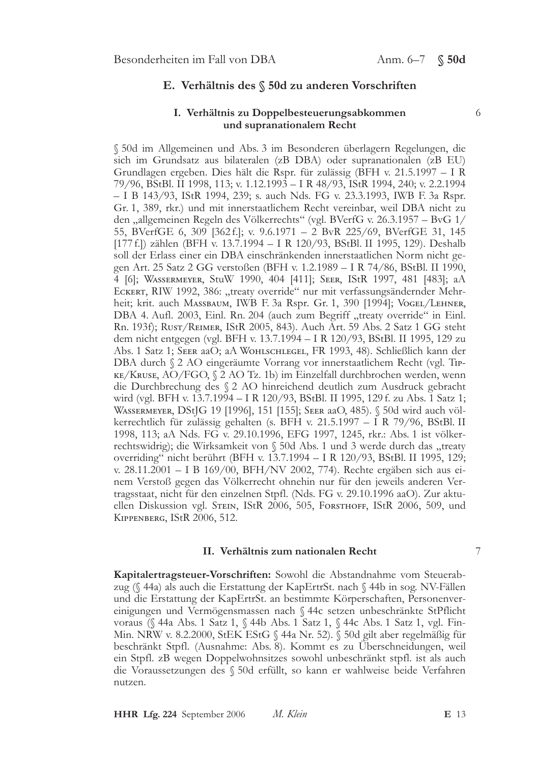## E. Verhältnis des § 50d zu anderen Vorschriften

### I. Verhältnis zu Doppelbesteuerungsabkommen und supranationalem Recht

6

§ 50d im Allgemeinen und Abs. 3 im Besonderen überlagern Regelungen, die sich im Grundsatz aus bilateralen (zB DBA) oder supranationalen (zB EU) Grundlagen ergeben. Dies hält die Rspr. für zulässig (BFH v. 21.5.1997 – I R 79/96, BStBl. II 1998, 113; v. 1.12.1993 – I R 48/93, IStR 1994, 240; v. 2.2.1994 – I B 143/93, IStR 1994, 239; s. auch Nds. FG v. 23.3.1993, IWB F. 3a Rspr. Gr. 1, 389, rkr.) und mit innerstaatlichem Recht vereinbar, weil DBA nicht zu den „allgemeinen Regeln des Völkerrechts" (vgl. BVerfG v. 26.3.1957 – BvG 1/55, BVerfGE 6, 309 [362 f.]; v. 9.6.1971 – 2 BvR 225/69, BVerfGE 31, 145 [177 f.]) zählen (BFH v. 13.7.1994 – I R 120/93, BStBl. II 1995, 129). Deshalb soll der Erlass einer ein DBA einschränkenden innerstaatlichen Norm nicht gegen Art. 25 Satz 2 GG verstoßen (BFH v. 1.2.1989 – I R 74/86, BStBl. II 1990, 4 [6]; Wassermeyer, StuW 1990, 404 [411]; Seer, IStR 1997, 481 [483]; aA Eckert, RIW 1992, 386: „treaty override" nur mit verfassungsändernder Mehrheit; krit. auch Massbaum, IWB F. 3a Rspr. Gr. 1, 390 [1994]; Vogel/Lehner, DBA 4. Aufl. 2003, Einl. Rn. 204 (auch zum Begriff „treaty override" in Einl. Rn. 193f); Rust/Reimer, IStR 2005, 843). Auch Art. 59 Abs. 2 Satz 1 GG steht dem nicht entgegen (vgl. BFH v. 13.7.1994 – I R 120/93, BStBl. II 1995, 129 zu Abs. 1 Satz 1; Seer aaO; aA Wohlschlegel, FR 1993, 48). Schließlich kann der DBA durch § 2 AO eingeräumte Vorrang vor innerstaatlichem Recht (vgl. Tipke/Kruse, AO/FGO, § 2 AO Tz. 1b) im Einzelfall durchbrochen werden, wenn die Durchbrechung des § 2 AO hinreichend deutlich zum Ausdruck gebracht wird (vgl. BFH v. 13.7.1994 – I R 120/93, BStBl. II 1995, 129 f. zu Abs. 1 Satz 1; Wassermeyer, DStJG 19 [1996], 151 [155]; Seer aaO, 485). § 50d wird auch völkerrechtlich für zulässig gehalten (s. BFH v. 21.5.1997 – I R 79/96, BStBl. II 1998, 113; aA Nds. FG v. 29.10.1996, EFG 1997, 1245, rkr.: Abs. 1 ist völkerrechtswidrig); die Wirksamkeit von § 50d Abs. 1 und 3 werde durch das „treaty overriding" nicht berührt (BFH v. 13.7.1994 – I R 120/93, BStBl. II 1995, 129; v. 28.11.2001 – I B 169/00, BFH/NV 2002, 774). Rechte ergäben sich aus einem Verstoß gegen das Völkerrecht ohnehin nur für den jeweils anderen Vertragsstaat, nicht für den einzelnen Stpfl. (Nds. FG v. 29.10.1996 aaO). Zur aktuellen Diskussion vgl. Stein, IStR 2006, 505, Forsthoff, IStR 2006, 509, und Kippenberg, IStR 2006, 512.

### II. Verhältnis zum nationalen Recht

7

**Kapitalertragsteuer-Vorschriften:** Sowohl die Abstandnahme vom Steuerabzug (§ 44a) als auch die Erstattung der KapErtrSt. nach § 44b in sog. NV-Fällen und die Erstattung der KapErtrSt. an bestimmte Körperschaften, Personenvereinigungen und Vermögensmassen nach § 44c setzen unbeschränkte StPflicht voraus (§ 44a Abs. 1 Satz 1, § 44b Abs. 1 Satz 1, § 44c Abs. 1 Satz 1, vgl. FinMin. NRW v. 8.2.2000, StEK EStG § 44a Nr. 52). § 50d gilt aber regelmäßig für beschränkt Stpfl. (Ausnahme: Abs. 8). Kommt es zu Überschneidungen, weil ein Stpfl. zB wegen Doppelwohnsitzes sowohl unbeschränkt stpfl. ist als auch die Voraussetzungen des § 50d erfüllt, so kann er wahlweise beide Verfahren nutzen.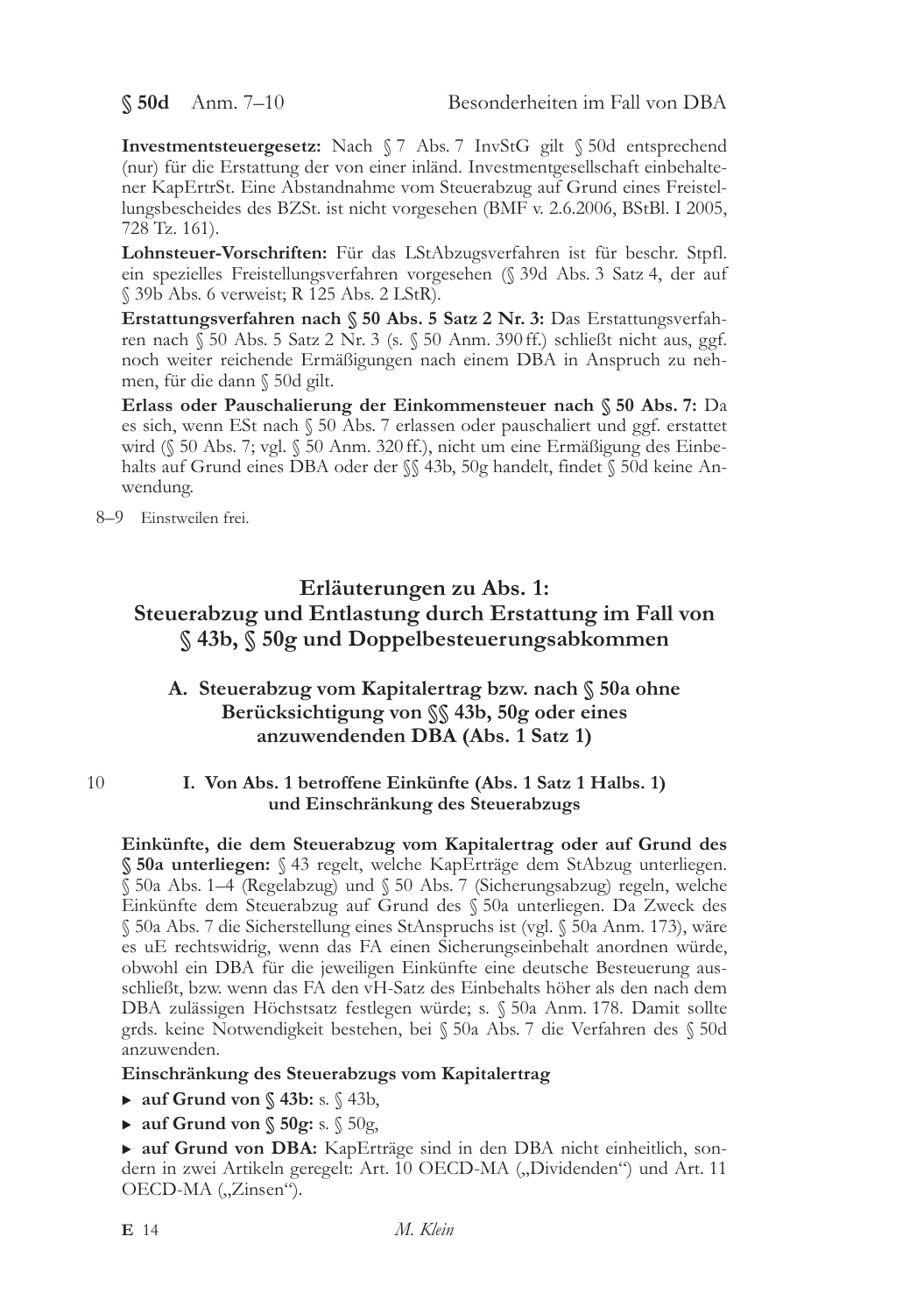**Investmentsteuergesetz:** Nach § 7 Abs. 7 InvStG gilt § 50d entsprechend (nur) für die Erstattung der von einer inländ. Investmentgesellschaft einbehaltener KapErtrSt. Eine Abstandnahme vom Steuerabzug auf Grund eines Freistellungsbescheides des BZSt. ist nicht vorgesehen (BMF v. 2.6.2006, BStBl. I 2005, 728 Tz. 161).

**Lohnsteuer-Vorschriften:** Für das LStAbzugsverfahren ist für beschr. Stpfl. ein spezielles Freistellungsverfahren vorgesehen (§ 39d Abs. 3 Satz 4, der auf § 39b Abs. 6 verweist; R 125 Abs. 2 LStR).

**Erstattungsverfahren nach § 50 Abs. 5 Satz 2 Nr. 3:** Das Erstattungsverfahren nach § 50 Abs. 5 Satz 2 Nr. 3 (s. § 50 Anm. 390 ff.) schließt nicht aus, ggf. noch weiter reichende Ermäßigungen nach einem DBA in Anspruch zu nehmen, für die dann § 50d gilt.

**Erlass oder Pauschalierung der Einkommensteuer nach § 50 Abs. 7:** Da es sich, wenn ESt nach § 50 Abs. 7 erlassen oder pauschaliert und ggf. erstattet wird (§ 50 Abs. 7; vgl. § 50 Anm. 320 ff.), nicht um eine Ermäßigung des Einbehalts auf Grund eines DBA oder der §§ 43b, 50g handelt, findet § 50d keine Anwendung.

8–9 Einstweilen frei.

## Erläuterungen zu Abs. 1: Steuerabzug und Entlastung durch Erstattung im Fall von § 43b, § 50g und Doppelbesteuerungsabkommen

### A. Steuerabzug vom Kapitalertrag bzw. nach § 50a ohne Berücksichtigung von §§ 43b, 50g oder eines anzuwendenden DBA (Abs. 1 Satz 1)

10

#### I. Von Abs. 1 betroffene Einkünfte (Abs. 1 Satz 1 Halbs. 1) und Einschränkung des Steuerabzugs

**Einkünfte, die dem Steuerabzug vom Kapitalertrag oder auf Grund des § 50a unterliegen:** § 43 regelt, welche KapErträge dem StAbzug unterliegen. § 50a Abs. 1–4 (Regelabzug) und § 50 Abs. 7 (Sicherungsabzug) regeln, welche Einkünfte dem Steuerabzug auf Grund des § 50a unterliegen. Da Zweck des § 50a Abs. 7 die Sicherstellung eines StAnspruchs ist (vgl. § 50a Anm. 173), wäre es uE rechtswidrig, wenn das FA einen Sicherungseinbehalt anordnen würde, obwohl ein DBA für die jeweiligen Einkünfte eine deutsche Besteuerung ausschließt, bzw. wenn das FA den vH-Satz des Einbehalts höher als den nach dem DBA zulässigen Höchstsatz festlegen würde; s. § 50a Anm. 178. Damit sollte grds. keine Notwendigkeit bestehen, bei § 50a Abs. 7 die Verfahren des § 50d anzuwenden.

**Einschränkung des Steuerabzugs vom Kapitalertrag**

- **auf Grund von § 43b:** s. § 43b,
- **auf Grund von § 50g:** s. § 50g,
- **auf Grund von DBA:** KapErträge sind in den DBA nicht einheitlich, sondern in zwei Artikeln geregelt: Art. 10 OECD-MA („Dividenden") und Art. 11 OECD-MA („Zinsen").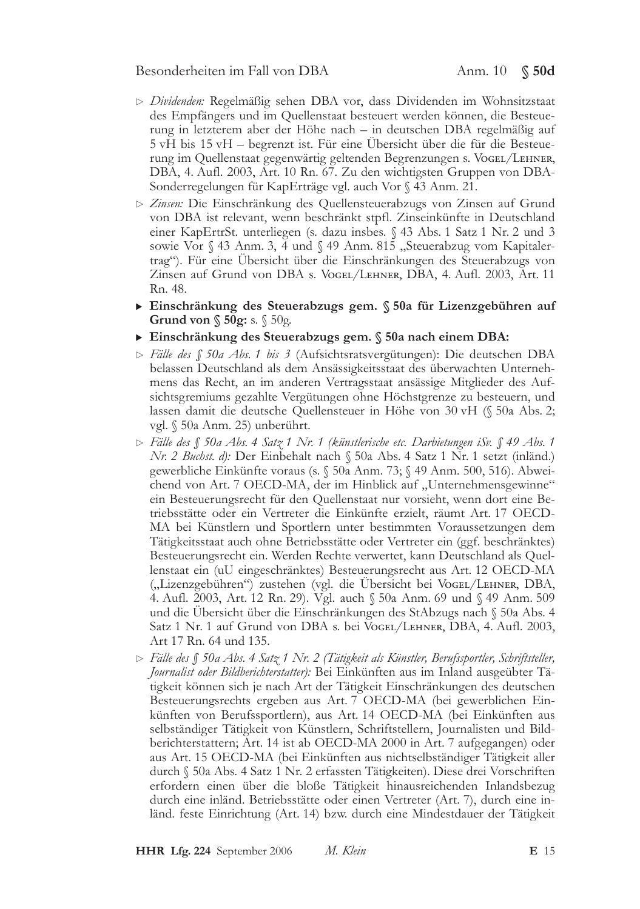- ▷ *Dividenden:* Regelmäßig sehen DBA vor, dass Dividenden im Wohnsitzstaat des Empfängers und im Quellenstaat besteuert werden können, die Besteuerung in letzterem aber der Höhe nach – in deutschen DBA regelmäßig auf 5 vH bis 15 vH – begrenzt ist. Für eine Übersicht über die für die Besteuerung im Quellenstaat gegenwärtig geltenden Begrenzungen s. Vogel/Lehner, DBA, 4. Aufl. 2003, Art. 10 Rn. 67. Zu den wichtigsten Gruppen von DBA-Sonderregelungen für KapErträge vgl. auch Vor § 43 Anm. 21.
- ▷ *Zinsen:* Die Einschränkung des Quellensteuerabzugs von Zinsen auf Grund von DBA ist relevant, wenn beschränkt stpfl. Zinseinkünfte in Deutschland einer KapErtrSt. unterliegen (s. dazu insbes. § 43 Abs. 1 Satz 1 Nr. 2 und 3 sowie Vor § 43 Anm. 3, 4 und § 49 Anm. 815 „Steuerabzug vom Kapitalertrag"). Für eine Übersicht über die Einschränkungen des Steuerabzugs von Zinsen auf Grund von DBA s. Vogel/Lehner, DBA, 4. Aufl. 2003, Art. 11 Rn. 48.

- ▶ **Einschränkung des Steuerabzugs gem. § 50a für Lizenzgebühren auf Grund von § 50g:** s. § 50g.
- ▶ **Einschränkung des Steuerabzugs gem. § 50a nach einem DBA:**

- ▷ *Fälle des § 50a Abs. 1 bis 3* (Aufsichtsratsvergütungen): Die deutschen DBA belassen Deutschland als dem Ansässigkeitsstaat des überwachten Unternehmens das Recht, an im anderen Vertragsstaat ansässige Mitglieder des Aufsichtsgremiums gezahlte Vergütungen ohne Höchstgrenze zu besteuern, und lassen damit die deutsche Quellensteuer in Höhe von 30 vH (§ 50a Abs. 2; vgl. § 50a Anm. 25) unberührt.
- ▷ *Fälle des § 50a Abs. 4 Satz 1 Nr. 1 (künstlerische etc. Darbietungen iSv. § 49 Abs. 1 Nr. 2 Buchst. d):* Der Einbehalt nach § 50a Abs. 4 Satz 1 Nr. 1 setzt (inländ.) gewerbliche Einkünfte voraus (s. § 50a Anm. 73; § 49 Anm. 500, 516). Abweichend von Art. 7 OECD-MA, der im Hinblick auf „Unternehmensgewinne" ein Besteuerungsrecht für den Quellenstaat nur vorsieht, wenn dort eine Betriebsstätte oder ein Vertreter die Einkünfte erzielt, räumt Art. 17 OECD-MA bei Künstlern und Sportlern unter bestimmten Voraussetzungen dem Tätigkeitsstaat auch ohne Betriebsstätte oder Vertreter ein (ggf. beschränktes) Besteuerungsrecht ein. Werden Rechte verwertet, kann Deutschland als Quellenstaat ein (uU eingeschränktes) Besteuerungsrecht aus Art. 12 OECD-MA („Lizenzgebühren") zustehen (vgl. die Übersicht bei Vogel/Lehner, DBA, 4. Aufl. 2003, Art. 12 Rn. 29). Vgl. auch § 50a Anm. 69 und § 49 Anm. 509 und die Übersicht über die Einschränkungen des StAbzugs nach § 50a Abs. 4 Satz 1 Nr. 1 auf Grund von DBA s. bei Vogel/Lehner, DBA, 4. Aufl. 2003, Art 17 Rn. 64 und 135.
- ▷ *Fälle des § 50a Abs. 4 Satz 1 Nr. 2 (Tätigkeit als Künstler, Berufssportler, Schriftsteller, Journalist oder Bildberichterstatter):* Bei Einkünften aus im Inland ausgeübter Tätigkeit können sich je nach Art der Tätigkeit Einschränkungen des deutschen Besteuerungsrechts ergeben aus Art. 7 OECD-MA (bei gewerblichen Einkünften von Berufssportlern), aus Art. 14 OECD-MA (bei Einkünften aus selbständiger Tätigkeit von Künstlern, Schriftstellern, Journalisten und Bildberichterstattern; Art. 14 ist ab OECD-MA 2000 in Art. 7 aufgegangen) oder aus Art. 15 OECD-MA (bei Einkünften aus nichtselbständiger Tätigkeit aller durch § 50a Abs. 4 Satz 1 Nr. 2 erfassten Tätigkeiten). Diese drei Vorschriften erfordern einen über die bloße Tätigkeit hinausreichenden Inlandsbezug durch eine inländ. Betriebsstätte oder einen Vertreter (Art. 7), durch eine inländ. feste Einrichtung (Art. 14) bzw. durch eine Mindestdauer der Tätigkeit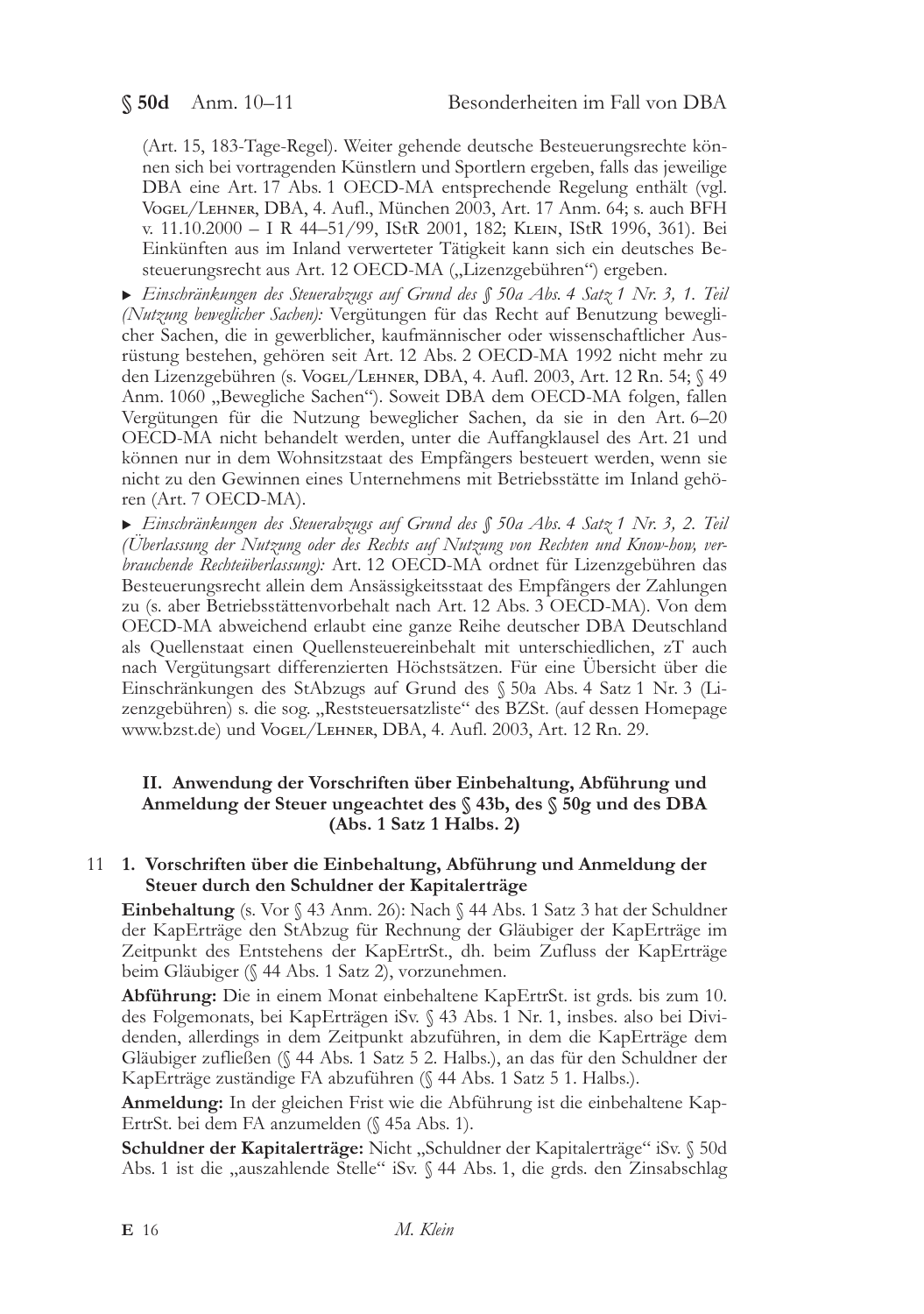(Art. 15, 183-Tage-Regel). Weiter gehende deutsche Besteuerungsrechte können sich bei vortragenden Künstlern und Sportlern ergeben, falls das jeweilige DBA eine Art. 17 Abs. 1 OECD-MA entsprechende Regelung enthält (vgl. Vogel/Lehner, DBA, 4. Aufl., München 2003, Art. 17 Anm. 64; s. auch BFH v. 11.10.2000 – I R 44–51/99, IStR 2001, 182; Klein, IStR 1996, 361). Bei Einkünften aus im Inland verwerteter Tätigkeit kann sich ein deutsches Besteuerungsrecht aus Art. 12 OECD-MA („Lizenzgebühren") ergeben.

▸ *Einschränkungen des Steuerabzugs auf Grund des § 50a Abs. 4 Satz 1 Nr. 3, 1. Teil (Nutzung beweglicher Sachen):* Vergütungen für das Recht auf Benutzung beweglicher Sachen, die in gewerblicher, kaufmännischer oder wissenschaftlicher Ausrüstung bestehen, gehören seit Art. 12 Abs. 2 OECD-MA 1992 nicht mehr zu den Lizenzgebühren (s. Vogel/Lehner, DBA, 4. Aufl. 2003, Art. 12 Rn. 54; § 49 Anm. 1060 „Bewegliche Sachen"). Soweit DBA dem OECD-MA folgen, fallen Vergütungen für die Nutzung beweglicher Sachen, da sie in den Art. 6–20 OECD-MA nicht behandelt werden, unter die Auffangklausel des Art. 21 und können nur in dem Wohnsitzstaat des Empfängers besteuert werden, wenn sie nicht zu den Gewinnen eines Unternehmens mit Betriebsstätte im Inland gehören (Art. 7 OECD-MA).

▸ *Einschränkungen des Steuerabzugs auf Grund des § 50a Abs. 4 Satz 1 Nr. 3, 2. Teil (Überlassung der Nutzung oder des Rechts auf Nutzung von Rechten und Know-how, verbrauchende Rechteüberlassung):* Art. 12 OECD-MA ordnet für Lizenzgebühren das Besteuerungsrecht allein dem Ansässigkeitsstaat des Empfängers der Zahlungen zu (s. aber Betriebsstättenvorbehalt nach Art. 12 Abs. 3 OECD-MA). Von dem OECD-MA abweichend erlaubt eine ganze Reihe deutscher DBA Deutschland als Quellenstaat einen Quellensteuereinbehalt mit unterschiedlichen, zT auch nach Vergütungsart differenzierten Höchstsätzen. Für eine Übersicht über die Einschränkungen des StAbzugs auf Grund des § 50a Abs. 4 Satz 1 Nr. 3 (Lizenzgebühren) s. die sog. „Reststeuersatzliste" des BZSt. (auf dessen Homepage www.bzst.de) und Vogel/Lehner, DBA, 4. Aufl. 2003, Art. 12 Rn. 29.

## II. Anwendung der Vorschriften über Einbehaltung, Abführung und Anmeldung der Steuer ungeachtet des § 43b, des § 50g und des DBA (Abs. 1 Satz 1 Halbs. 2)

### 11 1. Vorschriften über die Einbehaltung, Abführung und Anmeldung der Steuer durch den Schuldner der Kapitalerträge

**Einbehaltung** (s. Vor § 43 Anm. 26): Nach § 44 Abs. 1 Satz 3 hat der Schuldner der KapErträge den StAbzug für Rechnung der Gläubiger der KapErträge im Zeitpunkt des Entstehens der KapErtrSt., dh. beim Zufluss der KapErträge beim Gläubiger (§ 44 Abs. 1 Satz 2), vorzunehmen.

**Abführung:** Die in einem Monat einbehaltene KapErtrSt. ist grds. bis zum 10. des Folgemonats, bei KapErträgen iSv. § 43 Abs. 1 Nr. 1, insbes. also bei Dividenden, allerdings in dem Zeitpunkt abzuführen, in dem die KapErträge dem Gläubiger zufließen (§ 44 Abs. 1 Satz 5 2. Halbs.), an das für den Schuldner der KapErträge zuständige FA abzuführen (§ 44 Abs. 1 Satz 5 1. Halbs.).

**Anmeldung:** In der gleichen Frist wie die Abführung ist die einbehaltene KapErtrSt. bei dem FA anzumelden (§ 45a Abs. 1).

**Schuldner der Kapitalerträge:** Nicht „Schuldner der Kapitalerträge" iSv. § 50d Abs. 1 ist die „auszahlende Stelle" iSv. § 44 Abs. 1, die grds. den Zinsabschlag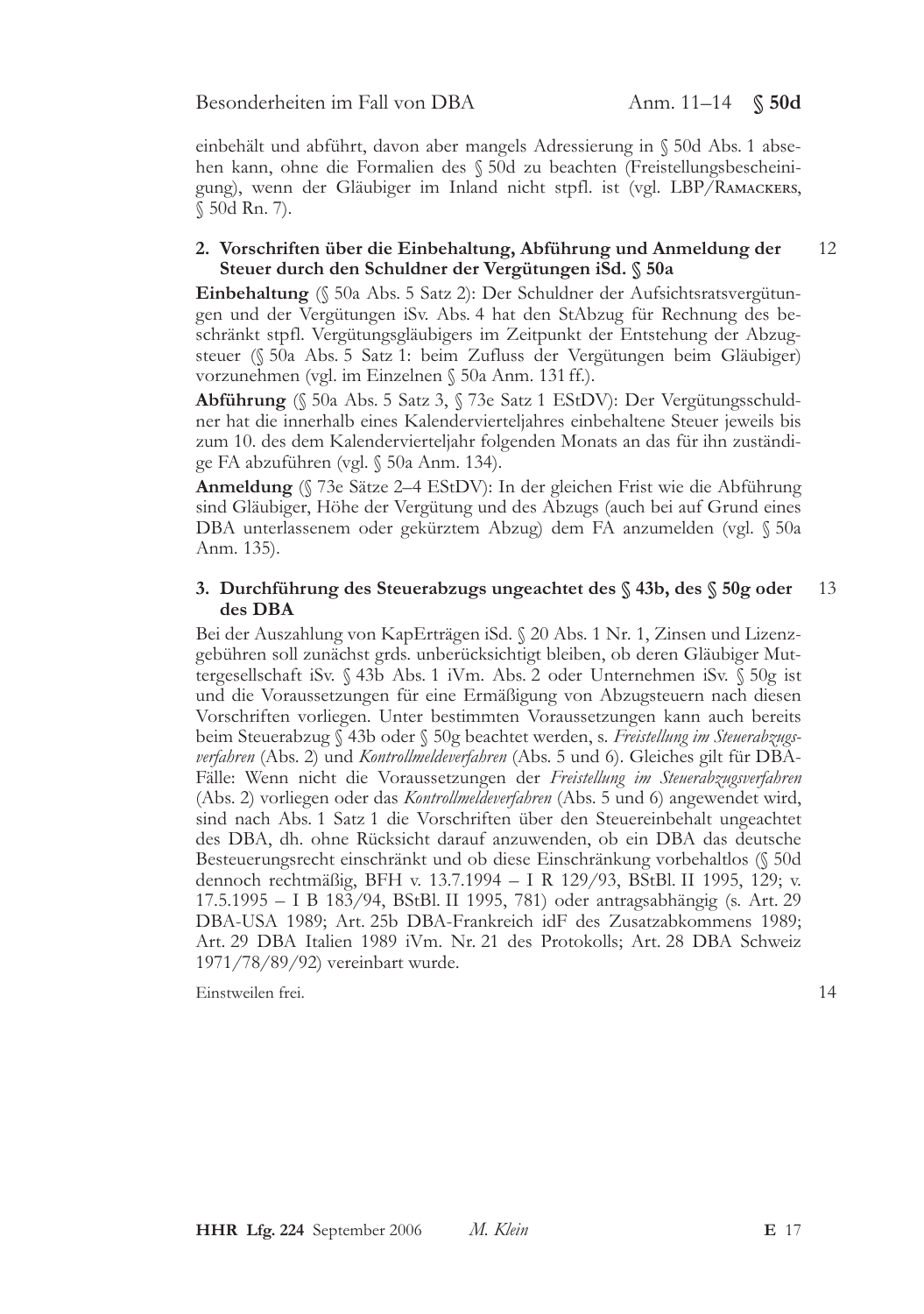einbehält und abführt, davon aber mangels Adressierung in § 50d Abs. 1 absehen kann, ohne die Formalien des § 50d zu beachten (Freistellungsbescheinigung), wenn der Gläubiger im Inland nicht stpfl. ist (vgl. LBP/Ramackers, § 50d Rn. 7).

### 2. Vorschriften über die Einbehaltung, Abführung und Anmeldung der Steuer durch den Schuldner der Vergütungen iSd. § 50a

12

**Einbehaltung** (§ 50a Abs. 5 Satz 2): Der Schuldner der Aufsichtsratsvergütungen und der Vergütungen iSv. Abs. 4 hat den StAbzug für Rechnung des beschränkt stpfl. Vergütungsgläubigers im Zeitpunkt der Entstehung der Abzugsteuer (§ 50a Abs. 5 Satz 1: beim Zufluss der Vergütungen beim Gläubiger) vorzunehmen (vgl. im Einzelnen § 50a Anm. 131 ff.).

**Abführung** (§ 50a Abs. 5 Satz 3, § 73e Satz 1 EStDV): Der Vergütungsschuldner hat die innerhalb eines Kalendervierteljahres einbehaltene Steuer jeweils bis zum 10. des dem Kalendervierteljahr folgenden Monats an das für ihn zuständige FA abzuführen (vgl. § 50a Anm. 134).

**Anmeldung** (§ 73e Sätze 2–4 EStDV): In der gleichen Frist wie die Abführung sind Gläubiger, Höhe der Vergütung und des Abzugs (auch bei auf Grund eines DBA unterlassenem oder gekürztem Abzug) dem FA anzumelden (vgl. § 50a Anm. 135).

### 3. Durchführung des Steuerabzugs ungeachtet des § 43b, des § 50g oder des DBA

13

Bei der Auszahlung von KapErträgen iSd. § 20 Abs. 1 Nr. 1, Zinsen und Lizenzgebühren soll zunächst grds. unberücksichtigt bleiben, ob deren Gläubiger Muttergesellschaft iSv. § 43b Abs. 1 iVm. Abs. 2 oder Unternehmen iSv. § 50g ist und die Voraussetzungen für eine Ermäßigung von Abzugsteuern nach diesen Vorschriften vorliegen. Unter bestimmten Voraussetzungen kann auch bereits beim Steuerabzug § 43b oder § 50g beachtet werden, s. *Freistellung im Steuerabzugsverfahren* (Abs. 2) und *Kontrollmeldeverfahren* (Abs. 5 und 6). Gleiches gilt für DBA-Fälle: Wenn nicht die Voraussetzungen der *Freistellung im Steuerabzugsverfahren* (Abs. 2) vorliegen oder das *Kontrollmeldeverfahren* (Abs. 5 und 6) angewendet wird, sind nach Abs. 1 Satz 1 die Vorschriften über den Steuereinbehalt ungeachtet des DBA, dh. ohne Rücksicht darauf anzuwenden, ob ein DBA das deutsche Besteuerungsrecht einschränkt und ob diese Einschränkung vorbehaltlos (§ 50d dennoch rechtmäßig, BFH v. 13.7.1994 – I R 129/93, BStBl. II 1995, 129; v. 17.5.1995 – I B 183/94, BStBl. II 1995, 781) oder antragsabhängig (s. Art. 29 DBA-USA 1989; Art. 25b DBA-Frankreich idF des Zusatzabkommens 1989; Art. 29 DBA Italien 1989 iVm. Nr. 21 des Protokolls; Art. 28 DBA Schweiz 1971/78/89/92) vereinbart wurde.

Einstweilen frei.

14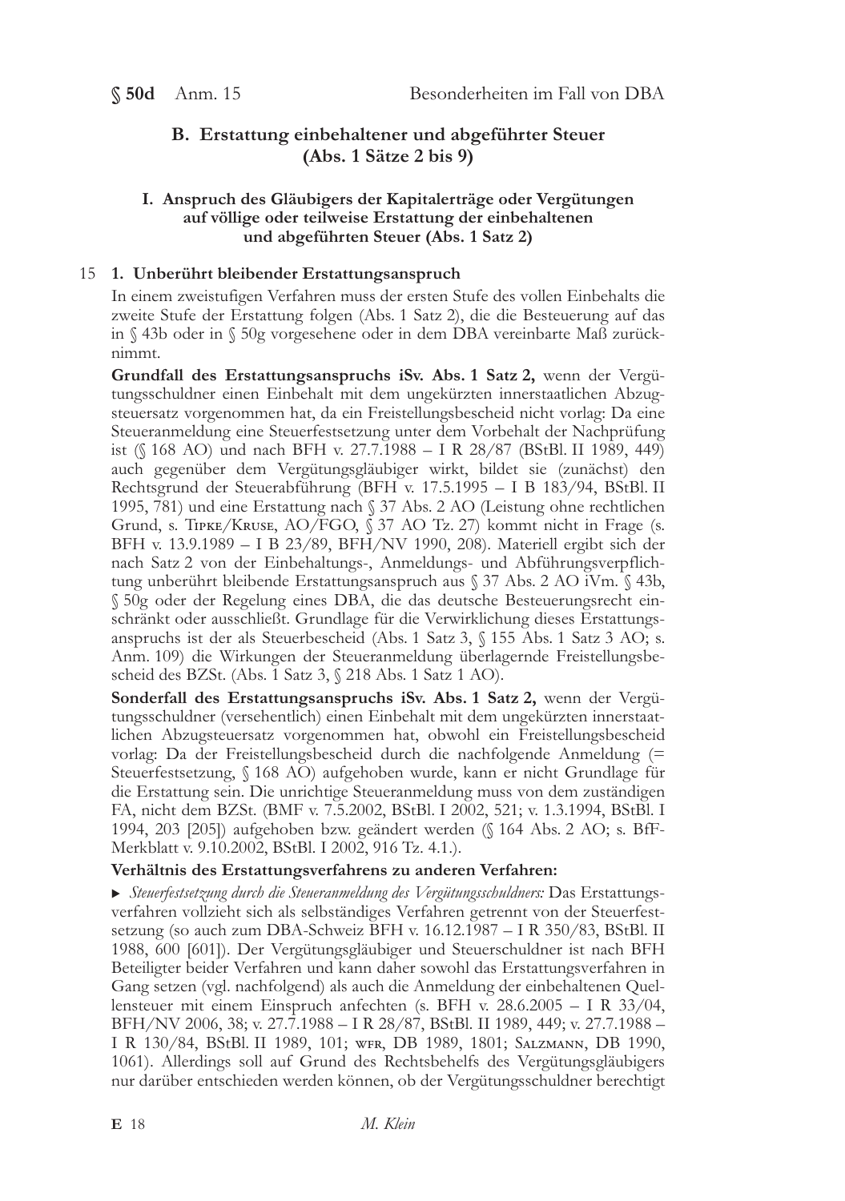## B. Erstattung einbehaltener und abgeführter Steuer (Abs. 1 Sätze 2 bis 9)

### I. Anspruch des Gläubigers der Kapitalerträge oder Vergütungen auf völlige oder teilweise Erstattung der einbehaltenen und abgeführten Steuer (Abs. 1 Satz 2)

15 **1. Unberührt bleibender Erstattungsanspruch**

In einem zweistufigen Verfahren muss der ersten Stufe des vollen Einbehalts die zweite Stufe der Erstattung folgen (Abs. 1 Satz 2), die die Besteuerung auf das in § 43b oder in § 50g vorgesehene oder in dem DBA vereinbarte Maß zurücknimmt.

**Grundfall des Erstattungsanspruchs iSv. Abs. 1 Satz 2,** wenn der Vergütungsschuldner einen Einbehalt mit dem ungekürzten innerstaatlichen Abzugsteuersatz vorgenommen hat, da ein Freistellungsbescheid nicht vorlag: Da eine Steueranmeldung eine Steuerfestsetzung unter dem Vorbehalt der Nachprüfung ist (§ 168 AO) und nach BFH v. 27.7.1988 – I R 28/87 (BStBl. II 1989, 449) auch gegenüber dem Vergütungsgläubiger wirkt, bildet sie (zunächst) den Rechtsgrund der Steuerabführung (BFH v. 17.5.1995 – I B 183/94, BStBl. II 1995, 781) und eine Erstattung nach § 37 Abs. 2 AO (Leistung ohne rechtlichen Grund, s. Tipke/Kruse, AO/FGO, § 37 AO Tz. 27) kommt nicht in Frage (s. BFH v. 13.9.1989 – I B 23/89, BFH/NV 1990, 208). Materiell ergibt sich der nach Satz 2 von der Einbehaltungs-, Anmeldungs- und Abführungsverpflichtung unberührt bleibende Erstattungsanspruch aus § 37 Abs. 2 AO iVm. § 43b, § 50g oder der Regelung eines DBA, die das deutsche Besteuerungsrecht einschränkt oder ausschließt. Grundlage für die Verwirklichung dieses Erstattungsanspruchs ist der als Steuerbescheid (Abs. 1 Satz 3, § 155 Abs. 1 Satz 3 AO; s. Anm. 109) die Wirkungen der Steueranmeldung überlagernde Freistellungsbescheid des BZSt. (Abs. 1 Satz 3, § 218 Abs. 1 Satz 1 AO).

**Sonderfall des Erstattungsanspruchs iSv. Abs. 1 Satz 2,** wenn der Vergütungsschuldner (versehentlich) einen Einbehalt mit dem ungekürzten innerstaatlichen Abzugsteuersatz vorgenommen hat, obwohl ein Freistellungsbescheid vorlag: Da der Freistellungsbescheid durch die nachfolgende Anmeldung (= Steuerfestsetzung, § 168 AO) aufgehoben wurde, kann er nicht Grundlage für die Erstattung sein. Die unrichtige Steueranmeldung muss von dem zuständigen FA, nicht dem BZSt. (BMF v. 7.5.2002, BStBl. I 2002, 521; v. 1.3.1994, BStBl. I 1994, 203 [205]) aufgehoben bzw. geändert werden (§ 164 Abs. 2 AO; s. BfF-Merkblatt v. 9.10.2002, BStBl. I 2002, 916 Tz. 4.1.).

**Verhältnis des Erstattungsverfahrens zu anderen Verfahren:**

▸ *Steuerfestsetzung durch die Steueranmeldung des Vergütungsschuldners:* Das Erstattungsverfahren vollzieht sich als selbständiges Verfahren getrennt von der Steuerfestsetzung (so auch zum DBA-Schweiz BFH v. 16.12.1987 – I R 350/83, BStBl. II 1988, 600 [601]). Der Vergütungsgläubiger und Steuerschuldner ist nach BFH Beteiligter beider Verfahren und kann daher sowohl das Erstattungsverfahren in Gang setzen (vgl. nachfolgend) als auch die Anmeldung der einbehaltenen Quellensteuer mit einem Einspruch anfechten (s. BFH v. 28.6.2005 – I R 33/04, BFH/NV 2006, 38; v. 27.7.1988 – I R 28/87, BStBl. II 1989, 449; v. 27.7.1988 – I R 130/84, BStBl. II 1989, 101; wfr, DB 1989, 1801; Salzmann, DB 1990, 1061). Allerdings soll auf Grund des Rechtsbehelfs des Vergütungsgläubigers nur darüber entschieden werden können, ob der Vergütungsschuldner berechtigt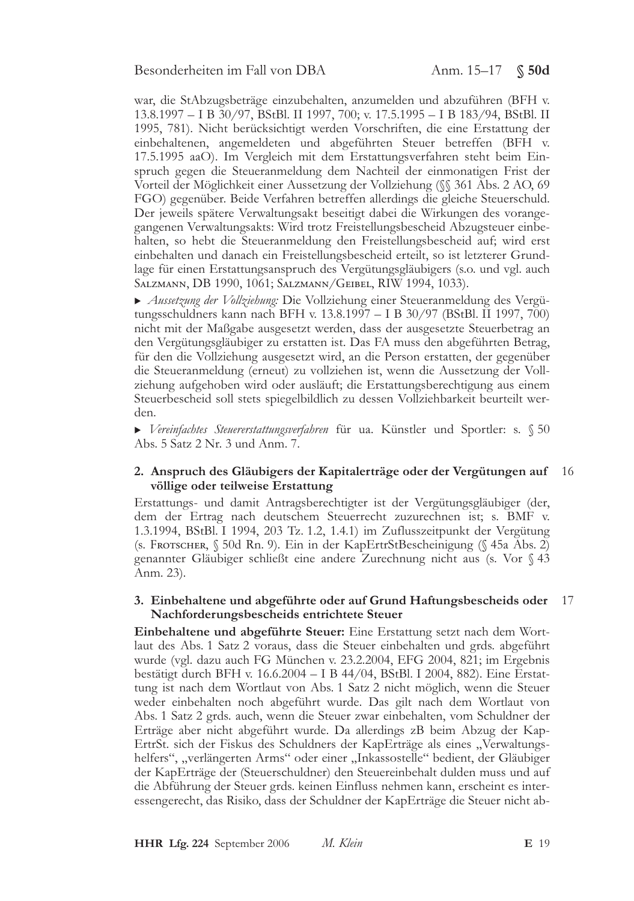war, die StAbzugsbeträge einzubehalten, anzumelden und abzuführen (BFH v. 13.8.1997 – I B 30/97, BStBl. II 1997, 700; v. 17.5.1995 – I B 183/94, BStBl. II 1995, 781). Nicht berücksichtigt werden Vorschriften, die eine Erstattung der einbehaltenen, angemeldeten und abgeführten Steuer betreffen (BFH v. 17.5.1995 aaO). Im Vergleich mit dem Erstattungsverfahren steht beim Einspruch gegen die Steueranmeldung dem Nachteil der einmonatigen Frist der Vorteil der Möglichkeit einer Aussetzung der Vollziehung (§§ 361 Abs. 2 AO, 69 FGO) gegenüber. Beide Verfahren betreffen allerdings die gleiche Steuerschuld. Der jeweils spätere Verwaltungsakt beseitigt dabei die Wirkungen des vorangegangenen Verwaltungsakts: Wird trotz Freistellungsbescheid Abzugsteuer einbehalten, so hebt die Steueranmeldung den Freistellungsbescheid auf; wird erst einbehalten und danach ein Freistellungsbescheid erteilt, so ist letzterer Grundlage für einen Erstattungsanspruch des Vergütungsgläubigers (s.o. und vgl. auch Salzmann, DB 1990, 1061; Salzmann/Geibel, RIW 1994, 1033).

▸ *Aussetzung der Vollziehung:* Die Vollziehung einer Steueranmeldung des Vergütungsschuldners kann nach BFH v. 13.8.1997 – I B 30/97 (BStBl. II 1997, 700) nicht mit der Maßgabe ausgesetzt werden, dass der ausgesetzte Steuerbetrag an den Vergütungsgläubiger zu erstatten ist. Das FA muss den abgeführten Betrag, für den die Vollziehung ausgesetzt wird, an die Person erstatten, der gegenüber die Steueranmeldung (erneut) zu vollziehen ist, wenn die Aussetzung der Vollziehung aufgehoben wird oder ausläuft; die Erstattungsberechtigung aus einem Steuerbescheid soll stets spiegelbildlich zu dessen Vollziehbarkeit beurteilt werden.

▸ *Vereinfachtes Steuererstattungsverfahren* für ua. Künstler und Sportler: s. § 50 Abs. 5 Satz 2 Nr. 3 und Anm. 7.

### 2. Anspruch des Gläubigers der Kapitalerträge oder der Vergütungen auf völlige oder teilweise Erstattung

16

Erstattungs- und damit Antragsberechtigter ist der Vergütungsgläubiger (der, dem der Ertrag nach deutschem Steuerrecht zuzurechnen ist; s. BMF v. 1.3.1994, BStBl. I 1994, 203 Tz. 1.2, 1.4.1) im Zuflusszeitpunkt der Vergütung (s. Frotscher, § 50d Rn. 9). Ein in der KapErtrStBescheinigung (§ 45a Abs. 2) genannter Gläubiger schließt eine andere Zurechnung nicht aus (s. Vor § 43 Anm. 23).

### 3. Einbehaltene und abgeführte oder auf Grund Haftungsbescheids oder Nachforderungsbescheids entrichtete Steuer

17

**Einbehaltene und abgeführte Steuer:** Eine Erstattung setzt nach dem Wortlaut des Abs. 1 Satz 2 voraus, dass die Steuer einbehalten und grds. abgeführt wurde (vgl. dazu auch FG München v. 23.2.2004, EFG 2004, 821; im Ergebnis bestätigt durch BFH v. 16.6.2004 – I B 44/04, BStBl. I 2004, 882). Eine Erstattung ist nach dem Wortlaut von Abs. 1 Satz 2 nicht möglich, wenn die Steuer weder einbehalten noch abgeführt wurde. Das gilt nach dem Wortlaut von Abs. 1 Satz 2 grds. auch, wenn die Steuer zwar einbehalten, vom Schuldner der Erträge aber nicht abgeführt wurde. Da allerdings zB beim Abzug der KapErtrSt. sich der Fiskus des Schuldners der KapErträge als eines „Verwaltungshelfers", „verlängerten Arms" oder einer „Inkassostelle" bedient, der Gläubiger der KapErträge der (Steuerschuldner) den Steuereinbehalt dulden muss und auf die Abführung der Steuer grds. keinen Einfluss nehmen kann, erscheint es interessengerecht, das Risiko, dass der Schuldner der KapErträge die Steuer nicht ab-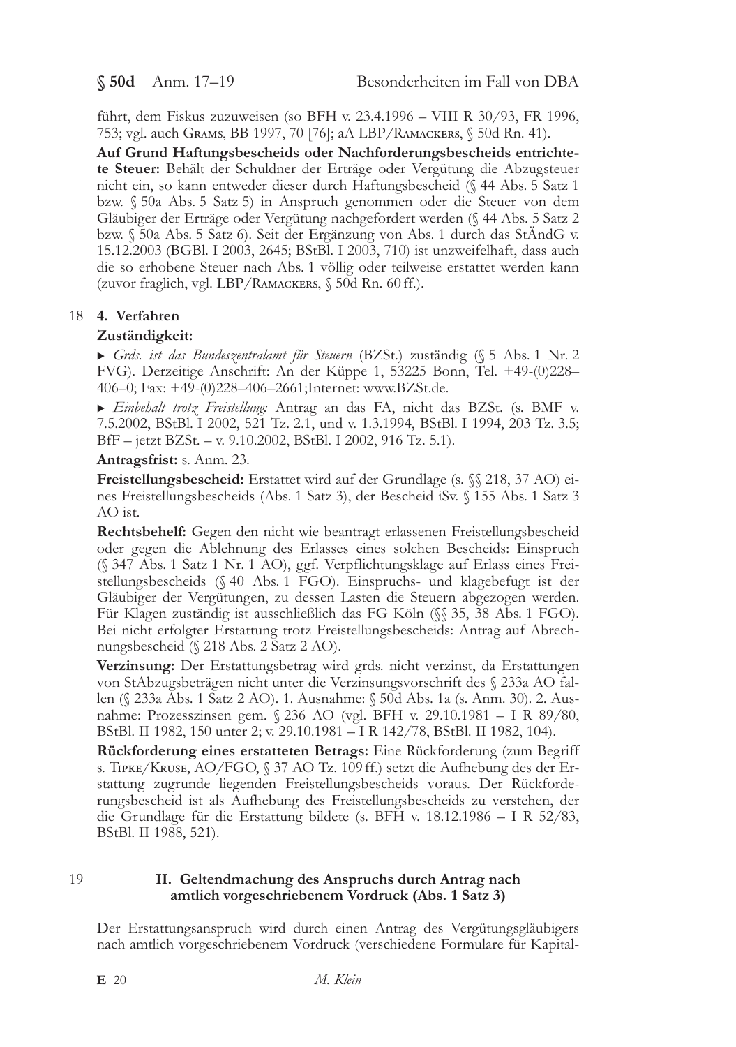führt, dem Fiskus zuzuweisen (so BFH v. 23.4.1996 – VIII R 30/93, FR 1996, 753; vgl. auch Grams, BB 1997, 70 [76]; aA LBP/Ramackers, § 50d Rn. 41).

**Auf Grund Haftungsbescheids oder Nachforderungsbescheids entrichtete Steuer:** Behält der Schuldner der Erträge oder Vergütung die Abzugsteuer nicht ein, so kann entweder dieser durch Haftungsbescheid (§ 44 Abs. 5 Satz 1 bzw. § 50a Abs. 5 Satz 5) in Anspruch genommen oder die Steuer von dem Gläubiger der Erträge oder Vergütung nachgefordert werden (§ 44 Abs. 5 Satz 2 bzw. § 50a Abs. 5 Satz 6). Seit der Ergänzung von Abs. 1 durch das StÄndG v. 15.12.2003 (BGBl. I 2003, 2645; BStBl. I 2003, 710) ist unzweifelhaft, dass auch die so erhobene Steuer nach Abs. 1 völlig oder teilweise erstattet werden kann (zuvor fraglich, vgl. LBP/Ramackers, § 50d Rn. 60 ff.).

18 **4. Verfahren**

**Zuständigkeit:**

▸ *Grds. ist das Bundeszentralamt für Steuern* (BZSt.) zuständig (§ 5 Abs. 1 Nr. 2 FVG). Derzeitige Anschrift: An der Küppe 1, 53225 Bonn, Tel. +49-(0)228–406–0; Fax: +49-(0)228–406–2661;Internet: www.BZSt.de.

▸ *Einbehalt trotz Freistellung:* Antrag an das FA, nicht das BZSt. (s. BMF v. 7.5.2002, BStBl. I 2002, 521 Tz. 2.1, und v. 1.3.1994, BStBl. I 1994, 203 Tz. 3.5; BfF – jetzt BZSt. – v. 9.10.2002, BStBl. I 2002, 916 Tz. 5.1).

**Antragsfrist:** s. Anm. 23.

**Freistellungsbescheid:** Erstattet wird auf der Grundlage (s. §§ 218, 37 AO) eines Freistellungsbescheids (Abs. 1 Satz 3), der Bescheid iSv. § 155 Abs. 1 Satz 3 AO ist.

**Rechtsbehelf:** Gegen den nicht wie beantragt erlassenen Freistellungsbescheid oder gegen die Ablehnung des Erlasses eines solchen Bescheids: Einspruch (§ 347 Abs. 1 Satz 1 Nr. 1 AO), ggf. Verpflichtungsklage auf Erlass eines Freistellungsbescheids (§ 40 Abs. 1 FGO). Einspruchs- und klagebefugt ist der Gläubiger der Vergütungen, zu dessen Lasten die Steuern abgezogen werden. Für Klagen zuständig ist ausschließlich das FG Köln (§§ 35, 38 Abs. 1 FGO). Bei nicht erfolgter Erstattung trotz Freistellungsbescheids: Antrag auf Abrechnungsbescheid (§ 218 Abs. 2 Satz 2 AO).

**Verzinsung:** Der Erstattungsbetrag wird grds. nicht verzinst, da Erstattungen von StAbzugsbeträgen nicht unter die Verzinsungsvorschrift des § 233a AO fallen (§ 233a Abs. 1 Satz 2 AO). 1. Ausnahme: § 50d Abs. 1a (s. Anm. 30). 2. Ausnahme: Prozesszinsen gem. § 236 AO (vgl. BFH v. 29.10.1981 – I R 89/80, BStBl. II 1982, 150 unter 2; v. 29.10.1981 – I R 142/78, BStBl. II 1982, 104).

**Rückforderung eines erstatteten Betrags:** Eine Rückforderung (zum Begriff s. Tipke/Kruse, AO/FGO, § 37 AO Tz. 109 ff.) setzt die Aufhebung des der Erstattung zugrunde liegenden Freistellungsbescheids voraus. Der Rückforderungsbescheid ist als Aufhebung des Freistellungsbescheids zu verstehen, der die Grundlage für die Erstattung bildete (s. BFH v. 18.12.1986 – I R 52/83, BStBl. II 1988, 521).

19

## II. Geltendmachung des Anspruchs durch Antrag nach amtlich vorgeschriebenem Vordruck (Abs. 1 Satz 3)

Der Erstattungsanspruch wird durch einen Antrag des Vergütungsgläubigers nach amtlich vorgeschriebenem Vordruck (verschiedene Formulare für Kapital-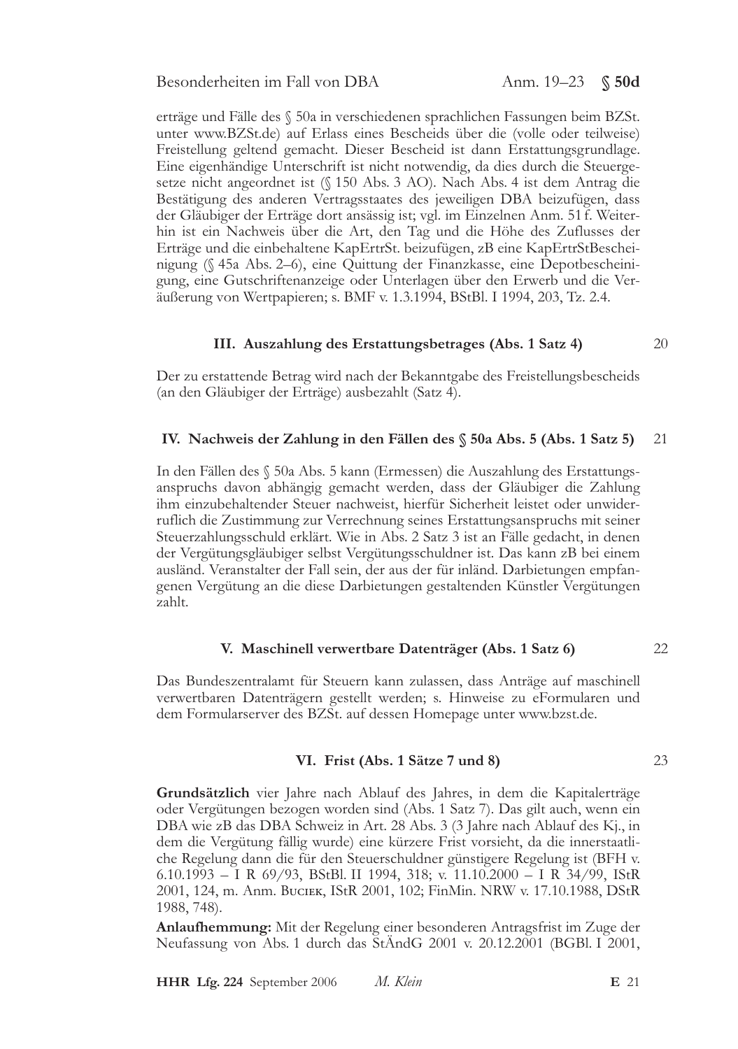erträge und Fälle des § 50a in verschiedenen sprachlichen Fassungen beim BZSt. unter www.BZSt.de) auf Erlass eines Bescheids über die (volle oder teilweise) Freistellung geltend gemacht. Dieser Bescheid ist dann Erstattungsgrundlage. Eine eigenhändige Unterschrift ist nicht notwendig, da dies durch die Steuergesetze nicht angeordnet ist (§ 150 Abs. 3 AO). Nach Abs. 4 ist dem Antrag die Bestätigung des anderen Vertragsstaates des jeweiligen DBA beizufügen, dass der Gläubiger der Erträge dort ansässig ist; vgl. im Einzelnen Anm. 51 f. Weiterhin ist ein Nachweis über die Art, den Tag und die Höhe des Zuflusses der Erträge und die einbehaltene KapErtrSt. beizufügen, zB eine KapErtrStBescheinigung (§ 45a Abs. 2–6), eine Quittung der Finanzkasse, eine Depotbescheinigung, eine Gutschriftenanzeige oder Unterlagen über den Erwerb und die Veräußerung von Wertpapieren; s. BMF v. 1.3.1994, BStBl. I 1994, 203, Tz. 2.4.

### III. Auszahlung des Erstattungsbetrages (Abs. 1 Satz 4) — 20

Der zu erstattende Betrag wird nach der Bekanntgabe des Freistellungsbescheids (an den Gläubiger der Erträge) ausbezahlt (Satz 4).

### IV. Nachweis der Zahlung in den Fällen des § 50a Abs. 5 (Abs. 1 Satz 5) — 21

In den Fällen des § 50a Abs. 5 kann (Ermessen) die Auszahlung des Erstattungsanspruchs davon abhängig gemacht werden, dass der Gläubiger die Zahlung ihm einzubehaltender Steuer nachweist, hierfür Sicherheit leistet oder unwiderruflich die Zustimmung zur Verrechnung seines Erstattungsanspruchs mit seiner Steuerzahlungsschuld erklärt. Wie in Abs. 2 Satz 3 ist an Fälle gedacht, in denen der Vergütungsgläubiger selbst Vergütungsschuldner ist. Das kann zB bei einem ausländ. Veranstalter der Fall sein, der aus der für inländ. Darbietungen empfangenen Vergütung an die diese Darbietungen gestaltenden Künstler Vergütungen zahlt.

### V. Maschinell verwertbare Datenträger (Abs. 1 Satz 6) — 22

Das Bundeszentralamt für Steuern kann zulassen, dass Anträge auf maschinell verwertbaren Datenträgern gestellt werden; s. Hinweise zu eFormularen und dem Formularserver des BZSt. auf dessen Homepage unter www.bzst.de.

### VI. Frist (Abs. 1 Sätze 7 und 8) — 23

**Grundsätzlich** vier Jahre nach Ablauf des Jahres, in dem die Kapitalerträge oder Vergütungen bezogen worden sind (Abs. 1 Satz 7). Das gilt auch, wenn ein DBA wie zB das DBA Schweiz in Art. 28 Abs. 3 (3 Jahre nach Ablauf des Kj., in dem die Vergütung fällig wurde) eine kürzere Frist vorsieht, da die innerstaatliche Regelung dann die für den Steuerschuldner günstigere Regelung ist (BFH v. 6.10.1993 – I R 69/93, BStBl. II 1994, 318; v. 11.10.2000 – I R 34/99, IStR 2001, 124, m. Anm. Buciek, IStR 2001, 102; FinMin. NRW v. 17.10.1988, DStR 1988, 748).

**Anlaufhemmung:** Mit der Regelung einer besonderen Antragsfrist im Zuge der Neufassung von Abs. 1 durch das StÄndG 2001 v. 20.12.2001 (BGBl. I 2001,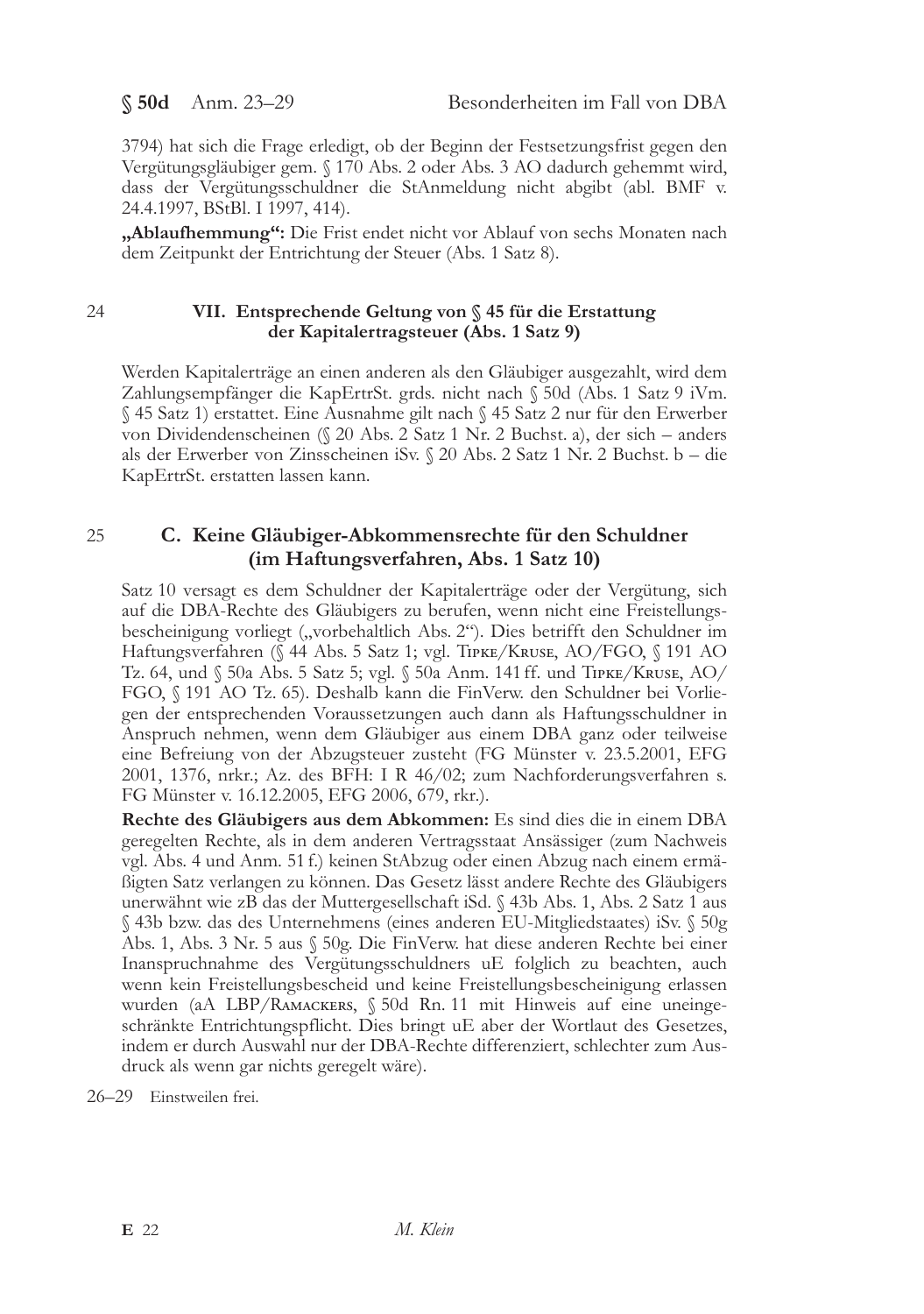3794) hat sich die Frage erledigt, ob der Beginn der Festsetzungsfrist gegen den Vergütungsgläubiger gem. § 170 Abs. 2 oder Abs. 3 AO dadurch gehemmt wird, dass der Vergütungsschuldner die StAnmeldung nicht abgibt (abl. BMF v. 24.4.1997, BStBl. I 1997, 414).

**„Ablaufhemmung":** Die Frist endet nicht vor Ablauf von sechs Monaten nach dem Zeitpunkt der Entrichtung der Steuer (Abs. 1 Satz 8).

24

### VII. Entsprechende Geltung von § 45 für die Erstattung der Kapitalertragsteuer (Abs. 1 Satz 9)

Werden Kapitalerträge an einen anderen als den Gläubiger ausgezahlt, wird dem Zahlungsempfänger die KapErtrSt. grds. nicht nach § 50d (Abs. 1 Satz 9 iVm. § 45 Satz 1) erstattet. Eine Ausnahme gilt nach § 45 Satz 2 nur für den Erwerber von Dividendenscheinen (§ 20 Abs. 2 Satz 1 Nr. 2 Buchst. a), der sich – anders als der Erwerber von Zinsscheinen iSv. § 20 Abs. 2 Satz 1 Nr. 2 Buchst. b – die KapErtrSt. erstatten lassen kann.

25

## C. Keine Gläubiger-Abkommensrechte für den Schuldner (im Haftungsverfahren, Abs. 1 Satz 10)

Satz 10 versagt es dem Schuldner der Kapitalerträge oder der Vergütung, sich auf die DBA-Rechte des Gläubigers zu berufen, wenn nicht eine Freistellungsbescheinigung vorliegt („vorbehaltlich Abs. 2"). Dies betrifft den Schuldner im Haftungsverfahren (§ 44 Abs. 5 Satz 1; vgl. Tipke/Kruse, AO/FGO, § 191 AO Tz. 64, und § 50a Abs. 5 Satz 5; vgl. § 50a Anm. 141 ff. und Tipke/Kruse, AO/FGO, § 191 AO Tz. 65). Deshalb kann die FinVerw. den Schuldner bei Vorliegen der entsprechenden Voraussetzungen auch dann als Haftungsschuldner in Anspruch nehmen, wenn dem Gläubiger aus einem DBA ganz oder teilweise eine Befreiung von der Abzugsteuer zusteht (FG Münster v. 23.5.2001, EFG 2001, 1376, nrkr.; Az. des BFH: I R 46/02; zum Nachforderungsverfahren s. FG Münster v. 16.12.2005, EFG 2006, 679, rkr.).

**Rechte des Gläubigers aus dem Abkommen:** Es sind dies die in einem DBA geregelten Rechte, als in dem anderen Vertragsstaat Ansässiger (zum Nachweis vgl. Abs. 4 und Anm. 51 f.) keinen StAbzug oder einen Abzug nach einem ermäßigten Satz verlangen zu können. Das Gesetz lässt andere Rechte des Gläubigers unerwähnt wie zB das der Muttergesellschaft iSd. § 43b Abs. 1, Abs. 2 Satz 1 aus § 43b bzw. das des Unternehmens (eines anderen EU-Mitgliedstaates) iSv. § 50g Abs. 1, Abs. 3 Nr. 5 aus § 50g. Die FinVerw. hat diese anderen Rechte bei einer Inanspruchnahme des Vergütungsschuldners uE folglich zu beachten, auch wenn kein Freistellungsbescheid und keine Freistellungsbescheinigung erlassen wurden (aA LBP/Ramackers, § 50d Rn. 11 mit Hinweis auf eine uneingeschränkte Entrichtungspflicht. Dies bringt uE aber der Wortlaut des Gesetzes, indem er durch Auswahl nur der DBA-Rechte differenziert, schlechter zum Ausdruck als wenn gar nichts geregelt wäre).

26–29 Einstweilen frei.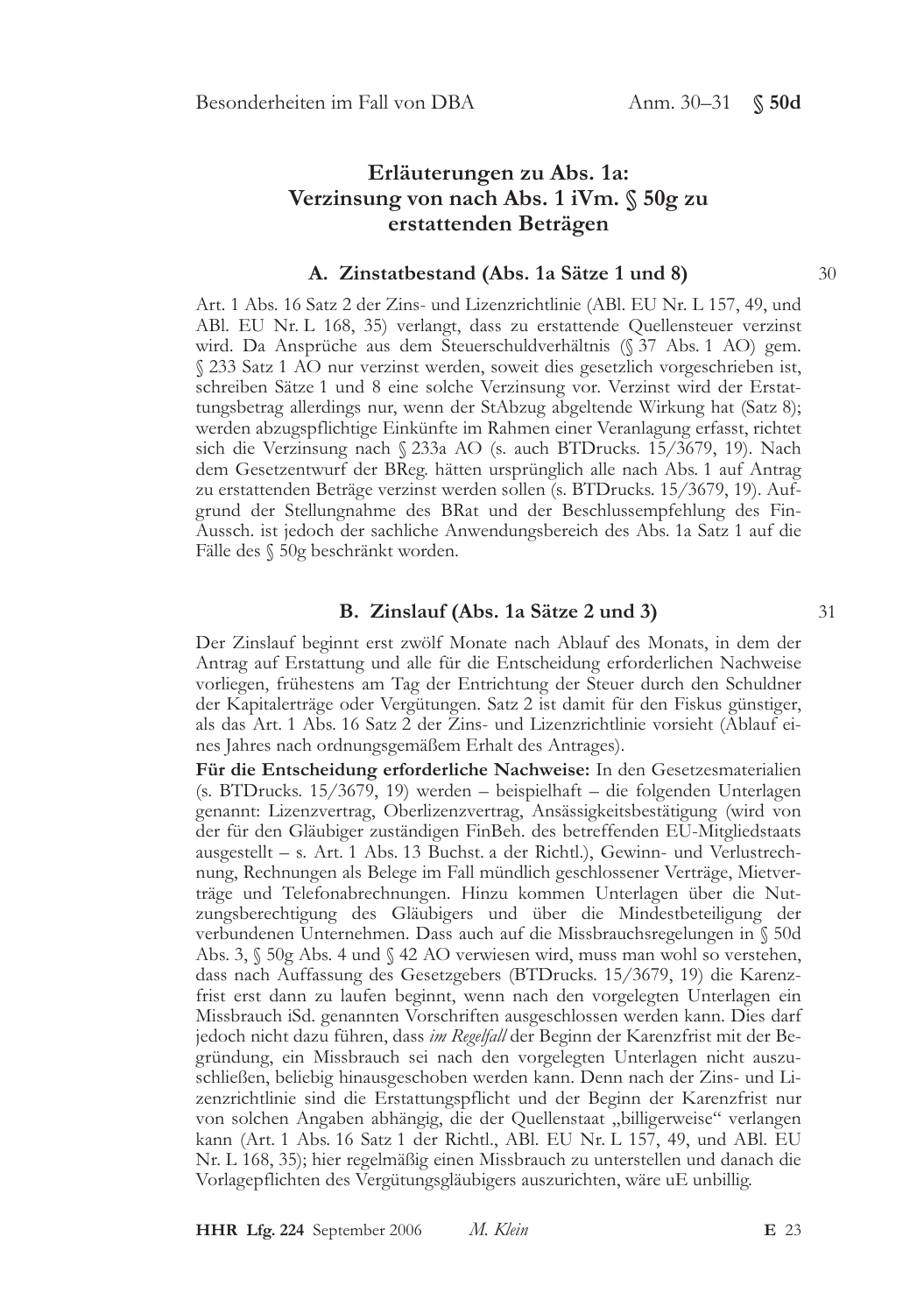## Erläuterungen zu Abs. 1a: Verzinsung von nach Abs. 1 iVm. § 50g zu erstattenden Beträgen

### A. Zinstatbestand (Abs. 1a Sätze 1 und 8)

30

Art. 1 Abs. 16 Satz 2 der Zins- und Lizenzrichtlinie (ABl. EU Nr. L 157, 49, und ABl. EU Nr. L 168, 35) verlangt, dass zu erstattende Quellensteuer verzinst wird. Da Ansprüche aus dem Steuerschuldverhältnis (§ 37 Abs. 1 AO) gem. § 233 Satz 1 AO nur verzinst werden, soweit dies gesetzlich vorgeschrieben ist, schreiben Sätze 1 und 8 eine solche Verzinsung vor. Verzinst wird der Erstattungsbetrag allerdings nur, wenn der StAbzug abgeltende Wirkung hat (Satz 8); werden abzugspflichtige Einkünfte im Rahmen einer Veranlagung erfasst, richtet sich die Verzinsung nach § 233a AO (s. auch BTDrucks. 15/3679, 19). Nach dem Gesetzentwurf der BReg. hätten ursprünglich alle nach Abs. 1 auf Antrag zu erstattenden Beträge verzinst werden sollen (s. BTDrucks. 15/3679, 19). Aufgrund der Stellungnahme des BRat und der Beschlussempfehlung des FinAussch. ist jedoch der sachliche Anwendungsbereich des Abs. 1a Satz 1 auf die Fälle des § 50g beschränkt worden.

### B. Zinslauf (Abs. 1a Sätze 2 und 3)

31

Der Zinslauf beginnt erst zwölf Monate nach Ablauf des Monats, in dem der Antrag auf Erstattung und alle für die Entscheidung erforderlichen Nachweise vorliegen, frühestens am Tag der Entrichtung der Steuer durch den Schuldner der Kapitalerträge oder Vergütungen. Satz 2 ist damit für den Fiskus günstiger, als das Art. 1 Abs. 16 Satz 2 der Zins- und Lizenzrichtlinie vorsieht (Ablauf eines Jahres nach ordnungsgemäßem Erhalt des Antrages).

**Für die Entscheidung erforderliche Nachweise:** In den Gesetzesmaterialien (s. BTDrucks. 15/3679, 19) werden – beispielhaft – die folgenden Unterlagen genannt: Lizenzvertrag, Oberlizenzvertrag, Ansässigkeitsbestätigung (wird von der für den Gläubiger zuständigen FinBeh. des betreffenden EU-Mitgliedstaats ausgestellt – s. Art. 1 Abs. 13 Buchst. a der Richtl.), Gewinn- und Verlustrechnung, Rechnungen als Belege im Fall mündlich geschlossener Verträge, Mietverträge und Telefonabrechnungen. Hinzu kommen Unterlagen über die Nutzungsberechtigung des Gläubigers und über die Mindestbeteiligung der verbundenen Unternehmen. Dass auch auf die Missbrauchsregelungen in § 50d Abs. 3, § 50g Abs. 4 und § 42 AO verwiesen wird, muss man wohl so verstehen, dass nach Auffassung des Gesetzgebers (BTDrucks. 15/3679, 19) die Karenzfrist erst dann zu laufen beginnt, wenn nach den vorgelegten Unterlagen ein Missbrauch iSd. genannten Vorschriften ausgeschlossen werden kann. Dies darf jedoch nicht dazu führen, dass *im Regelfall* der Beginn der Karenzfrist mit der Begründung, ein Missbrauch sei nach den vorgelegten Unterlagen nicht auszuschließen, beliebig hinausgeschoben werden kann. Denn nach der Zins- und Lizenzrichtlinie sind die Erstattungspflicht und der Beginn der Karenzfrist nur von solchen Angaben abhängig, die der Quellenstaat „billigerweise" verlangen kann (Art. 1 Abs. 16 Satz 1 der Richtl., ABl. EU Nr. L 157, 49, und ABl. EU Nr. L 168, 35); hier regelmäßig einen Missbrauch zu unterstellen und danach die Vorlagepflichten des Vergütungsgläubigers auszurichten, wäre uE unbillig.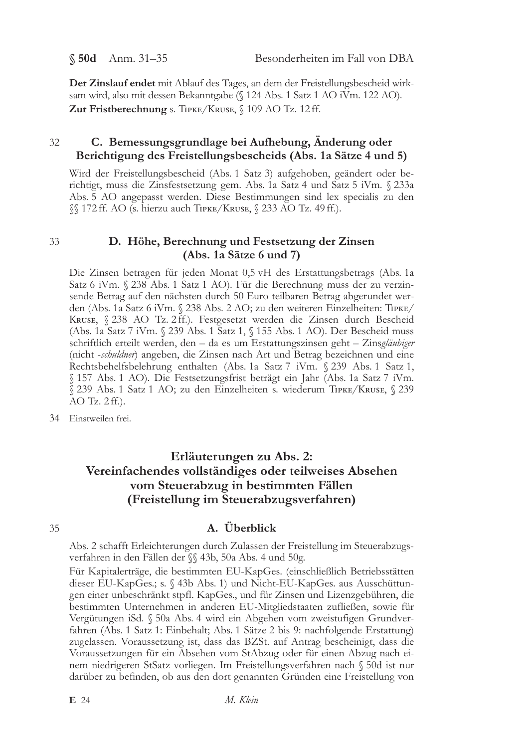**Der Zinslauf endet** mit Ablauf des Tages, an dem der Freistellungsbescheid wirksam wird, also mit dessen Bekanntgabe (§ 124 Abs. 1 Satz 1 AO iVm. 122 AO).

**Zur Fristberechnung** s. Tipke/Kruse, § 109 AO Tz. 12 ff.

32

## C. Bemessungsgrundlage bei Aufhebung, Änderung oder Berichtigung des Freistellungsbescheids (Abs. 1a Sätze 4 und 5)

Wird der Freistellungsbescheid (Abs. 1 Satz 3) aufgehoben, geändert oder berichtigt, muss die Zinsfestsetzung gem. Abs. 1a Satz 4 und Satz 5 iVm. § 233a Abs. 5 AO angepasst werden. Diese Bestimmungen sind lex specialis zu den §§ 172 ff. AO (s. hierzu auch Tipke/Kruse, § 233 AO Tz. 49 ff.).

33

## D. Höhe, Berechnung und Festsetzung der Zinsen (Abs. 1a Sätze 6 und 7)

Die Zinsen betragen für jeden Monat 0,5 vH des Erstattungsbetrags (Abs. 1a Satz 6 iVm. § 238 Abs. 1 Satz 1 AO). Für die Berechnung muss der zu verzinsende Betrag auf den nächsten durch 50 Euro teilbaren Betrag abgerundet werden (Abs. 1a Satz 6 iVm. § 238 Abs. 2 AO; zu den weiteren Einzelheiten: Tipke/Kruse, § 238 AO Tz. 2 ff.). Festgesetzt werden die Zinsen durch Bescheid (Abs. 1a Satz 7 iVm. § 239 Abs. 1 Satz 1, § 155 Abs. 1 AO). Der Bescheid muss schriftlich erteilt werden, den – da es um Erstattungszinsen geht – Zins*gläubiger* (nicht -*schuldner*) angeben, die Zinsen nach Art und Betrag bezeichnen und eine Rechtsbehelfsbelehrung enthalten (Abs. 1a Satz 7 iVm. § 239 Abs. 1 Satz 1, § 157 Abs. 1 AO). Die Festsetzungsfrist beträgt ein Jahr (Abs. 1a Satz 7 iVm. § 239 Abs. 1 Satz 1 AO; zu den Einzelheiten s. wiederum Tipke/Kruse, § 239 AO Tz. 2 ff.).

34 Einstweilen frei.

# Erläuterungen zu Abs. 2: Vereinfachendes vollständiges oder teilweises Absehen vom Steuerabzug in bestimmten Fällen (Freistellung im Steuerabzugsverfahren)

35

## A. Überblick

Abs. 2 schafft Erleichterungen durch Zulassen der Freistellung im Steuerabzugsverfahren in den Fällen der §§ 43b, 50a Abs. 4 und 50g.

Für Kapitalerträge, die bestimmten EU-KapGes. (einschließlich Betriebsstätten dieser EU-KapGes.; s. § 43b Abs. 1) und Nicht-EU-KapGes. aus Ausschüttungen einer unbeschränkt stpfl. KapGes., und für Zinsen und Lizenzgebühren, die bestimmten Unternehmen in anderen EU-Mitgliedstaaten zufließen, sowie für Vergütungen iSd. § 50a Abs. 4 wird ein Abgehen vom zweistufigen Grundverfahren (Abs. 1 Satz 1: Einbehalt; Abs. 1 Sätze 2 bis 9: nachfolgende Erstattung) zugelassen. Voraussetzung ist, dass das BZSt. auf Antrag bescheinigt, dass die Voraussetzungen für ein Absehen vom StAbzug oder für einen Abzug nach einem niedrigeren StSatz vorliegen. Im Freistellungsverfahren nach § 50d ist nur darüber zu befinden, ob aus den dort genannten Gründen eine Freistellung von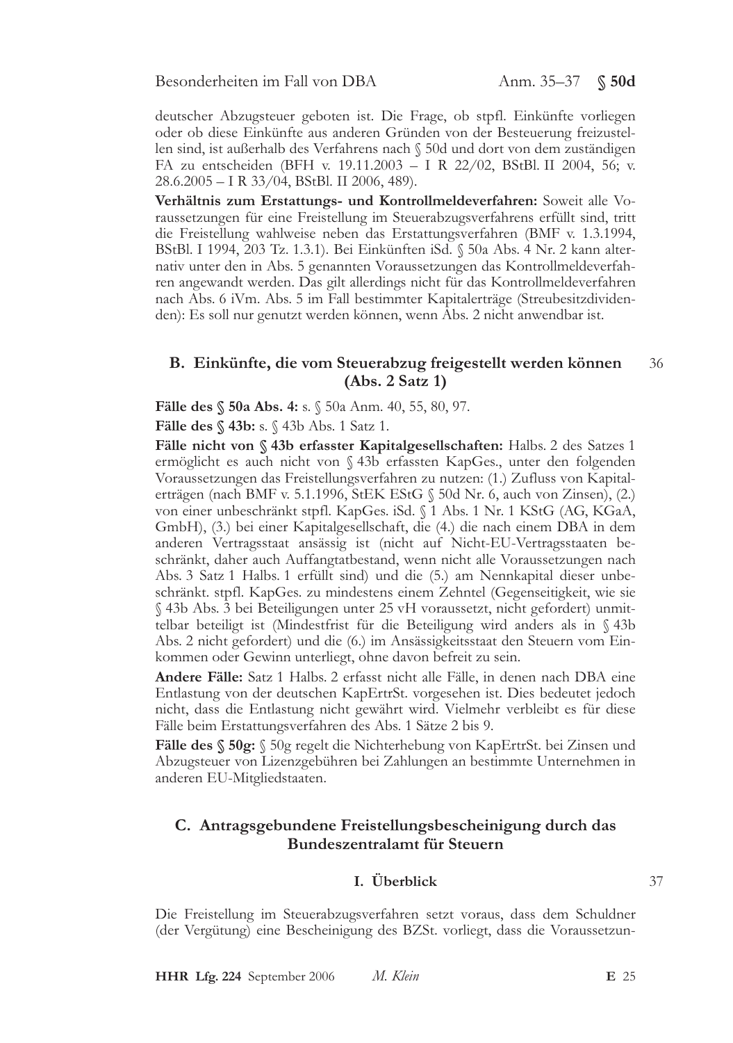deutscher Abzugsteuer geboten ist. Die Frage, ob stpfl. Einkünfte vorliegen oder ob diese Einkünfte aus anderen Gründen von der Besteuerung freizustellen sind, ist außerhalb des Verfahrens nach § 50d und dort von dem zuständigen FA zu entscheiden (BFH v. 19.11.2003 – I R 22/02, BStBl. II 2004, 56; v. 28.6.2005 – I R 33/04, BStBl. II 2006, 489).

**Verhältnis zum Erstattungs- und Kontrollmeldeverfahren:** Soweit alle Voraussetzungen für eine Freistellung im Steuerabzugsverfahrens erfüllt sind, tritt die Freistellung wahlweise neben das Erstattungsverfahren (BMF v. 1.3.1994, BStBl. I 1994, 203 Tz. 1.3.1). Bei Einkünften iSd. § 50a Abs. 4 Nr. 2 kann alternativ unter den in Abs. 5 genannten Voraussetzungen das Kontrollmeldeverfahren angewandt werden. Das gilt allerdings nicht für das Kontrollmeldeverfahren nach Abs. 6 iVm. Abs. 5 im Fall bestimmter Kapitalerträge (Streubesitzdividenden): Es soll nur genutzt werden können, wenn Abs. 2 nicht anwendbar ist.

## B. Einkünfte, die vom Steuerabzug freigestellt werden können (Abs. 2 Satz 1)

36

**Fälle des § 50a Abs. 4:** s. § 50a Anm. 40, 55, 80, 97.

**Fälle des § 43b:** s. § 43b Abs. 1 Satz 1.

**Fälle nicht von § 43b erfasster Kapitalgesellschaften:** Halbs. 2 des Satzes 1 ermöglicht es auch nicht von § 43b erfassten KapGes., unter den folgenden Voraussetzungen das Freistellungsverfahren zu nutzen: (1.) Zufluss von Kapitalerträgen (nach BMF v. 5.1.1996, StEK EStG § 50d Nr. 6, auch von Zinsen), (2.) von einer unbeschränkt stpfl. KapGes. iSd. § 1 Abs. 1 Nr. 1 KStG (AG, KGaA, GmbH), (3.) bei einer Kapitalgesellschaft, die (4.) die nach einem DBA in dem anderen Vertragsstaat ansässig ist (nicht auf Nicht-EU-Vertragsstaaten beschränkt, daher auch Auffangtatbestand, wenn nicht alle Voraussetzungen nach Abs. 3 Satz 1 Halbs. 1 erfüllt sind) und die (5.) am Nennkapital dieser unbeschränkt. stpfl. KapGes. zu mindestens einem Zehntel (Gegenseitigkeit, wie sie § 43b Abs. 3 bei Beteiligungen unter 25 vH voraussetzt, nicht gefordert) unmittelbar beteiligt ist (Mindestfrist für die Beteiligung wird anders als in § 43b Abs. 2 nicht gefordert) und die (6.) im Ansässigkeitsstaat den Steuern vom Einkommen oder Gewinn unterliegt, ohne davon befreit zu sein.

**Andere Fälle:** Satz 1 Halbs. 2 erfasst nicht alle Fälle, in denen nach DBA eine Entlastung von der deutschen KapErtrSt. vorgesehen ist. Dies bedeutet jedoch nicht, dass die Entlastung nicht gewährt wird. Vielmehr verbleibt es für diese Fälle beim Erstattungsverfahren des Abs. 1 Sätze 2 bis 9.

**Fälle des § 50g:** § 50g regelt die Nichterhebung von KapErtrSt. bei Zinsen und Abzugsteuer von Lizenzgebühren bei Zahlungen an bestimmte Unternehmen in anderen EU-Mitgliedstaaten.

## C. Antragsgebundene Freistellungsbescheinigung durch das Bundeszentralamt für Steuern

### I. Überblick

37

Die Freistellung im Steuerabzugsverfahren setzt voraus, dass dem Schuldner (der Vergütung) eine Bescheinigung des BZSt. vorliegt, dass die Voraussetzun-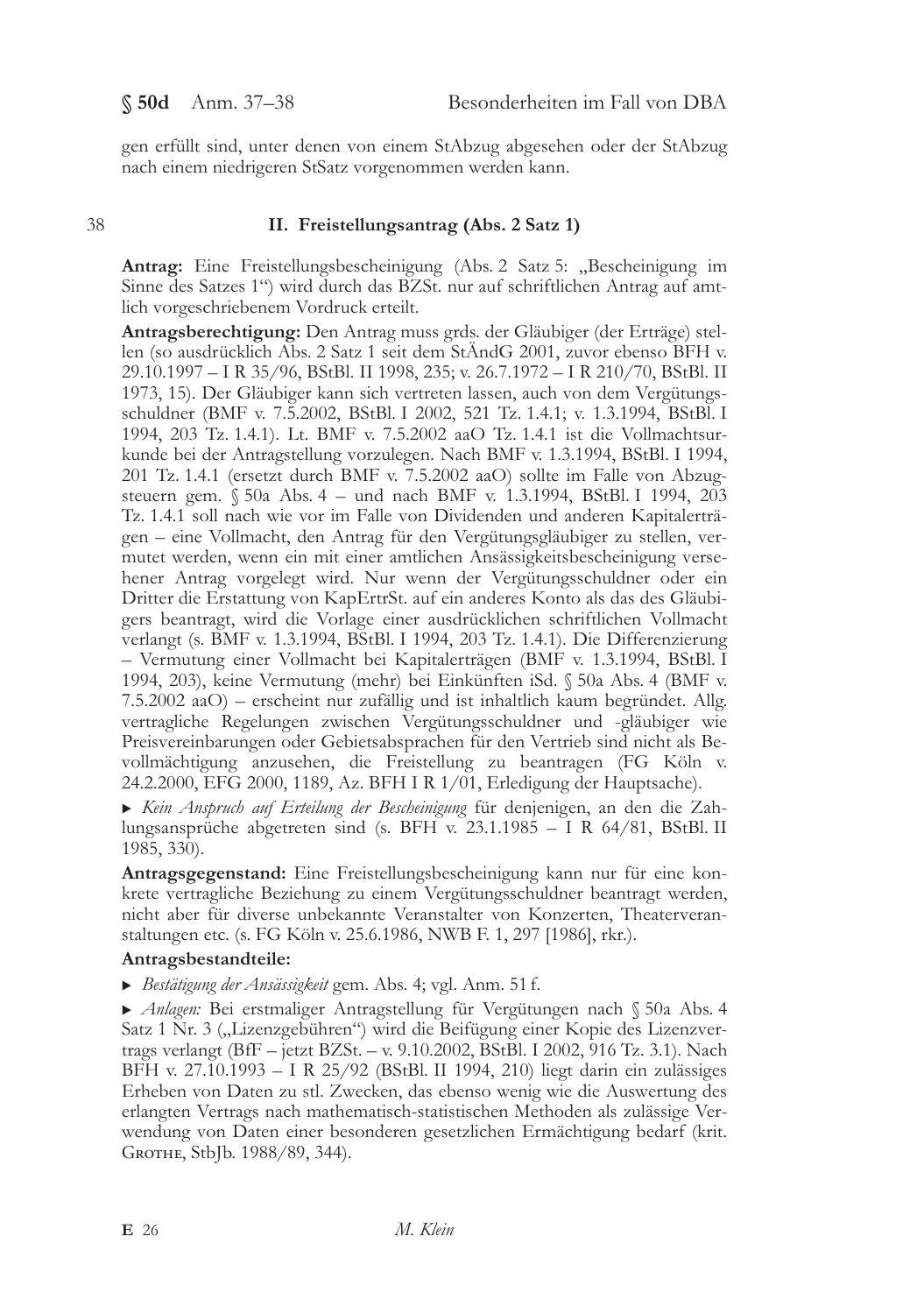gen erfüllt sind, unter denen von einem StAbzug abgesehen oder der StAbzug nach einem niedrigeren StSatz vorgenommen werden kann.

38

## II. Freistellungsantrag (Abs. 2 Satz 1)

**Antrag:** Eine Freistellungsbescheinigung (Abs. 2 Satz 5: „Bescheinigung im Sinne des Satzes 1") wird durch das BZSt. nur auf schriftlichen Antrag auf amtlich vorgeschriebenem Vordruck erteilt.

**Antragsberechtigung:** Den Antrag muss grds. der Gläubiger (der Erträge) stellen (so ausdrücklich Abs. 2 Satz 1 seit dem StÄndG 2001, zuvor ebenso BFH v. 29.10.1997 – I R 35/96, BStBl. II 1998, 235; v. 26.7.1972 – I R 210/70, BStBl. II 1973, 15). Der Gläubiger kann sich vertreten lassen, auch von dem Vergütungsschuldner (BMF v. 7.5.2002, BStBl. I 2002, 521 Tz. 1.4.1; v. 1.3.1994, BStBl. I 1994, 203 Tz. 1.4.1). Lt. BMF v. 7.5.2002 aaO Tz. 1.4.1 ist die Vollmachtsurkunde bei der Antragstellung vorzulegen. Nach BMF v. 1.3.1994, BStBl. I 1994, 201 Tz. 1.4.1 (ersetzt durch BMF v. 7.5.2002 aaO) sollte im Falle von Abzugsteuern gem. § 50a Abs. 4 – und nach BMF v. 1.3.1994, BStBl. I 1994, 203 Tz. 1.4.1 soll nach wie vor im Falle von Dividenden und anderen Kapitalerträgen – eine Vollmacht, den Antrag für den Vergütungsgläubiger zu stellen, vermutet werden, wenn ein mit einer amtlichen Ansässigkeitsbescheinigung versehener Antrag vorgelegt wird. Nur wenn der Vergütungsschuldner oder ein Dritter die Erstattung von KapErtrSt. auf ein anderes Konto als das des Gläubigers beantragt, wird die Vorlage einer ausdrücklichen schriftlichen Vollmacht verlangt (s. BMF v. 1.3.1994, BStBl. I 1994, 203 Tz. 1.4.1). Die Differenzierung – Vermutung einer Vollmacht bei Kapitalerträgen (BMF v. 1.3.1994, BStBl. I 1994, 203), keine Vermutung (mehr) bei Einkünften iSd. § 50a Abs. 4 (BMF v. 7.5.2002 aaO) – erscheint nur zufällig und ist inhaltlich kaum begründet. Allg. vertragliche Regelungen zwischen Vergütungsschuldner und -gläubiger wie Preisvereinbarungen oder Gebietsabsprachen für den Vertrieb sind nicht als Bevollmächtigung anzusehen, die Freistellung zu beantragen (FG Köln v. 24.2.2000, EFG 2000, 1189, Az. BFH I R 1/01, Erledigung der Hauptsache).

▸ *Kein Anspruch auf Erteilung der Bescheinigung* für denjenigen, an den die Zahlungsansprüche abgetreten sind (s. BFH v. 23.1.1985 – I R 64/81, BStBl. II 1985, 330).

**Antragsgegenstand:** Eine Freistellungsbescheinigung kann nur für eine konkrete vertragliche Beziehung zu einem Vergütungsschuldner beantragt werden, nicht aber für diverse unbekannte Veranstalter von Konzerten, Theaterveranstaltungen etc. (s. FG Köln v. 25.6.1986, NWB F. 1, 297 [1986], rkr.).

**Antragsbestandteile:**

▸ *Bestätigung der Ansässigkeit* gem. Abs. 4; vgl. Anm. 51 f.

▸ *Anlagen:* Bei erstmaliger Antragstellung für Vergütungen nach § 50a Abs. 4 Satz 1 Nr. 3 („Lizenzgebühren") wird die Beifügung einer Kopie des Lizenzvertrags verlangt (BfF – jetzt BZSt. – v. 9.10.2002, BStBl. I 2002, 916 Tz. 3.1). Nach BFH v. 27.10.1993 – I R 25/92 (BStBl. II 1994, 210) liegt darin ein zulässiges Erheben von Daten zu stl. Zwecken, das ebenso wenig wie die Auswertung des erlangten Vertrags nach mathematisch-statistischen Methoden als zulässige Verwendung von Daten einer besonderen gesetzlichen Ermächtigung bedarf (krit. Grothe, StbJb. 1988/89, 344).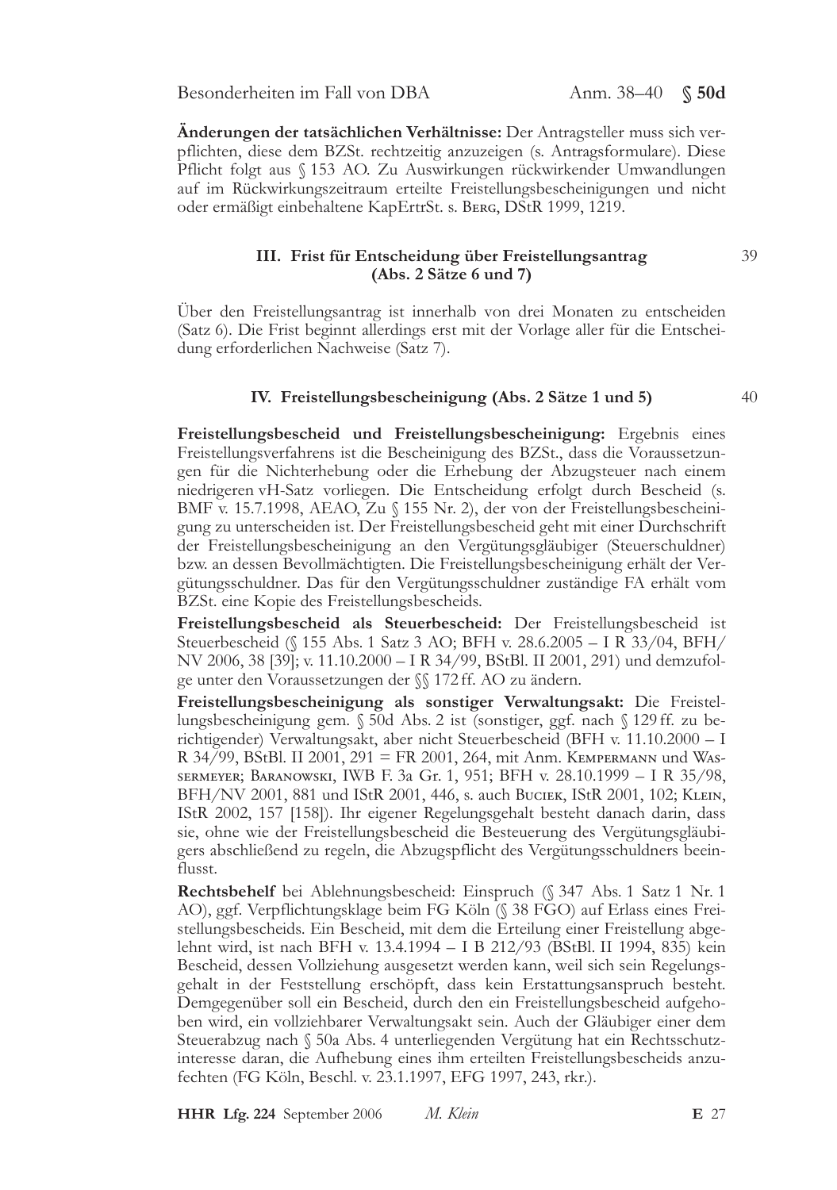**Änderungen der tatsächlichen Verhältnisse:** Der Antragsteller muss sich verpflichten, diese dem BZSt. rechtzeitig anzuzeigen (s. Antragsformulare). Diese Pflicht folgt aus § 153 AO. Zu Auswirkungen rückwirkender Umwandlungen auf im Rückwirkungszeitraum erteilte Freistellungsbescheinigungen und nicht oder ermäßigt einbehaltene KapErtrSt. s. Berg, DStR 1999, 1219.

### III. Frist für Entscheidung über Freistellungsantrag (Abs. 2 Sätze 6 und 7)

39

Über den Freistellungsantrag ist innerhalb von drei Monaten zu entscheiden (Satz 6). Die Frist beginnt allerdings erst mit der Vorlage aller für die Entscheidung erforderlichen Nachweise (Satz 7).

### IV. Freistellungsbescheinigung (Abs. 2 Sätze 1 und 5)

40

**Freistellungsbescheid und Freistellungsbescheinigung:** Ergebnis eines Freistellungsverfahrens ist die Bescheinigung des BZSt., dass die Voraussetzungen für die Nichterhebung oder die Erhebung der Abzugsteuer nach einem niedrigeren vH-Satz vorliegen. Die Entscheidung erfolgt durch Bescheid (s. BMF v. 15.7.1998, AEAO, Zu § 155 Nr. 2), der von der Freistellungsbescheinigung zu unterscheiden ist. Der Freistellungsbescheid geht mit einer Durchschrift der Freistellungsbescheinigung an den Vergütungsgläubiger (Steuerschuldner) bzw. an dessen Bevollmächtigten. Die Freistellungsbescheinigung erhält der Vergütungsschuldner. Das für den Vergütungsschuldner zuständige FA erhält vom BZSt. eine Kopie des Freistellungsbescheids.

**Freistellungsbescheid als Steuerbescheid:** Der Freistellungsbescheid ist Steuerbescheid (§ 155 Abs. 1 Satz 3 AO; BFH v. 28.6.2005 – I R 33/04, BFH/NV 2006, 38 [39]; v. 11.10.2000 – I R 34/99, BStBl. II 2001, 291) und demzufolge unter den Voraussetzungen der §§ 172 ff. AO zu ändern.

**Freistellungsbescheinigung als sonstiger Verwaltungsakt:** Die Freistellungsbescheinigung gem. § 50d Abs. 2 ist (sonstiger, ggf. nach § 129 ff. zu berichtigender) Verwaltungsakt, aber nicht Steuerbescheid (BFH v. 11.10.2000 – I R 34/99, BStBl. II 2001, 291 = FR 2001, 264, mit Anm. Kempermann und Wassermeyer; Baranowski, IWB F. 3a Gr. 1, 951; BFH v. 28.10.1999 – I R 35/98, BFH/NV 2001, 881 und IStR 2001, 446, s. auch Buciek, IStR 2001, 102; Klein, IStR 2002, 157 [158]). Ihr eigener Regelungsgehalt besteht danach darin, dass sie, ohne wie der Freistellungsbescheid die Besteuerung des Vergütungsgläubigers abschließend zu regeln, die Abzugspflicht des Vergütungsschuldners beeinflusst.

**Rechtsbehelf** bei Ablehnungsbescheid: Einspruch (§ 347 Abs. 1 Satz 1 Nr. 1 AO), ggf. Verpflichtungsklage beim FG Köln (§ 38 FGO) auf Erlass eines Freistellungsbescheids. Ein Bescheid, mit dem die Erteilung einer Freistellung abgelehnt wird, ist nach BFH v. 13.4.1994 – I B 212/93 (BStBl. II 1994, 835) kein Bescheid, dessen Vollziehung ausgesetzt werden kann, weil sich sein Regelungsgehalt in der Feststellung erschöpft, dass kein Erstattungsanspruch besteht. Demgegenüber soll ein Bescheid, durch den ein Freistellungsbescheid aufgehoben wird, ein vollziehbarer Verwaltungsakt sein. Auch der Gläubiger einer dem Steuerabzug nach § 50a Abs. 4 unterliegenden Vergütung hat ein Rechtsschutzinteresse daran, die Aufhebung eines ihm erteilten Freistellungsbescheids anzufechten (FG Köln, Beschl. v. 23.1.1997, EFG 1997, 243, rkr.).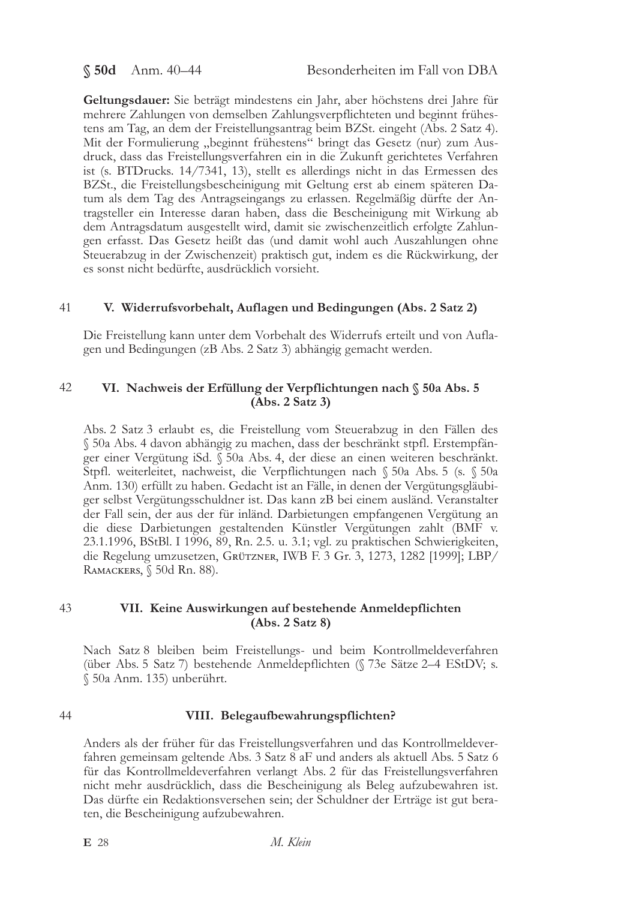**Geltungsdauer:** Sie beträgt mindestens ein Jahr, aber höchstens drei Jahre für mehrere Zahlungen von demselben Zahlungsverpflichteten und beginnt frühestens am Tag, an dem der Freistellungsantrag beim BZSt. eingeht (Abs. 2 Satz 4). Mit der Formulierung „beginnt frühestens“ bringt das Gesetz (nur) zum Ausdruck, dass das Freistellungsverfahren ein in die Zukunft gerichtetes Verfahren ist (s. BTDrucks. 14/7341, 13), stellt es allerdings nicht in das Ermessen des BZSt., die Freistellungsbescheinigung mit Geltung erst ab einem späteren Datum als dem Tag des Antragseingangs zu erlassen. Regelmäßig dürfte der Antragsteller ein Interesse daran haben, dass die Bescheinigung mit Wirkung ab dem Antragsdatum ausgestellt wird, damit sie zwischenzeitlich erfolgte Zahlungen erfasst. Das Gesetz heißt das (und damit wohl auch Auszahlungen ohne Steuerabzug in der Zwischenzeit) praktisch gut, indem es die Rückwirkung, der es sonst nicht bedürfte, ausdrücklich vorsieht.

41

### V. Widerrufsvorbehalt, Auflagen und Bedingungen (Abs. 2 Satz 2)

Die Freistellung kann unter dem Vorbehalt des Widerrufs erteilt und von Auflagen und Bedingungen (zB Abs. 2 Satz 3) abhängig gemacht werden.

42

### VI. Nachweis der Erfüllung der Verpflichtungen nach § 50a Abs. 5 (Abs. 2 Satz 3)

Abs. 2 Satz 3 erlaubt es, die Freistellung vom Steuerabzug in den Fällen des § 50a Abs. 4 davon abhängig zu machen, dass der beschränkt stpfl. Erstempfänger einer Vergütung iSd. § 50a Abs. 4, der diese an einen weiteren beschränkt. Stpfl. weiterleitet, nachweist, die Verpflichtungen nach § 50a Abs. 5 (s. § 50a Anm. 130) erfüllt zu haben. Gedacht ist an Fälle, in denen der Vergütungsgläubiger selbst Vergütungsschuldner ist. Das kann zB bei einem ausländ. Veranstalter der Fall sein, der aus der für inländ. Darbietungen empfangenen Vergütung an die diese Darbietungen gestaltenden Künstler Vergütungen zahlt (BMF v. 23.1.1996, BStBl. I 1996, 89, Rn. 2.5. u. 3.1; vgl. zu praktischen Schwierigkeiten, die Regelung umzusetzen, Grützner, IWB F. 3 Gr. 3, 1273, 1282 [1999]; LBP/Ramackers, § 50d Rn. 88).

43

### VII. Keine Auswirkungen auf bestehende Anmeldepflichten (Abs. 2 Satz 8)

Nach Satz 8 bleiben beim Freistellungs- und beim Kontrollmeldeverfahren (über Abs. 5 Satz 7) bestehende Anmeldepflichten (§ 73e Sätze 2–4 EStDV; s. § 50a Anm. 135) unberührt.

44

### VIII. Belegaufbewahrungspflichten?

Anders als der früher für das Freistellungsverfahren und das Kontrollmeldeverfahren gemeinsam geltende Abs. 3 Satz 8 aF und anders als aktuell Abs. 5 Satz 6 für das Kontrollmeldeverfahren verlangt Abs. 2 für das Freistellungsverfahren nicht mehr ausdrücklich, dass die Bescheinigung als Beleg aufzubewahren ist. Das dürfte ein Redaktionsversehen sein; der Schuldner der Erträge ist gut beraten, die Bescheinigung aufzubewahren.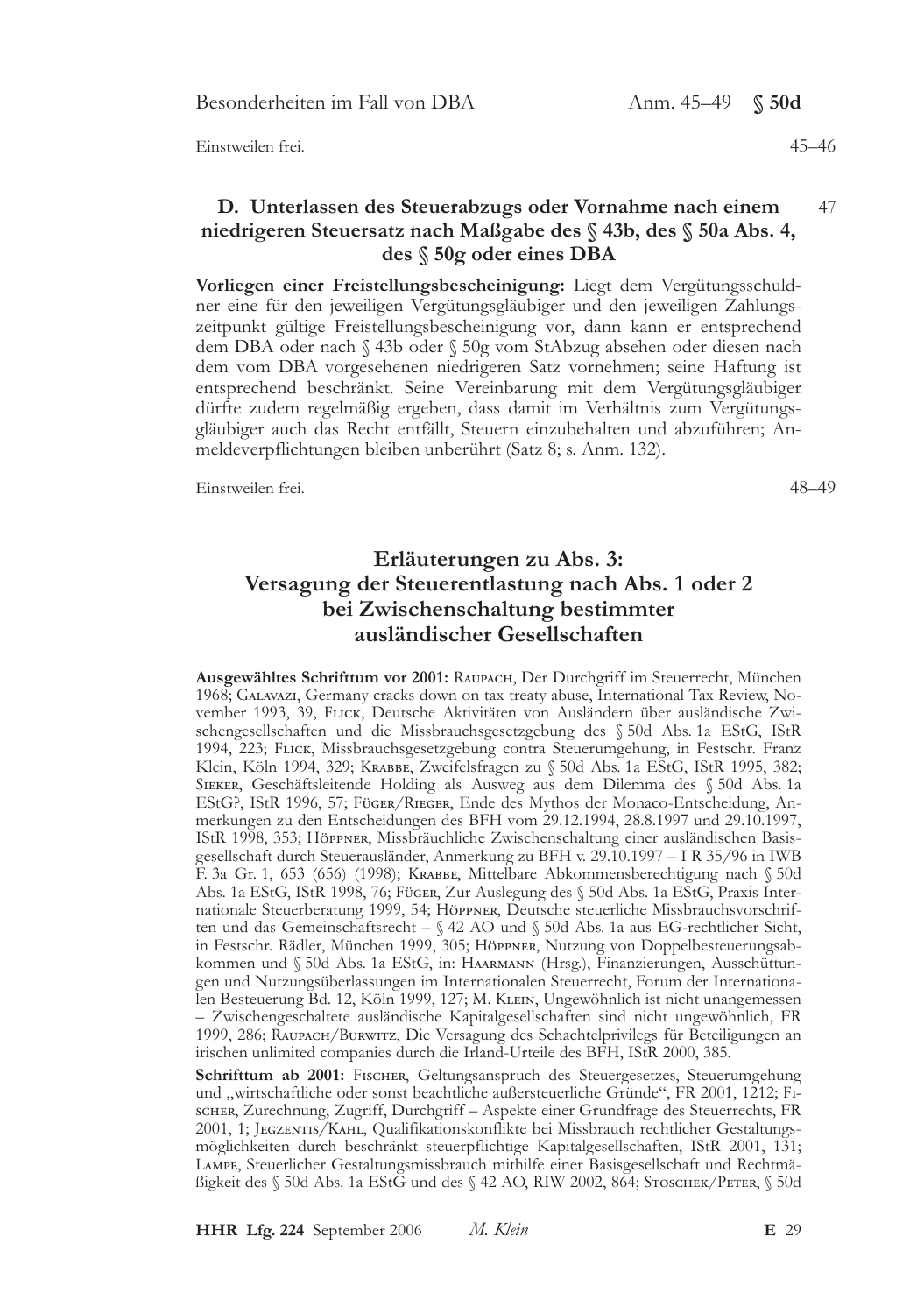Einstweilen frei. 45–46

## D. Unterlassen des Steuerabzugs oder Vornahme nach einem niedrigeren Steuersatz nach Maßgabe des § 43b, des § 50a Abs. 4, des § 50g oder eines DBA

47

**Vorliegen einer Freistellungsbescheinigung:** Liegt dem Vergütungsschuldner eine für den jeweiligen Vergütungsgläubiger und den jeweiligen Zahlungszeitpunkt gültige Freistellungsbescheinigung vor, dann kann er entsprechend dem DBA oder nach § 43b oder § 50g vom StAbzug absehen oder diesen nach dem vom DBA vorgesehenen niedrigeren Satz vornehmen; seine Haftung ist entsprechend beschränkt. Seine Vereinbarung mit dem Vergütungsgläubiger dürfte zudem regelmäßig ergeben, dass damit im Verhältnis zum Vergütungsgläubiger auch das Recht entfällt, Steuern einzubehalten und abzuführen; Anmeldeverpflichtungen bleiben unberührt (Satz 8; s. Anm. 132).

Einstweilen frei. 48–49

# Erläuterungen zu Abs. 3: Versagung der Steuerentlastung nach Abs. 1 oder 2 bei Zwischenschaltung bestimmter ausländischer Gesellschaften

**Ausgewähltes Schrifttum vor 2001:** Raupach, Der Durchgriff im Steuerrecht, München 1968; Galavazi, Germany cracks down on tax treaty abuse, International Tax Review, November 1993, 39, Flick, Deutsche Aktivitäten von Ausländern über ausländische Zwischengesellschaften und die Missbrauchsgesetzgebung des § 50d Abs. 1a EStG, IStR 1994, 223; Flick, Missbrauchsgesetzgebung contra Steuerumgehung, in Festschr. Franz Klein, Köln 1994, 329; Krabbe, Zweifelsfragen zu § 50d Abs. 1a EStG, IStR 1995, 382; Sieker, Geschäftsleitende Holding als Ausweg aus dem Dilemma des § 50d Abs. 1a EStG?, IStR 1996, 57; Füger/Rieger, Ende des Mythos der Monaco-Entscheidung, Anmerkungen zu den Entscheidungen des BFH vom 29.12.1994, 28.8.1997 und 29.10.1997, IStR 1998, 353; Höppner, Missbräuchliche Zwischenschaltung einer ausländischen Basisgesellschaft durch Steuerausländer, Anmerkung zu BFH v. 29.10.1997 – I R 35/96 in IWB F. 3a Gr. 1, 653 (656) (1998); Krabbe, Mittelbare Abkommensberechtigung nach § 50d Abs. 1a EStG, IStR 1998, 76; Füger, Zur Auslegung des § 50d Abs. 1a EStG, Praxis Internationale Steuerberatung 1999, 54; Höppner, Deutsche steuerliche Missbrauchsvorschriften und das Gemeinschaftsrecht – § 42 AO und § 50d Abs. 1a aus EG-rechtlicher Sicht, in Festschr. Rädler, München 1999, 305; Höppner, Nutzung von Doppelbesteuerungsabkommen und § 50d Abs. 1a EStG, in: Haarmann (Hrsg.), Finanzierungen, Ausschüttungen und Nutzungsüberlassungen im Internationalen Steuerrecht, Forum der Internationalen Besteuerung Bd. 12, Köln 1999, 127; M. Klein, Ungewöhnlich ist nicht unangemessen – Zwischengeschaltete ausländische Kapitalgesellschaften sind nicht ungewöhnlich, FR 1999, 286; Raupach/Burwitz, Die Versagung des Schachtelprivilegs für Beteiligungen an irischen unlimited companies durch die Irland-Urteile des BFH, IStR 2000, 385.

**Schrifttum ab 2001:** Fischer, Geltungsanspruch des Steuergesetzes, Steuerumgehung und „wirtschaftliche oder sonst beachtliche außersteuerliche Gründe", FR 2001, 1212; Fischer, Zurechnung, Zugriff, Durchgriff – Aspekte einer Grundfrage des Steuerrechts, FR 2001, 1; Jegzentis/Kahl, Qualifikationskonflikte bei Missbrauch rechtlicher Gestaltungsmöglichkeiten durch beschränkt steuerpflichtige Kapitalgesellschaften, IStR 2001, 131; Lampe, Steuerlicher Gestaltungsmissbrauch mithilfe einer Basisgesellschaft und Rechtmäßigkeit des § 50d Abs. 1a EStG und des § 42 AO, RIW 2002, 864; Stoschek/Peter, § 50d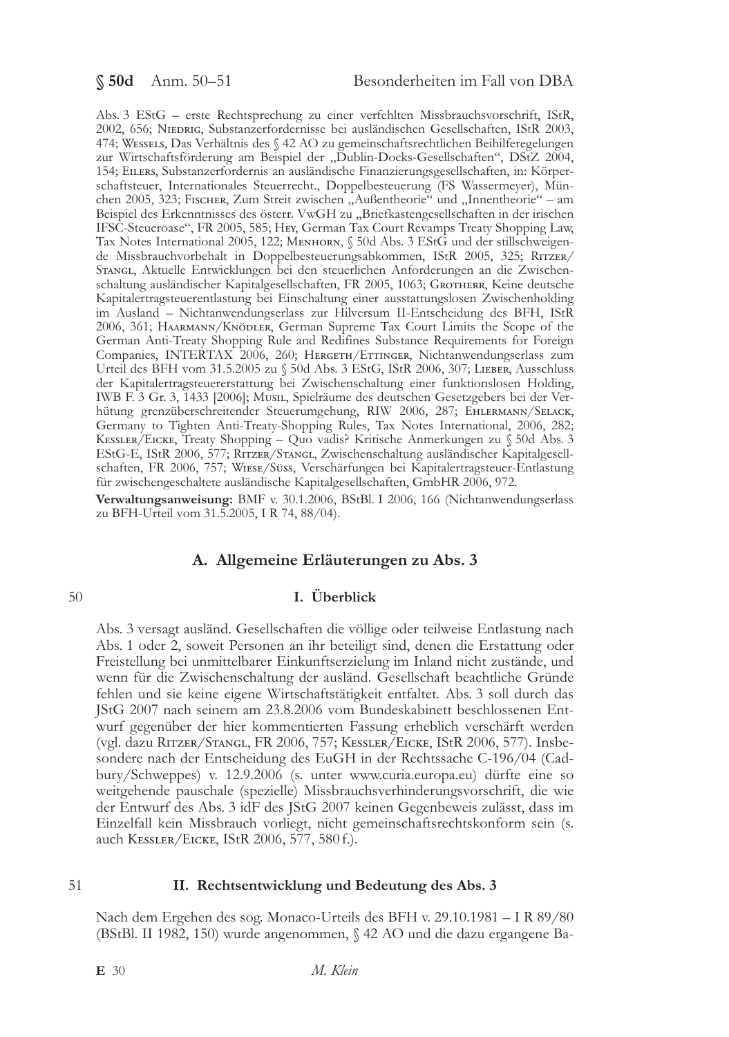Abs. 3 EStG – erste Rechtsprechung zu einer verfehlten Missbrauchsvorschrift, IStR, 2002, 656; Niedrig, Substanzerfordernisse bei ausländischen Gesellschaften, IStR 2003, 474; Wessels, Das Verhältnis des § 42 AO zu gemeinschaftsrechtlichen Beihilferegelungen zur Wirtschaftsförderung am Beispiel der „Dublin-Docks-Gesellschaften", DStZ 2004, 154; Eilers, Substanzerfordernis an ausländische Finanzierungsgesellschaften, in: Körperschaftsteuer, Internationales Steuerrecht., Doppelbesteuerung (FS Wassermeyer), München 2005, 323; Fischer, Zum Streit zwischen „Außentheorie" und „Innentheorie" – am Beispiel des Erkenntnisses des österr. VwGH zu „Briefkastengesellschaften in der irischen IFSC-Steueroase", FR 2005, 585; Hey, German Tax Court Revamps Treaty Shopping Law, Tax Notes International 2005, 122; Menhorn, § 50d Abs. 3 EStG und der stillschweigende Missbrauchvorbehalt in Doppelbesteuerungsabkommen, IStR 2005, 325; Ritzer/Stangl, Aktuelle Entwicklungen bei den steuerlichen Anforderungen an die Zwischenschaltung ausländischer Kapitalgesellschaften, FR 2005, 1063; Grotherr, Keine deutsche Kapitalertragsteuerentlastung bei Einschaltung einer ausstattungslosen Zwischenholding im Ausland – Nichtanwendungserlass zur Hilversum II-Entscheidung des BFH, IStR 2006, 361; Haarmann/Knödler, German Supreme Tax Court Limits the Scope of the German Anti-Treaty Shopping Rule and Redifines Substance Requirements for Foreign Companies, INTERTAX 2006, 260; Hergeth/Ettinger, Nichtanwendungserlass zum Urteil des BFH vom 31.5.2005 zu § 50d Abs. 3 EStG, IStR 2006, 307; Lieber, Ausschluss der Kapitalertragsteuererstattung bei Zwischenschaltung einer funktionslosen Holding, IWB F. 3 Gr. 3, 1433 [2006]; Musil, Spielräume des deutschen Gesetzgebers bei der Verhütung grenzüberschreitender Steuerumgehung, RIW 2006, 287; Ehlermann/Selack, Germany to Tighten Anti-Treaty-Shopping Rules, Tax Notes International, 2006, 282; Kessler/Eicke, Treaty Shopping – Quo vadis? Kritische Anmerkungen zu § 50d Abs. 3 EStG-E, IStR 2006, 577; Ritzer/Stangl, Zwischenschaltung ausländischer Kapitalgesellschaften, FR 2006, 757; Wiese/Süss, Verschärfungen bei Kapitalertragsteuer-Entlastung für zwischengeschaltete ausländische Kapitalgesellschaften, GmbHR 2006, 972.

**Verwaltungsanweisung:** BMF v. 30.1.2006, BStBl. I 2006, 166 (Nichtanwendungserlass zu BFH-Urteil vom 31.5.2005, I R 74, 88/04).

## A. Allgemeine Erläuterungen zu Abs. 3

### I. Überblick

50

Abs. 3 versagt ausländ. Gesellschaften die völlige oder teilweise Entlastung nach Abs. 1 oder 2, soweit Personen an ihr beteiligt sind, denen die Erstattung oder Freistellung bei unmittelbarer Einkunftserzielung im Inland nicht zustände, und wenn für die Zwischenschaltung der ausländ. Gesellschaft beachtliche Gründe fehlen und sie keine eigene Wirtschaftstätigkeit entfaltet. Abs. 3 soll durch das JStG 2007 nach seinem am 23.8.2006 vom Bundeskabinett beschlossenen Entwurf gegenüber der hier kommentierten Fassung erheblich verschärft werden (vgl. dazu Ritzer/Stangl, FR 2006, 757; Kessler/Eicke, IStR 2006, 577). Insbesondere nach der Entscheidung des EuGH in der Rechtssache C-196/04 (Cadbury/Schweppes) v. 12.9.2006 (s. unter www.curia.europa.eu) dürfte eine so weitgehende pauschale (spezielle) Missbrauchsverhinderungsvorschrift, die wie der Entwurf des Abs. 3 idF des JStG 2007 keinen Gegenbeweis zulässt, dass im Einzelfall kein Missbrauch vorliegt, nicht gemeinschaftsrechtskonform sein (s. auch Kessler/Eicke, IStR 2006, 577, 580 f.).

### II. Rechtsentwicklung und Bedeutung des Abs. 3

51

Nach dem Ergehen des sog. Monaco-Urteils des BFH v. 29.10.1981 – I R 89/80 (BStBl. II 1982, 150) wurde angenommen, § 42 AO und die dazu ergangene Ba-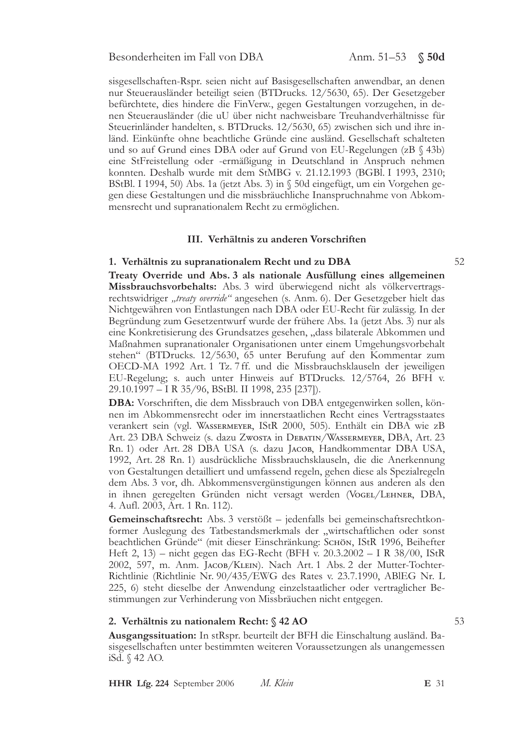sisgesellschaften-Rspr. seien nicht auf Basisgesellschaften anwendbar, an denen nur Steuerausländer beteiligt seien (BTDrucks. 12/5630, 65). Der Gesetzgeber befürchtete, dies hindere die FinVerw., gegen Gestaltungen vorzugehen, in denen Steuerausländer (die uU über nicht nachweisbare Treuhandverhältnisse für Steuerinländer handelten, s. BTDrucks. 12/5630, 65) zwischen sich und ihre inländ. Einkünfte ohne beachtliche Gründe eine ausländ. Gesellschaft schalteten und so auf Grund eines DBA oder auf Grund von EU-Regelungen (zB § 43b) eine StFreistellung oder -ermäßigung in Deutschland in Anspruch nehmen konnten. Deshalb wurde mit dem StMBG v. 21.12.1993 (BGBl. I 1993, 2310; BStBl. I 1994, 50) Abs. 1a (jetzt Abs. 3) in § 50d eingefügt, um ein Vorgehen gegen diese Gestaltungen und die missbräuchliche Inanspruchnahme von Abkommensrecht und supranationalem Recht zu ermöglichen.

## III. Verhältnis zu anderen Vorschriften

### 1. Verhältnis zu supranationalem Recht und zu DBA

52

**Treaty Override und Abs. 3 als nationale Ausfüllung eines allgemeinen Missbrauchsvorbehalts:** Abs. 3 wird überwiegend nicht als völkervertragsrechtswidriger *„treaty override"* angesehen (s. Anm. 6). Der Gesetzgeber hielt das Nichtgewähren von Entlastungen nach DBA oder EU-Recht für zulässig. In der Begründung zum Gesetzentwurf wurde der frühere Abs. 1a (jetzt Abs. 3) nur als eine Konkretisierung des Grundsatzes gesehen, „dass bilaterale Abkommen und Maßnahmen supranationaler Organisationen unter einem Umgehungsvorbehalt stehen" (BTDrucks. 12/5630, 65 unter Berufung auf den Kommentar zum OECD-MA 1992 Art. 1 Tz. 7 ff. und die Missbrauchsklauseln der jeweiligen EU-Regelung; s. auch unter Hinweis auf BTDrucks. 12/5764, 26 BFH v. 29.10.1997 – I R 35/96, BStBl. II 1998, 235 [237]).

**DBA:** Vorschriften, die dem Missbrauch von DBA entgegenwirken sollen, können im Abkommensrecht oder im innerstaatlichen Recht eines Vertragsstaates verankert sein (vgl. Wassermeyer, IStR 2000, 505). Enthält ein DBA wie zB Art. 23 DBA Schweiz (s. dazu Zwosta in Debatin/Wassermeyer, DBA, Art. 23 Rn. 1) oder Art. 28 DBA USA (s. dazu Jacob, Handkommentar DBA USA, 1992, Art. 28 Rn. 1) ausdrückliche Missbrauchsklauseln, die die Anerkennung von Gestaltungen detailliert und umfassend regeln, gehen diese als Spezialregeln dem Abs. 3 vor, dh. Abkommensvergünstigungen können aus anderen als den in ihnen geregelten Gründen nicht versagt werden (Vogel/Lehner, DBA, 4. Aufl. 2003, Art. 1 Rn. 112).

**Gemeinschaftsrecht:** Abs. 3 verstößt – jedenfalls bei gemeinschaftsrechtkonformer Auslegung des Tatbestandsmerkmals der „wirtschaftlichen oder sonst beachtlichen Gründe" (mit dieser Einschränkung: Schön, IStR 1996, Beihefter Heft 2, 13) – nicht gegen das EG-Recht (BFH v. 20.3.2002 – I R 38/00, IStR 2002, 597, m. Anm. Jacob/Klein). Nach Art. 1 Abs. 2 der Mutter-Tochter-Richtlinie (Richtlinie Nr. 90/435/EWG des Rates v. 23.7.1990, ABlEG Nr. L 225, 6) steht dieselbe der Anwendung einzelstaatlicher oder vertraglicher Bestimmungen zur Verhinderung von Missbräuchen nicht entgegen.

### 2. Verhältnis zu nationalem Recht: § 42 AO

53

**Ausgangssituation:** In stRspr. beurteilt der BFH die Einschaltung ausländ. Basisgesellschaften unter bestimmten weiteren Voraussetzungen als unangemessen iSd. § 42 AO.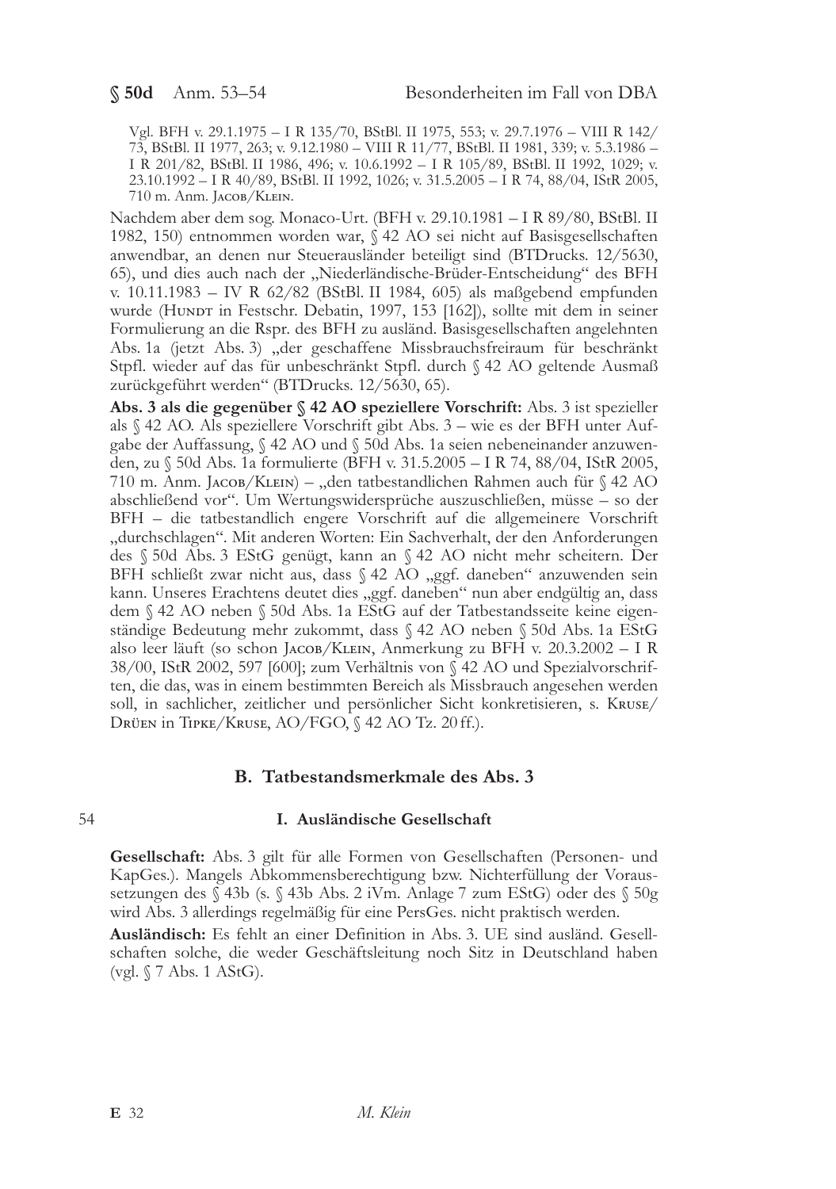Vgl. BFH v. 29.1.1975 – I R 135/70, BStBl. II 1975, 553; v. 29.7.1976 – VIII R 142/73, BStBl. II 1977, 263; v. 9.12.1980 – VIII R 11/77, BStBl. II 1981, 339; v. 5.3.1986 – I R 201/82, BStBl. II 1986, 496; v. 10.6.1992 – I R 105/89, BStBl. II 1992, 1029; v. 23.10.1992 – I R 40/89, BStBl. II 1992, 1026; v. 31.5.2005 – I R 74, 88/04, IStR 2005, 710 m. Anm. Jacob/Klein.

Nachdem aber dem sog. Monaco-Urt. (BFH v. 29.10.1981 – I R 89/80, BStBl. II 1982, 150) entnommen worden war, § 42 AO sei nicht auf Basisgesellschaften anwendbar, an denen nur Steuerausländer beteiligt sind (BTDrucks. 12/5630, 65), und dies auch nach der „Niederländische-Brüder-Entscheidung" des BFH v. 10.11.1983 – IV R 62/82 (BStBl. II 1984, 605) als maßgebend empfunden wurde (Hundt in Festschr. Debatin, 1997, 153 [162]), sollte mit dem in seiner Formulierung an die Rspr. des BFH zu ausländ. Basisgesellschaften angelehnten Abs. 1a (jetzt Abs. 3) „der geschaffene Missbrauchsfreiraum für beschränkt Stpfl. wieder auf das für unbeschränkt Stpfl. durch § 42 AO geltende Ausmaß zurückgeführt werden" (BTDrucks. 12/5630, 65).

**Abs. 3 als die gegenüber § 42 AO speziellere Vorschrift:** Abs. 3 ist spezieller als § 42 AO. Als speziellere Vorschrift gibt Abs. 3 – wie es der BFH unter Aufgabe der Auffassung, § 42 AO und § 50d Abs. 1a seien nebeneinander anzuwenden, zu § 50d Abs. 1a formulierte (BFH v. 31.5.2005 – I R 74, 88/04, IStR 2005, 710 m. Anm. Jacob/Klein) – „den tatbestandlichen Rahmen auch für § 42 AO abschließend vor". Um Wertungswidersprüche auszuschließen, müsse – so der BFH – die tatbestandlich engere Vorschrift auf die allgemeinere Vorschrift „durchschlagen". Mit anderen Worten: Ein Sachverhalt, der den Anforderungen des § 50d Abs. 3 EStG genügt, kann an § 42 AO nicht mehr scheitern. Der BFH schließt zwar nicht aus, dass § 42 AO „ggf. daneben" anzuwenden sein kann. Unseres Erachtens deutet dies „ggf. daneben" nun aber endgültig an, dass dem § 42 AO neben § 50d Abs. 1a EStG auf der Tatbestandsseite keine eigenständige Bedeutung mehr zukommt, dass § 42 AO neben § 50d Abs. 1a EStG also leer läuft (so schon Jacob/Klein, Anmerkung zu BFH v. 20.3.2002 – I R 38/00, IStR 2002, 597 [600]; zum Verhältnis von § 42 AO und Spezialvorschriften, die das, was in einem bestimmten Bereich als Missbrauch angesehen werden soll, in sachlicher, zeitlicher und persönlicher Sicht konkretisieren, s. Kruse/Drüen in Tipke/Kruse, AO/FGO, § 42 AO Tz. 20 ff.).

## B. Tatbestandsmerkmale des Abs. 3

### I. Ausländische Gesellschaft

54

**Gesellschaft:** Abs. 3 gilt für alle Formen von Gesellschaften (Personen- und KapGes.). Mangels Abkommensberechtigung bzw. Nichterfüllung der Voraussetzungen des § 43b (s. § 43b Abs. 2 iVm. Anlage 7 zum EStG) oder des § 50g wird Abs. 3 allerdings regelmäßig für eine PersGes. nicht praktisch werden.

**Ausländisch:** Es fehlt an einer Definition in Abs. 3. UE sind ausländ. Gesellschaften solche, die weder Geschäftsleitung noch Sitz in Deutschland haben (vgl. § 7 Abs. 1 AStG).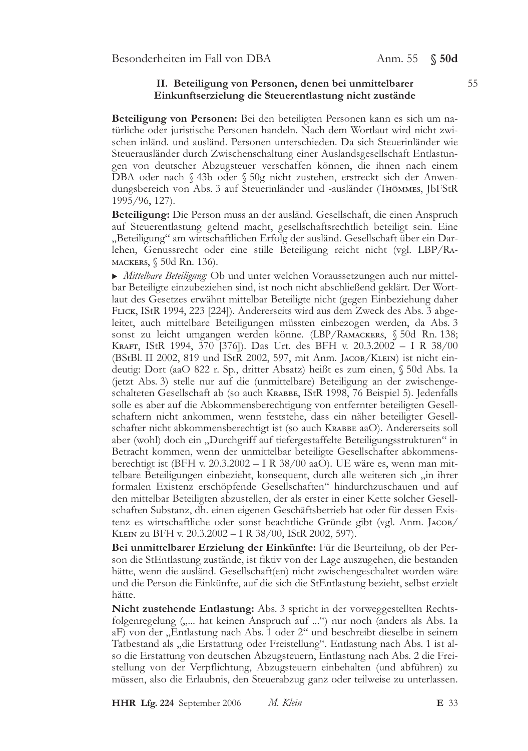## II. Beteiligung von Personen, denen bei unmittelbarer Einkunftserzielung die Steuerentlastung nicht zustände

55

**Beteiligung von Personen:** Bei den beteiligten Personen kann es sich um natürliche oder juristische Personen handeln. Nach dem Wortlaut wird nicht zwischen inländ. und ausländ. Personen unterschieden. Da sich Steuerinländer wie Steuerausländer durch Zwischenschaltung einer Auslandsgesellschaft Entlastungen von deutscher Abzugsteuer verschaffen können, die ihnen nach einem DBA oder nach § 43b oder § 50g nicht zustehen, erstreckt sich der Anwendungsbereich von Abs. 3 auf Steuerinländer und -ausländer (Thömmes, JbFStR 1995/96, 127).

**Beteiligung:** Die Person muss an der ausländ. Gesellschaft, die einen Anspruch auf Steuerentlastung geltend macht, gesellschaftsrechtlich beteiligt sein. Eine „Beteiligung" am wirtschaftlichen Erfolg der ausländ. Gesellschaft über ein Darlehen, Genussrecht oder eine stille Beteiligung reicht nicht (vgl. LBP/Ramackers, § 50d Rn. 136).

▸ *Mittelbare Beteiligung:* Ob und unter welchen Voraussetzungen auch nur mittelbar Beteiligte einzubeziehen sind, ist noch nicht abschließend geklärt. Der Wortlaut des Gesetzes erwähnt mittelbar Beteiligte nicht (gegen Einbeziehung daher Flick, IStR 1994, 223 [224]). Andererseits wird aus dem Zweck des Abs. 3 abgeleitet, auch mittelbare Beteiligungen müssten einbezogen werden, da Abs. 3 sonst zu leicht umgangen werden könne. (LBP/Ramackers, § 50d Rn. 138; Kraft, IStR 1994, 370 [376]). Das Urt. des BFH v. 20.3.2002 – I R 38/00 (BStBl. II 2002, 819 und IStR 2002, 597, mit Anm. Jacob/Klein) ist nicht eindeutig: Dort (aaO 822 r. Sp., dritter Absatz) heißt es zum einen, § 50d Abs. 1a (jetzt Abs. 3) stelle nur auf die (unmittelbare) Beteiligung an der zwischengeschalteten Gesellschaft ab (so auch Krabbe, IStR 1998, 76 Beispiel 5). Jedenfalls solle es aber auf die Abkommensberechtigung von entfernter beteiligten Gesellschaftern nicht ankommen, wenn feststehe, dass ein näher beteiligter Gesellschafter nicht abkommensberechtigt ist (so auch Krabbe aaO). Andererseits soll aber (wohl) doch ein „Durchgriff auf tiefergestaffelte Beteiligungsstrukturen" in Betracht kommen, wenn der unmittelbar beteiligte Gesellschafter abkommensberechtigt ist (BFH v. 20.3.2002 – I R 38/00 aaO). UE wäre es, wenn man mittelbare Beteiligungen einbezieht, konsequent, durch alle weiteren sich „in ihrer formalen Existenz erschöpfende Gesellschaften" hindurchzuschauen und auf den mittelbar Beteiligten abzustellen, der als erster in einer Kette solcher Gesellschaften Substanz, dh. einen eigenen Geschäftsbetrieb hat oder für dessen Existenz es wirtschaftliche oder sonst beachtliche Gründe gibt (vgl. Anm. Jacob/Klein zu BFH v. 20.3.2002 – I R 38/00, IStR 2002, 597).

**Bei unmittelbarer Erzielung der Einkünfte:** Für die Beurteilung, ob der Person die StEntlastung zustände, ist fiktiv von der Lage auszugehen, die bestanden hätte, wenn die ausländ. Gesellschaft(en) nicht zwischengeschaltet worden wäre und die Person die Einkünfte, auf die sich die StEntlastung bezieht, selbst erzielt hätte.

**Nicht zustehende Entlastung:** Abs. 3 spricht in der vorweggestellten Rechtsfolgenregelung („... hat keinen Anspruch auf ...") nur noch (anders als Abs. 1a aF) von der „Entlastung nach Abs. 1 oder 2" und beschreibt dieselbe in seinem Tatbestand als „die Erstattung oder Freistellung". Entlastung nach Abs. 1 ist also die Erstattung von deutschen Abzugsteuern, Entlastung nach Abs. 2 die Freistellung von der Verpflichtung, Abzugsteuern einbehalten (und abführen) zu müssen, also die Erlaubnis, den Steuerabzug ganz oder teilweise zu unterlassen.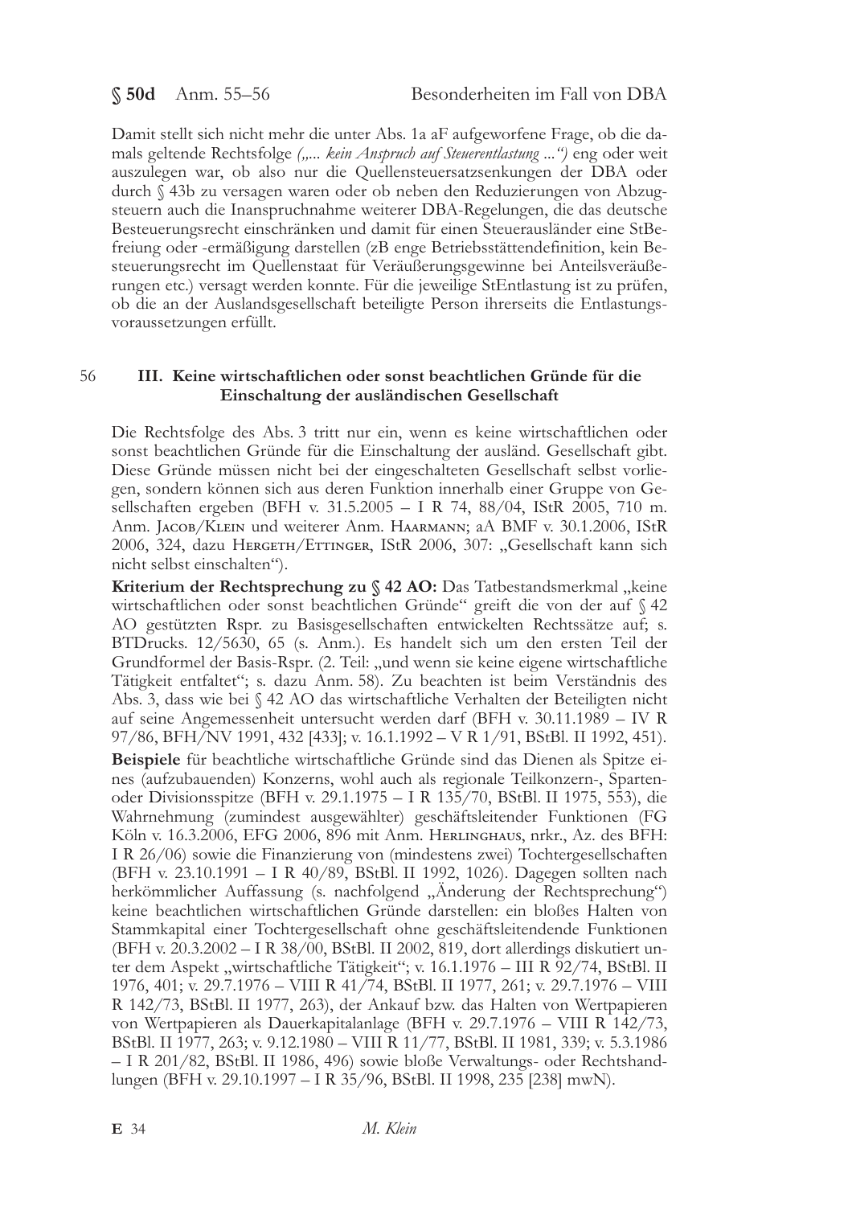Damit stellt sich nicht mehr die unter Abs. 1a aF aufgeworfene Frage, ob die damals geltende Rechtsfolge *(„... kein Anspruch auf Steuerentlastung ...")* eng oder weit auszulegen war, ob also nur die Quellensteuersatzsenkungen der DBA oder durch § 43b zu versagen waren oder ob neben den Reduzierungen von Abzugsteuern auch die Inanspruchnahme weiterer DBA-Regelungen, die das deutsche Besteuerungsrecht einschränken und damit für einen Steuerausländer eine StBefreiung oder -ermäßigung darstellen (zB enge Betriebsstättendefinition, kein Besteuerungsrecht im Quellenstaat für Veräußerungsgewinne bei Anteilsveräußerungen etc.) versagt werden konnte. Für die jeweilige StEntlastung ist zu prüfen, ob die an der Auslandsgesellschaft beteiligte Person ihrerseits die Entlastungsvoraussetzungen erfüllt.

56

## III. Keine wirtschaftlichen oder sonst beachtlichen Gründe für die Einschaltung der ausländischen Gesellschaft

Die Rechtsfolge des Abs. 3 tritt nur ein, wenn es keine wirtschaftlichen oder sonst beachtlichen Gründe für die Einschaltung der ausländ. Gesellschaft gibt. Diese Gründe müssen nicht bei der eingeschalteten Gesellschaft selbst vorliegen, sondern können sich aus deren Funktion innerhalb einer Gruppe von Gesellschaften ergeben (BFH v. 31.5.2005 – I R 74, 88/04, IStR 2005, 710 m. Anm. Jacob/Klein und weiterer Anm. Haarmann; aA BMF v. 30.1.2006, IStR 2006, 324, dazu Hergeth/Ettinger, IStR 2006, 307: „Gesellschaft kann sich nicht selbst einschalten").

**Kriterium der Rechtsprechung zu § 42 AO:** Das Tatbestandsmerkmal „keine wirtschaftlichen oder sonst beachtlichen Gründe" greift die von der auf § 42 AO gestützten Rspr. zu Basisgesellschaften entwickelten Rechtssätze auf; s. BTDrucks. 12/5630, 65 (s. Anm.). Es handelt sich um den ersten Teil der Grundformel der Basis-Rspr. (2. Teil: „und wenn sie keine eigene wirtschaftliche Tätigkeit entfaltet"; s. dazu Anm. 58). Zu beachten ist beim Verständnis des Abs. 3, dass wie bei § 42 AO das wirtschaftliche Verhalten der Beteiligten nicht auf seine Angemessenheit untersucht werden darf (BFH v. 30.11.1989 – IV R 97/86, BFH/NV 1991, 432 [433]; v. 16.1.1992 – V R 1/91, BStBl. II 1992, 451).

**Beispiele** für beachtliche wirtschaftliche Gründe sind das Dienen als Spitze eines (aufzubauenden) Konzerns, wohl auch als regionale Teilkonzern-, Sparten- oder Divisionsspitze (BFH v. 29.1.1975 – I R 135/70, BStBl. II 1975, 553), die Wahrnehmung (zumindest ausgewählter) geschäftsleitender Funktionen (FG Köln v. 16.3.2006, EFG 2006, 896 mit Anm. Herlinghaus, nrkr., Az. des BFH: I R 26/06) sowie die Finanzierung von (mindestens zwei) Tochtergesellschaften (BFH v. 23.10.1991 – I R 40/89, BStBl. II 1992, 1026). Dagegen sollten nach herkömmlicher Auffassung (s. nachfolgend „Änderung der Rechtsprechung") keine beachtlichen wirtschaftlichen Gründe darstellen: ein bloßes Halten von Stammkapital einer Tochtergesellschaft ohne geschäftsleitendende Funktionen (BFH v. 20.3.2002 – I R 38/00, BStBl. II 2002, 819, dort allerdings diskutiert unter dem Aspekt „wirtschaftliche Tätigkeit"; v. 16.1.1976 – III R 92/74, BStBl. II 1976, 401; v. 29.7.1976 – VIII R 41/74, BStBl. II 1977, 261; v. 29.7.1976 – VIII R 142/73, BStBl. II 1977, 263), der Ankauf bzw. das Halten von Wertpapieren von Wertpapieren als Dauerkapitalanlage (BFH v. 29.7.1976 – VIII R 142/73, BStBl. II 1977, 263; v. 9.12.1980 – VIII R 11/77, BStBl. II 1981, 339; v. 5.3.1986 – I R 201/82, BStBl. II 1986, 496) sowie bloße Verwaltungs- oder Rechtshandlungen (BFH v. 29.10.1997 – I R 35/96, BStBl. II 1998, 235 [238] mwN).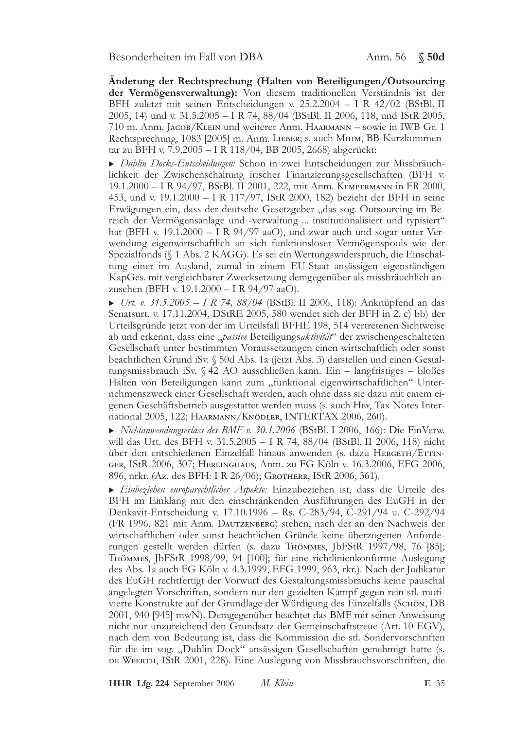**Änderung der Rechtsprechung (Halten von Beteiligungen/Outsourcing der Vermögensverwaltung):** Von diesem traditionellen Verständnis ist der BFH zuletzt mit seinen Entscheidungen v. 25.2.2004 – I R 42/02 (BStBl. II 2005, 14) und v. 31.5.2005 – I R 74, 88/04 (BStBl. II 2006, 118, und IStR 2005, 710 m. Anm. Jacob/Klein und weiterer Anm. Haarmann – sowie in IWB Gr. 1 Rechtsprechung, 1083 [2005] m. Anm. Lieber; s. auch Mihm, BB-Kurzkommentar zu BFH v. 7.9.2005 – I R 118/04, BB 2005, 2668) abgerückt:

- *Dublin Docks-Entscheidungen:* Schon in zwei Entscheidungen zur Missbräuchlichkeit der Zwischenschaltung irischer Finanzierungsgesellschaften (BFH v. 19.1.2000 – I R 94/97, BStBl. II 2001, 222, mit Anm. Kempermann in FR 2000, 453, und v. 19.1.2000 – I R 117/97, IStR 2000, 182) bezieht der BFH in seine Erwägungen ein, dass der deutsche Gesetzgeber „das sog. Outsourcing im Bereich der Vermögensanlage und -verwaltung ... institutionalisiert und typisiert" hat (BFH v. 19.1.2000 – I R 94/97 aaO), und zwar auch und sogar unter Verwendung eigenwirtschaftlich an sich funktionsloser Vermögenspools wie der Spezialfonds (§ 1 Abs. 2 KAGG). Es sei ein Wertungswiderspruch, die Einschaltung einer im Ausland, zumal in einem EU-Staat ansässigen eigenständigen KapGes. mit vergleichbarer Zwecksetzung demgegenüber als missbräuchlich anzusehen (BFH v. 19.1.2000 – I R 94/97 aaO).

- *Urt. v. 31.5.2005 – I R 74, 88/04* (BStBl. II 2006, 118): Anknüpfend an das Senatsurt. v. 17.11.2004, DStRE 2005, 580 wendet sich der BFH in 2. c) bb) der Urteilsgründe jetzt von der im Urteilsfall BFHE 198, 514 vertretenen Sichtweise ab und erkennt, dass eine „*passive* Beteiligungs*aktivität*" der zwischengeschalteten Gesellschaft unter bestimmten Voraussetzungen einen wirtschaftlich oder sonst beachtlichen Grund iSv. § 50d Abs. 1a (jetzt Abs. 3) darstellen und einen Gestaltungsmissbrauch iSv. § 42 AO ausschließen kann. Ein – langfristiges – bloßes Halten von Beteiligungen kann zum „funktional eigenwirtschaftlichen" Unternehmenszweck einer Gesellschaft werden, auch ohne dass sie dazu mit einem eigenen Geschäftsbetrieb ausgestattet werden muss (s. auch Hey, Tax Notes International 2005, 122; Haarmann/Knödler, INTERTAX 2006, 260).

- *Nichtanwendungserlass des BMF v. 30.1.2006* (BStBl. I 2006, 166): Die FinVerw. will das Urt. des BFH v. 31.5.2005 – I R 74, 88/04 (BStBl. II 2006, 118) nicht über den entschiedenen Einzelfall hinaus anwenden (s. dazu Hergeth/Ettinger, IStR 2006, 307; Herlinghaus, Anm. zu FG Köln v. 16.3.2006, EFG 2006, 896, nrkr. (Az. des BFH: I R 26/06); Grotherr, IStR 2006, 361).

- *Einbeziehen europarechtlicher Aspekte:* Einzubeziehen ist, dass die Urteile des BFH im Einklang mit den einschränkenden Ausführungen des EuGH in der Denkavit-Entscheidung v. 17.10.1996 – Rs. C-283/94, C-291/94 u. C-292/94 (FR 1996, 821 mit Anm. Dautzenberg) stehen, nach der an den Nachweis der wirtschaftlichen oder sonst beachtlichen Gründe keine überzogenen Anforderungen gestellt werden dürfen (s. dazu Thömmes, JbFStR 1997/98, 76 [85]; Thömmes, JbFStR 1998/99, 94 [100]; für eine richtlinienkonforme Auslegung des Abs. 1a auch FG Köln v. 4.3.1999, EFG 1999, 963, rkr.). Nach der Judikatur des EuGH rechtfertigt der Vorwurf des Gestaltungsmissbrauchs keine pauschal angelegten Vorschriften, sondern nur den gezielten Kampf gegen rein stl. motivierte Konstrukte auf der Grundlage der Würdigung des Einzelfalls (Schön, DB 2001, 940 [945] mwN). Demgegenüber beachtet das BMF mit seiner Anweisung nicht nur unzureichend den Grundsatz der Gemeinschaftstreue (Art. 10 EGV), nach dem von Bedeutung ist, dass die Kommission die stl. Sondervorschriften für die im sog. „Dublin Dock" ansässigen Gesellschaften genehmigt hatte (s. de Weerth, IStR 2001, 228). Eine Auslegung von Missbrauchsvorschriften, die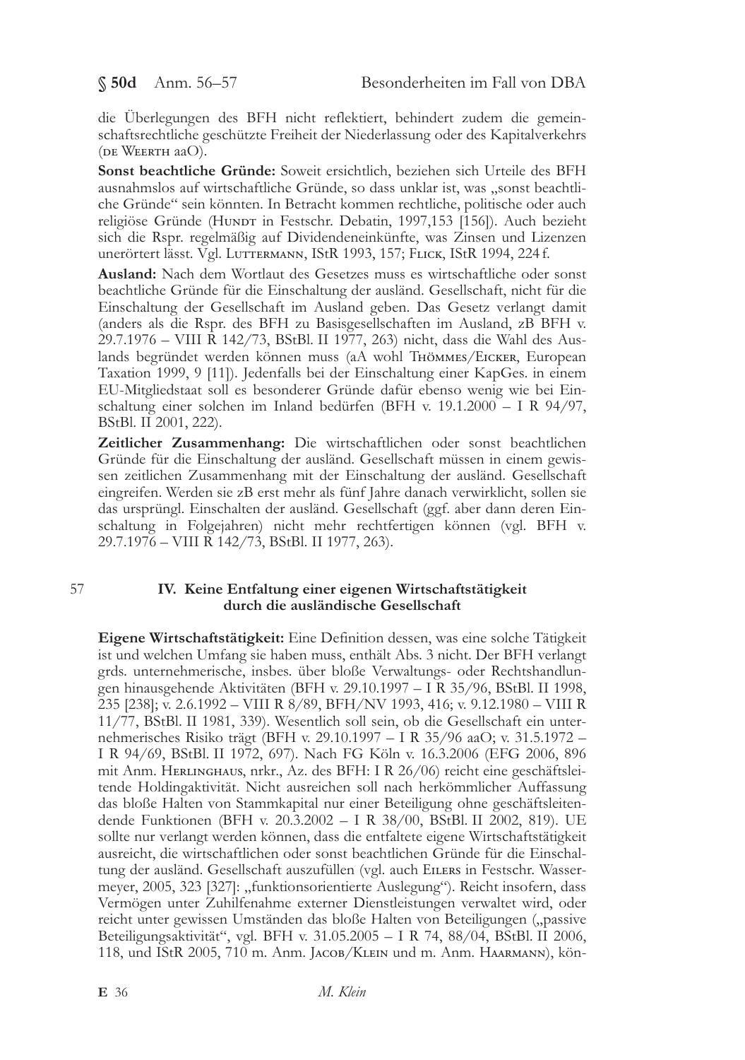die Überlegungen des BFH nicht reflektiert, behindert zudem die gemeinschaftsrechtliche geschützte Freiheit der Niederlassung oder des Kapitalverkehrs (de Weerth aaO).

**Sonst beachtliche Gründe:** Soweit ersichtlich, beziehen sich Urteile des BFH ausnahmslos auf wirtschaftliche Gründe, so dass unklar ist, was „sonst beachtliche Gründe" sein könnten. In Betracht kommen rechtliche, politische oder auch religiöse Gründe (Hundt in Festschr. Debatin, 1997,153 [156]). Auch bezieht sich die Rspr. regelmäßig auf Dividendeneinkünfte, was Zinsen und Lizenzen unerörtert lässt. Vgl. Luttermann, IStR 1993, 157; Flick, IStR 1994, 224 f.

**Ausland:** Nach dem Wortlaut des Gesetzes muss es wirtschaftliche oder sonst beachtliche Gründe für die Einschaltung der ausländ. Gesellschaft, nicht für die Einschaltung der Gesellschaft im Ausland geben. Das Gesetz verlangt damit (anders als die Rspr. des BFH zu Basisgesellschaften im Ausland, zB BFH v. 29.7.1976 – VIII R 142/73, BStBl. II 1977, 263) nicht, dass die Wahl des Auslands begründet werden können muss (aA wohl Thömmes/Eicker, European Taxation 1999, 9 [11]). Jedenfalls bei der Einschaltung einer KapGes. in einem EU-Mitgliedstaat soll es besonderer Gründe dafür ebenso wenig wie bei Einschaltung einer solchen im Inland bedürfen (BFH v. 19.1.2000 – I R 94/97, BStBl. II 2001, 222).

**Zeitlicher Zusammenhang:** Die wirtschaftlichen oder sonst beachtlichen Gründe für die Einschaltung der ausländ. Gesellschaft müssen in einem gewissen zeitlichen Zusammenhang mit der Einschaltung der ausländ. Gesellschaft eingreifen. Werden sie zB erst mehr als fünf Jahre danach verwirklicht, sollen sie das ursprüngl. Einschalten der ausländ. Gesellschaft (ggf. aber dann deren Einschaltung in Folgejahren) nicht mehr rechtfertigen können (vgl. BFH v. 29.7.1976 – VIII R 142/73, BStBl. II 1977, 263).

57

### IV. Keine Entfaltung einer eigenen Wirtschaftstätigkeit durch die ausländische Gesellschaft

**Eigene Wirtschaftstätigkeit:** Eine Definition dessen, was eine solche Tätigkeit ist und welchen Umfang sie haben muss, enthält Abs. 3 nicht. Der BFH verlangt grds. unternehmerische, insbes. über bloße Verwaltungs- oder Rechtshandlungen hinausgehende Aktivitäten (BFH v. 29.10.1997 – I R 35/96, BStBl. II 1998, 235 [238]; v. 2.6.1992 – VIII R 8/89, BFH/NV 1993, 416; v. 9.12.1980 – VIII R 11/77, BStBl. II 1981, 339). Wesentlich soll sein, ob die Gesellschaft ein unternehmerisches Risiko trägt (BFH v. 29.10.1997 – I R 35/96 aaO; v. 31.5.1972 – I R 94/69, BStBl. II 1972, 697). Nach FG Köln v. 16.3.2006 (EFG 2006, 896 mit Anm. Herlinghaus, nrkr., Az. des BFH: I R 26/06) reicht eine geschäftsleitende Holdingaktivität. Nicht ausreichen soll nach herkömmlicher Auffassung das bloße Halten von Stammkapital nur einer Beteiligung ohne geschäftsleitendende Funktionen (BFH v. 20.3.2002 – I R 38/00, BStBl. II 2002, 819). UE sollte nur verlangt werden können, dass die entfaltete eigene Wirtschaftstätigkeit ausreicht, die wirtschaftlichen oder sonst beachtlichen Gründe für die Einschaltung der ausländ. Gesellschaft auszufüllen (vgl. auch Eilers in Festschr. Wassermeyer, 2005, 323 [327]: „funktionsorientierte Auslegung"). Reicht insofern, dass Vermögen unter Zuhilfenahme externer Dienstleistungen verwaltet wird, oder reicht unter gewissen Umständen das bloße Halten von Beteiligungen („passive Beteiligungsaktivität", vgl. BFH v. 31.05.2005 – I R 74, 88/04, BStBl. II 2006, 118, und IStR 2005, 710 m. Anm. Jacob/Klein und m. Anm. Haarmann), kön-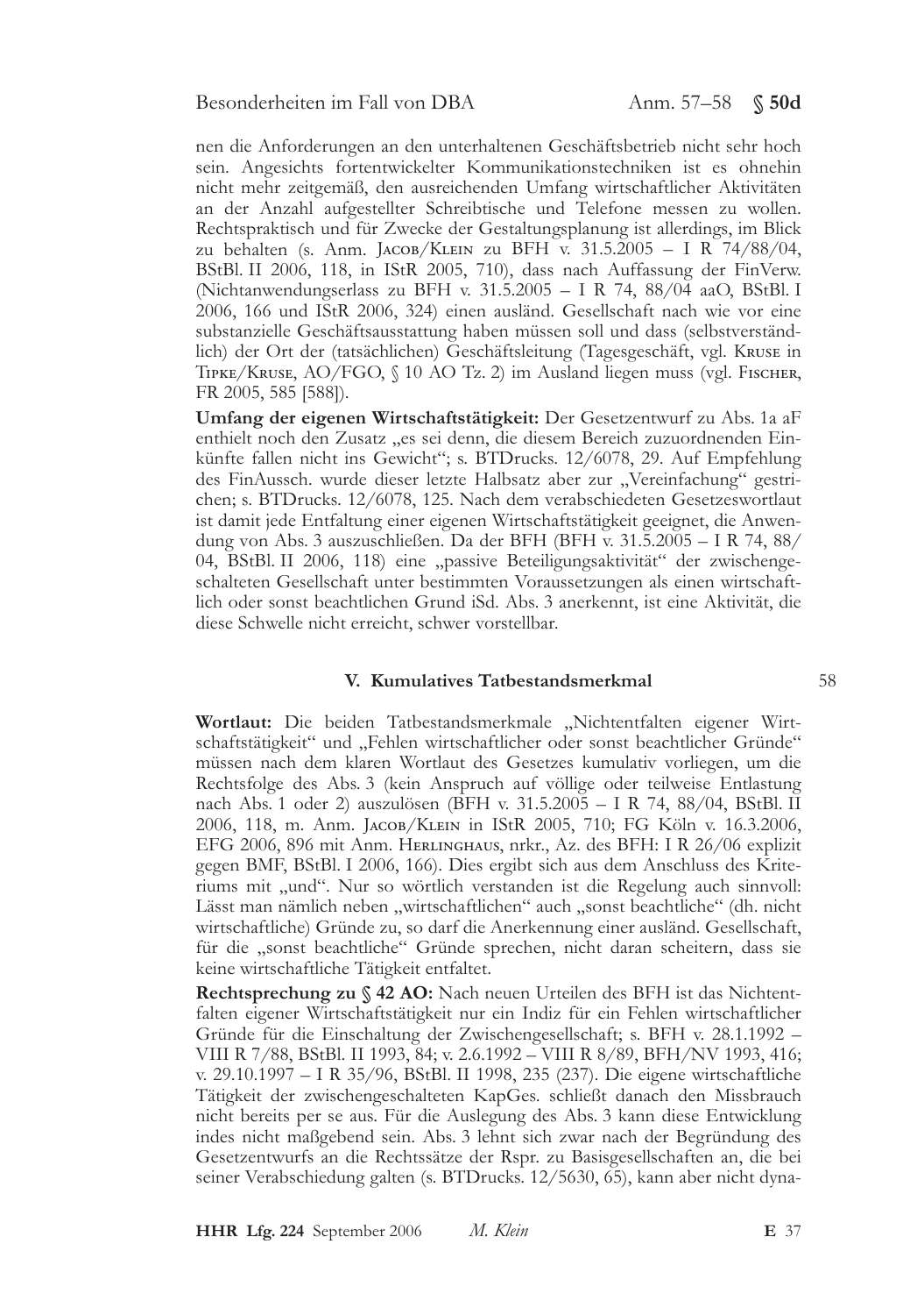nen die Anforderungen an den unterhaltenen Geschäftsbetrieb nicht sehr hoch sein. Angesichts fortentwickelter Kommunikationstechniken ist es ohnehin nicht mehr zeitgemäß, den ausreichenden Umfang wirtschaftlicher Aktivitäten an der Anzahl aufgestellter Schreibtische und Telefone messen zu wollen. Rechtspraktisch und für Zwecke der Gestaltungsplanung ist allerdings, im Blick zu behalten (s. Anm. Jacob/Klein zu BFH v. 31.5.2005 – I R 74/88/04, BStBl. II 2006, 118, in IStR 2005, 710), dass nach Auffassung der FinVerw. (Nichtanwendungserlass zu BFH v. 31.5.2005 – I R 74, 88/04 aaO, BStBl. I 2006, 166 und IStR 2006, 324) einen ausländ. Gesellschaft nach wie vor eine substanzielle Geschäftsausstattung haben müssen soll und dass (selbstverständlich) der Ort der (tatsächlichen) Geschäftsleitung (Tagesgeschäft, vgl. Kruse in Tipke/Kruse, AO/FGO, § 10 AO Tz. 2) im Ausland liegen muss (vgl. Fischer, FR 2005, 585 [588]).

**Umfang der eigenen Wirtschaftstätigkeit:** Der Gesetzentwurf zu Abs. 1a aF enthielt noch den Zusatz „es sei denn, die diesem Bereich zuzuordnenden Einkünfte fallen nicht ins Gewicht"; s. BTDrucks. 12/6078, 29. Auf Empfehlung des FinAussch. wurde dieser letzte Halbsatz aber zur „Vereinfachung" gestrichen; s. BTDrucks. 12/6078, 125. Nach dem verabschiedeten Gesetzeswortlaut ist damit jede Entfaltung einer eigenen Wirtschaftstätigkeit geeignet, die Anwendung von Abs. 3 auszuschließen. Da der BFH (BFH v. 31.5.2005 – I R 74, 88/04, BStBl. II 2006, 118) eine „passive Beteiligungsaktivität" der zwischengeschalteten Gesellschaft unter bestimmten Voraussetzungen als einen wirtschaftlich oder sonst beachtlichen Grund iSd. Abs. 3 anerkennt, ist eine Aktivität, die diese Schwelle nicht erreicht, schwer vorstellbar.

### V. Kumulatives Tatbestandsmerkmal

58

**Wortlaut:** Die beiden Tatbestandsmerkmale „Nichtentfalten eigener Wirtschaftstätigkeit" und „Fehlen wirtschaftlicher oder sonst beachtlicher Gründe" müssen nach dem klaren Wortlaut des Gesetzes kumulativ vorliegen, um die Rechtsfolge des Abs. 3 (kein Anspruch auf völlige oder teilweise Entlastung nach Abs. 1 oder 2) auszulösen (BFH v. 31.5.2005 – I R 74, 88/04, BStBl. II 2006, 118, m. Anm. Jacob/Klein in IStR 2005, 710; FG Köln v. 16.3.2006, EFG 2006, 896 mit Anm. Herlinghaus, nrkr., Az. des BFH: I R 26/06 explizit gegen BMF, BStBl. I 2006, 166). Dies ergibt sich aus dem Anschluss des Kriteriums mit „und". Nur so wörtlich verstanden ist die Regelung auch sinnvoll: Lässt man nämlich neben „wirtschaftlichen" auch „sonst beachtliche" (dh. nicht wirtschaftliche) Gründe zu, so darf die Anerkennung einer ausländ. Gesellschaft, für die „sonst beachtliche" Gründe sprechen, nicht daran scheitern, dass sie keine wirtschaftliche Tätigkeit entfaltet.

**Rechtsprechung zu § 42 AO:** Nach neuen Urteilen des BFH ist das Nichtentfalten eigener Wirtschaftstätigkeit nur ein Indiz für ein Fehlen wirtschaftlicher Gründe für die Einschaltung der Zwischengesellschaft; s. BFH v. 28.1.1992 – VIII R 7/88, BStBl. II 1993, 84; v. 2.6.1992 – VIII R 8/89, BFH/NV 1993, 416; v. 29.10.1997 – I R 35/96, BStBl. II 1998, 235 (237). Die eigene wirtschaftliche Tätigkeit der zwischengeschalteten KapGes. schließt danach den Missbrauch nicht bereits per se aus. Für die Auslegung des Abs. 3 kann diese Entwicklung indes nicht maßgebend sein. Abs. 3 lehnt sich zwar nach der Begründung des Gesetzentwurfs an die Rechtssätze der Rspr. zu Basisgesellschaften an, die bei seiner Verabschiedung galten (s. BTDrucks. 12/5630, 65), kann aber nicht dyna-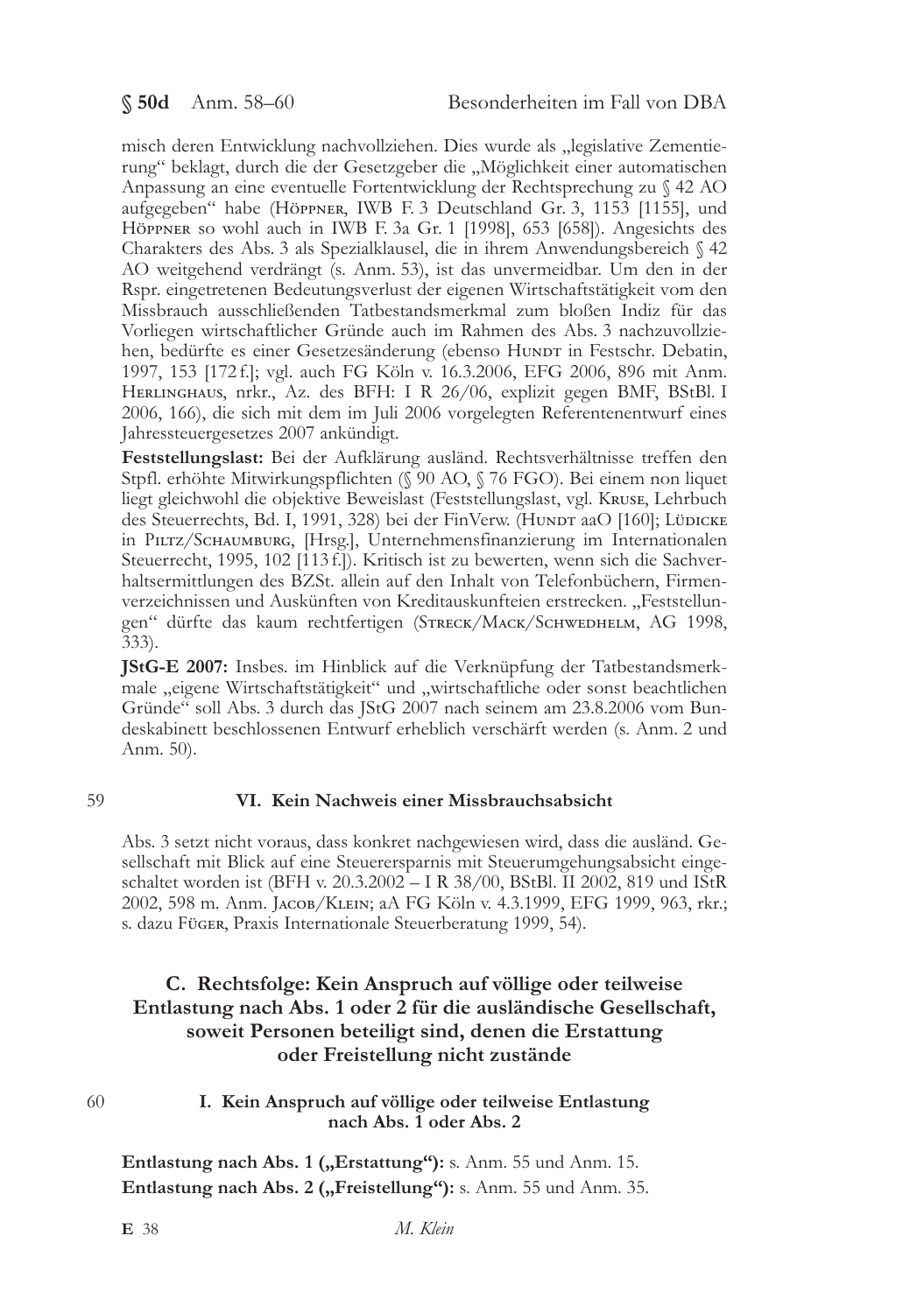misch deren Entwicklung nachvollziehen. Dies wurde als „legislative Zementierung" beklagt, durch die der Gesetzgeber die „Möglichkeit einer automatischen Anpassung an eine eventuelle Fortentwicklung der Rechtsprechung zu § 42 AO aufgegeben" habe (Höppner, IWB F. 3 Deutschland Gr. 3, 1153 [1155], und Höppner so wohl auch in IWB F. 3a Gr. 1 [1998], 653 [658]). Angesichts des Charakters des Abs. 3 als Spezialklausel, die in ihrem Anwendungsbereich § 42 AO weitgehend verdrängt (s. Anm. 53), ist das unvermeidbar. Um den in der Rspr. eingetretenen Bedeutungsverlust der eigenen Wirtschaftstätigkeit vom den Missbrauch ausschließenden Tatbestandsmerkmal zum bloßen Indiz für das Vorliegen wirtschaftlicher Gründe auch im Rahmen des Abs. 3 nachzuvollziehen, bedürfte es einer Gesetzesänderung (ebenso Hundt in Festschr. Debatin, 1997, 153 [172 f.]; vgl. auch FG Köln v. 16.3.2006, EFG 2006, 896 mit Anm. Herlinghaus, nrkr., Az. des BFH: I R 26/06, explizit gegen BMF, BStBl. I 2006, 166), die sich mit dem im Juli 2006 vorgelegten Referentenentwurf eines Jahressteuergesetzes 2007 ankündigt.

**Feststellungslast:** Bei der Aufklärung ausländ. Rechtsverhältnisse treffen den Stpfl. erhöhte Mitwirkungspflichten (§ 90 AO, § 76 FGO). Bei einem non liquet liegt gleichwohl die objektive Beweislast (Feststellungslast, vgl. Kruse, Lehrbuch des Steuerrechts, Bd. I, 1991, 328) bei der FinVerw. (Hundt aaO [160]; Lüdicke in Piltz/Schaumburg, [Hrsg.], Unternehmensfinanzierung im Internationalen Steuerrecht, 1995, 102 [113 f.]). Kritisch ist zu bewerten, wenn sich die Sachverhaltsermittlungen des BZSt. allein auf den Inhalt von Telefonbüchern, Firmenverzeichnissen und Auskünften von Kreditauskunfteien erstrecken. „Feststellungen" dürfte das kaum rechtfertigen (Streck/Mack/Schwedhelm, AG 1998, 333).

**JStG-E 2007:** Insbes. im Hinblick auf die Verknüpfung der Tatbestandsmerkmale „eigene Wirtschaftstätigkeit" und „wirtschaftliche oder sonst beachtlichen Gründe" soll Abs. 3 durch das JStG 2007 nach seinem am 23.8.2006 vom Bundeskabinett beschlossenen Entwurf erheblich verschärft werden (s. Anm. 2 und Anm. 50).

59

### VI. Kein Nachweis einer Missbrauchsabsicht

Abs. 3 setzt nicht voraus, dass konkret nachgewiesen wird, dass die ausländ. Gesellschaft mit Blick auf eine Steuerersparnis mit Steuerumgehungsabsicht eingeschaltet worden ist (BFH v. 20.3.2002 – I R 38/00, BStBl. II 2002, 819 und IStR 2002, 598 m. Anm. Jacob/Klein; aA FG Köln v. 4.3.1999, EFG 1999, 963, rkr.; s. dazu Füger, Praxis Internationale Steuerberatung 1999, 54).

## C. Rechtsfolge: Kein Anspruch auf völlige oder teilweise Entlastung nach Abs. 1 oder 2 für die ausländische Gesellschaft, soweit Personen beteiligt sind, denen die Erstattung oder Freistellung nicht zustände

60

### I. Kein Anspruch auf völlige oder teilweise Entlastung nach Abs. 1 oder Abs. 2

**Entlastung nach Abs. 1 („Erstattung"):** s. Anm. 55 und Anm. 15.

**Entlastung nach Abs. 2 („Freistellung"):** s. Anm. 55 und Anm. 35.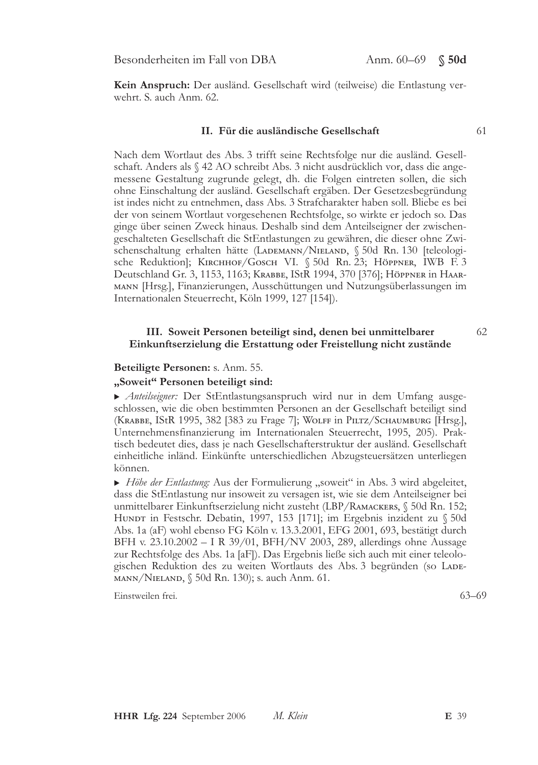**Kein Anspruch:** Der ausländ. Gesellschaft wird (teilweise) die Entlastung verwehrt. S. auch Anm. 62.

### II. Für die ausländische Gesellschaft

61

Nach dem Wortlaut des Abs. 3 trifft seine Rechtsfolge nur die ausländ. Gesellschaft. Anders als § 42 AO schreibt Abs. 3 nicht ausdrücklich vor, dass die angemessene Gestaltung zugrunde gelegt, dh. die Folgen eintreten sollen, die sich ohne Einschaltung der ausländ. Gesellschaft ergäben. Der Gesetzesbegründung ist indes nicht zu entnehmen, dass Abs. 3 Strafcharakter haben soll. Bliebe es bei der von seinem Wortlaut vorgesehenen Rechtsfolge, so wirkte er jedoch so. Das ginge über seinen Zweck hinaus. Deshalb sind dem Anteilseigner der zwischengeschalteten Gesellschaft die StEntlastungen zu gewähren, die dieser ohne Zwischenschaltung erhalten hätte (Lademann/Nieland, § 50d Rn. 130 [teleologische Reduktion]; Kirchhof/Gosch VI. § 50d Rn. 23; Höppner, IWB F. 3 Deutschland Gr. 3, 1153, 1163; Krabbe, IStR 1994, 370 [376]; Höppner in Haarmann [Hrsg.], Finanzierungen, Ausschüttungen und Nutzungsüberlassungen im Internationalen Steuerrecht, Köln 1999, 127 [154]).

### III. Soweit Personen beteiligt sind, denen bei unmittelbarer Einkunftserzielung die Erstattung oder Freistellung nicht zustände

62

**Beteiligte Personen:** s. Anm. 55.

**„Soweit" Personen beteiligt sind:**

▸ *Anteilseigner:* Der StEntlastungsanspruch wird nur in dem Umfang ausgeschlossen, wie die oben bestimmten Personen an der Gesellschaft beteiligt sind (Krabbe, IStR 1995, 382 [383 zu Frage 7]; Wolff in Piltz/Schaumburg [Hrsg.], Unternehmensfinanzierung im Internationalen Steuerrecht, 1995, 205). Praktisch bedeutet dies, dass je nach Gesellschafterstruktur der ausländ. Gesellschaft einheitliche inländ. Einkünfte unterschiedlichen Abzugsteuersätzen unterliegen können.

▸ *Höhe der Entlastung:* Aus der Formulierung „soweit" in Abs. 3 wird abgeleitet, dass die StEntlastung nur insoweit zu versagen ist, wie sie dem Anteilseigner bei unmittelbarer Einkunftserzielung nicht zusteht (LBP/Ramackers, § 50d Rn. 152; Hundt in Festschr. Debatin, 1997, 153 [171]; im Ergebnis inzident zu § 50d Abs. 1a (aF) wohl ebenso FG Köln v. 13.3.2001, EFG 2001, 693, bestätigt durch BFH v. 23.10.2002 – I R 39/01, BFH/NV 2003, 289, allerdings ohne Aussage zur Rechtsfolge des Abs. 1a [aF]). Das Ergebnis ließe sich auch mit einer teleologischen Reduktion des zu weiten Wortlauts des Abs. 3 begründen (so Lademann/Nieland, § 50d Rn. 130); s. auch Anm. 61.

Einstweilen frei. 63–69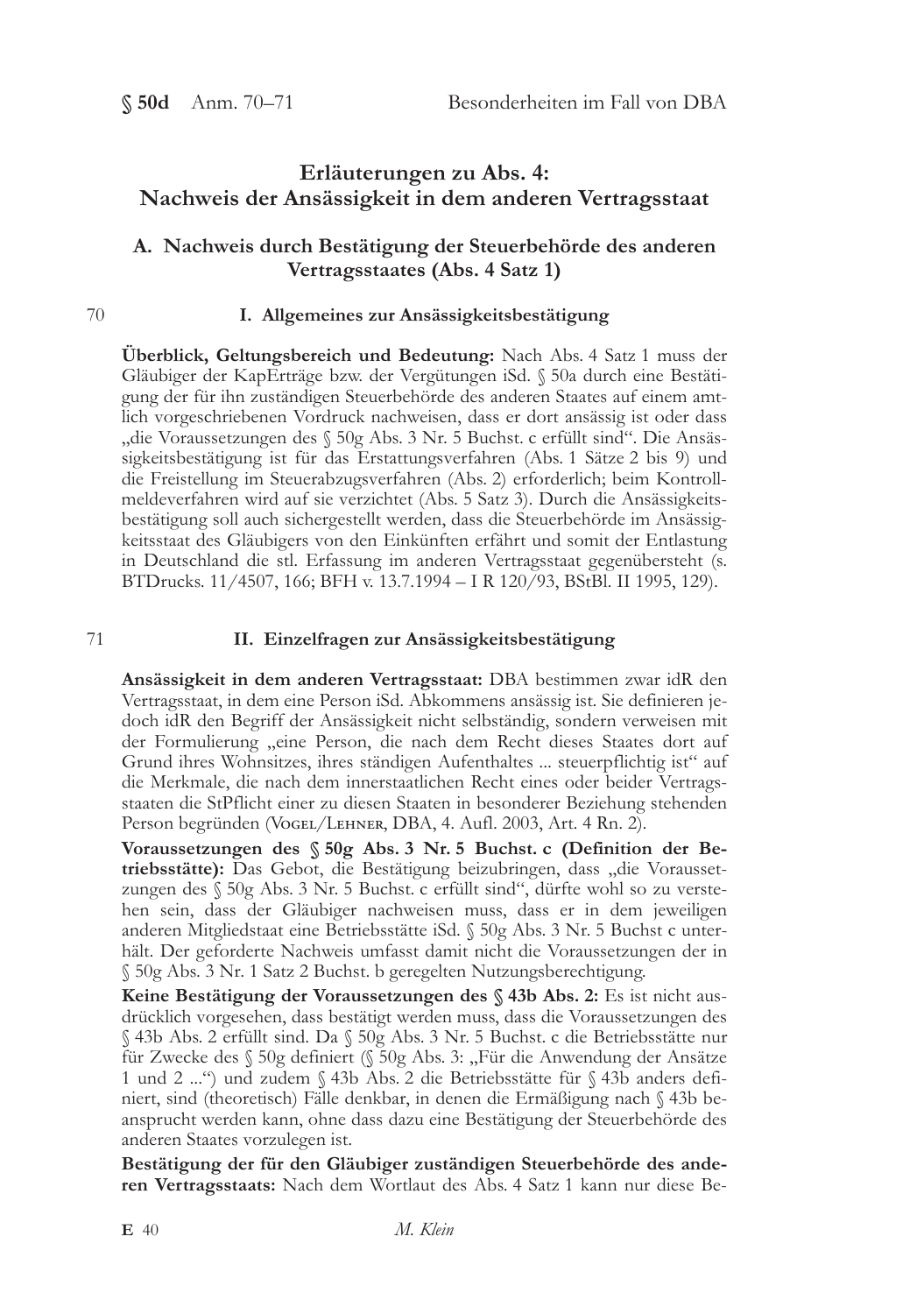## Erläuterungen zu Abs. 4: Nachweis der Ansässigkeit in dem anderen Vertragsstaat

### A. Nachweis durch Bestätigung der Steuerbehörde des anderen Vertragsstaates (Abs. 4 Satz 1)

70

#### I. Allgemeines zur Ansässigkeitsbestätigung

**Überblick, Geltungsbereich und Bedeutung:** Nach Abs. 4 Satz 1 muss der Gläubiger der KapErträge bzw. der Vergütungen iSd. § 50a durch eine Bestätigung der für ihn zuständigen Steuerbehörde des anderen Staates auf einem amtlich vorgeschriebenen Vordruck nachweisen, dass er dort ansässig ist oder dass „die Voraussetzungen des § 50g Abs. 3 Nr. 5 Buchst. c erfüllt sind". Die Ansässigkeitsbestätigung ist für das Erstattungsverfahren (Abs. 1 Sätze 2 bis 9) und die Freistellung im Steuerabzugsverfahren (Abs. 2) erforderlich; beim Kontrollmeldeverfahren wird auf sie verzichtet (Abs. 5 Satz 3). Durch die Ansässigkeitsbestätigung soll auch sichergestellt werden, dass die Steuerbehörde im Ansässigkeitsstaat des Gläubigers von den Einkünften erfährt und somit der Entlastung in Deutschland die stl. Erfassung im anderen Vertragsstaat gegenübersteht (s. BTDrucks. 11/4507, 166; BFH v. 13.7.1994 – I R 120/93, BStBl. II 1995, 129).

71

#### II. Einzelfragen zur Ansässigkeitsbestätigung

**Ansässigkeit in dem anderen Vertragsstaat:** DBA bestimmen zwar idR den Vertragsstaat, in dem eine Person iSd. Abkommens ansässig ist. Sie definieren jedoch idR den Begriff der Ansässigkeit nicht selbständig, sondern verweisen mit der Formulierung „eine Person, die nach dem Recht dieses Staates dort auf Grund ihres Wohnsitzes, ihres ständigen Aufenthaltes ... steuerpflichtig ist" auf die Merkmale, die nach dem innerstaatlichen Recht eines oder beider Vertragsstaaten die StPflicht einer zu diesen Staaten in besonderer Beziehung stehenden Person begründen (Vogel/Lehner, DBA, 4. Aufl. 2003, Art. 4 Rn. 2).

**Voraussetzungen des § 50g Abs. 3 Nr. 5 Buchst. c (Definition der Betriebsstätte):** Das Gebot, die Bestätigung beizubringen, dass „die Voraussetzungen des § 50g Abs. 3 Nr. 5 Buchst. c erfüllt sind", dürfte wohl so zu verstehen sein, dass der Gläubiger nachweisen muss, dass er in dem jeweiligen anderen Mitgliedstaat eine Betriebsstätte iSd. § 50g Abs. 3 Nr. 5 Buchst c unterhält. Der geforderte Nachweis umfasst damit nicht die Voraussetzungen der in § 50g Abs. 3 Nr. 1 Satz 2 Buchst. b geregelten Nutzungsberechtigung.

**Keine Bestätigung der Voraussetzungen des § 43b Abs. 2:** Es ist nicht ausdrücklich vorgesehen, dass bestätigt werden muss, dass die Voraussetzungen des § 43b Abs. 2 erfüllt sind. Da § 50g Abs. 3 Nr. 5 Buchst. c die Betriebsstätte nur für Zwecke des § 50g definiert (§ 50g Abs. 3: „Für die Anwendung der Absätze 1 und 2 ...") und zudem § 43b Abs. 2 die Betriebsstätte für § 43b anders definiert, sind (theoretisch) Fälle denkbar, in denen die Ermäßigung nach § 43b beansprucht werden kann, ohne dass dazu eine Bestätigung der Steuerbehörde des anderen Staates vorzulegen ist.

**Bestätigung der für den Gläubiger zuständigen Steuerbehörde des anderen Vertragsstaats:** Nach dem Wortlaut des Abs. 4 Satz 1 kann nur diese Be-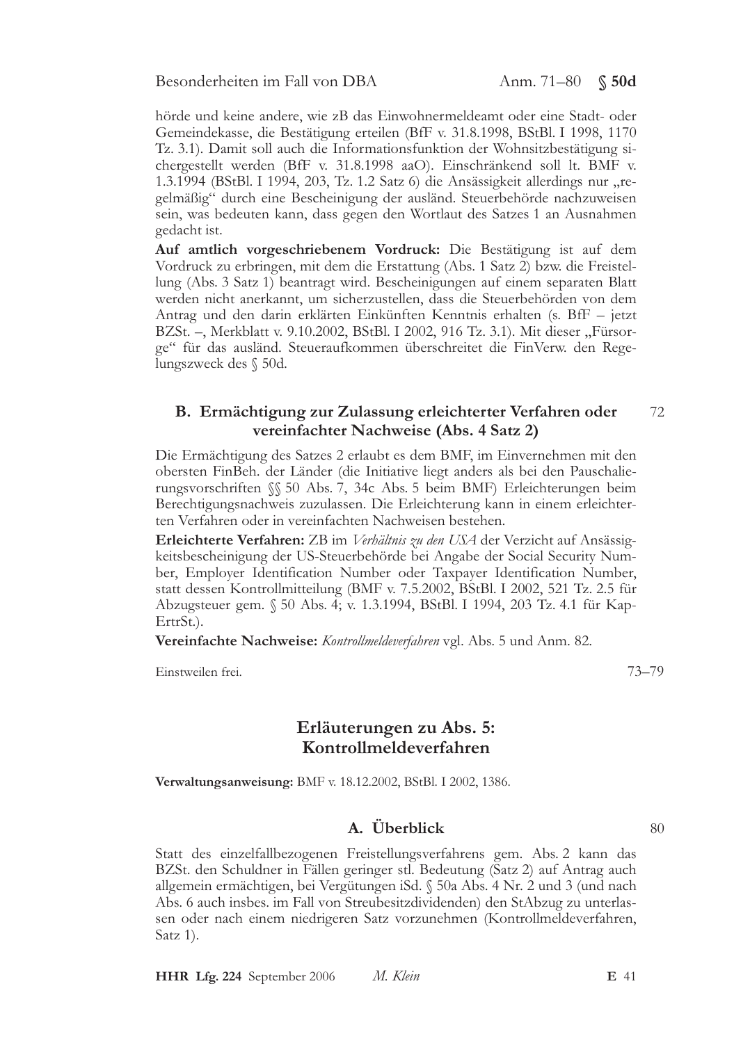hörde und keine andere, wie zB das Einwohnermeldeamt oder eine Stadt- oder Gemeindekasse, die Bestätigung erteilen (BfF v. 31.8.1998, BStBl. I 1998, 1170 Tz. 3.1). Damit soll auch die Informationsfunktion der Wohnsitzbestätigung sichergestellt werden (BfF v. 31.8.1998 aaO). Einschränkend soll lt. BMF v. 1.3.1994 (BStBl. I 1994, 203, Tz. 1.2 Satz 6) die Ansässigkeit allerdings nur „regelmäßig" durch eine Bescheinigung der ausländ. Steuerbehörde nachzuweisen sein, was bedeuten kann, dass gegen den Wortlaut des Satzes 1 an Ausnahmen gedacht ist.

**Auf amtlich vorgeschriebenem Vordruck:** Die Bestätigung ist auf dem Vordruck zu erbringen, mit dem die Erstattung (Abs. 1 Satz 2) bzw. die Freistellung (Abs. 3 Satz 1) beantragt wird. Bescheinigungen auf einem separaten Blatt werden nicht anerkannt, um sicherzustellen, dass die Steuerbehörden von dem Antrag und den darin erklärten Einkünften Kenntnis erhalten (s. BfF – jetzt BZSt. –, Merkblatt v. 9.10.2002, BStBl. I 2002, 916 Tz. 3.1). Mit dieser „Fürsorge" für das ausländ. Steueraufkommen überschreitet die FinVerw. den Regelungszweck des § 50d.

### B. Ermächtigung zur Zulassung erleichterter Verfahren oder vereinfachter Nachweise (Abs. 4 Satz 2)

72

Die Ermächtigung des Satzes 2 erlaubt es dem BMF, im Einvernehmen mit den obersten FinBeh. der Länder (die Initiative liegt anders als bei den Pauschalierungsvorschriften §§ 50 Abs. 7, 34c Abs. 5 beim BMF) Erleichterungen beim Berechtigungsnachweis zuzulassen. Die Erleichterung kann in einem erleichterten Verfahren oder in vereinfachten Nachweisen bestehen.

**Erleichterte Verfahren:** ZB im *Verhältnis zu den USA* der Verzicht auf Ansässigkeitsbescheinigung der US-Steuerbehörde bei Angabe der Social Security Number, Employer Identification Number oder Taxpayer Identification Number, statt dessen Kontrollmitteilung (BMF v. 7.5.2002, BStBl. I 2002, 521 Tz. 2.5 für Abzugsteuer gem. § 50 Abs. 4; v. 1.3.1994, BStBl. I 1994, 203 Tz. 4.1 für KapErtrSt.).

**Vereinfachte Nachweise:** *Kontrollmeldeverfahren* vgl. Abs. 5 und Anm. 82.

Einstweilen frei. 73–79

## Erläuterungen zu Abs. 5: Kontrollmeldeverfahren

**Verwaltungsanweisung:** BMF v. 18.12.2002, BStBl. I 2002, 1386.

### A. Überblick

80

Statt des einzelfallbezogenen Freistellungsverfahrens gem. Abs. 2 kann das BZSt. den Schuldner in Fällen geringer stl. Bedeutung (Satz 2) auf Antrag auch allgemein ermächtigen, bei Vergütungen iSd. § 50a Abs. 4 Nr. 2 und 3 (und nach Abs. 6 auch insbes. im Fall von Streubesitzdividenden) den StAbzug zu unterlassen oder nach einem niedrigeren Satz vorzunehmen (Kontrollmeldeverfahren, Satz 1).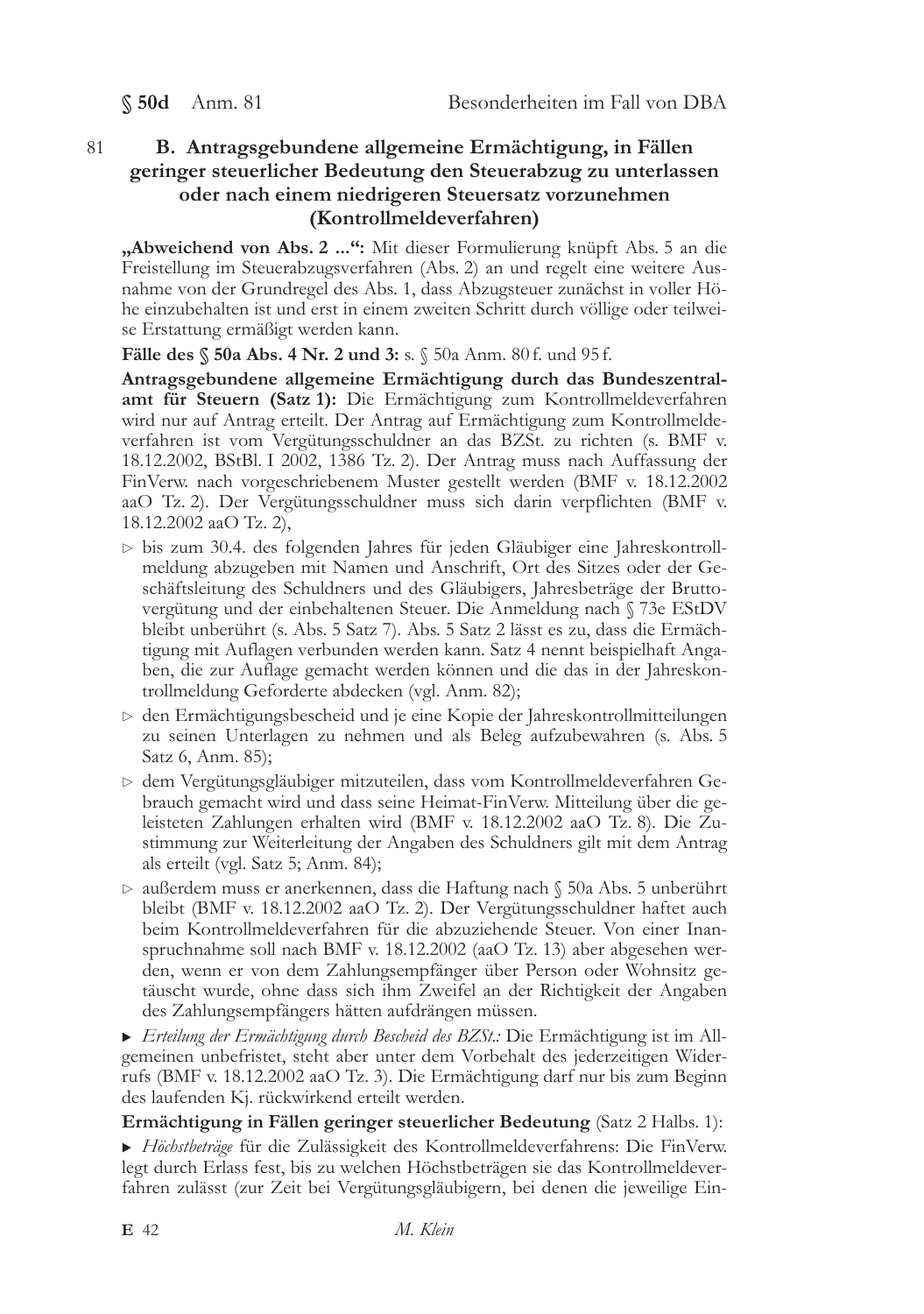81

## B. Antragsgebundene allgemeine Ermächtigung, in Fällen geringer steuerlicher Bedeutung den Steuerabzug zu unterlassen oder nach einem niedrigeren Steuersatz vorzunehmen (Kontrollmeldeverfahren)

**„Abweichend von Abs. 2 ...":** Mit dieser Formulierung knüpft Abs. 5 an die Freistellung im Steuerabzugsverfahren (Abs. 2) an und regelt eine weitere Ausnahme von der Grundregel des Abs. 1, dass Abzugsteuer zunächst in voller Höhe einzubehalten ist und erst in einem zweiten Schritt durch völlige oder teilweise Erstattung ermäßigt werden kann.

**Fälle des § 50a Abs. 4 Nr. 2 und 3:** s. § 50a Anm. 80 f. und 95 f.

**Antragsgebundene allgemeine Ermächtigung durch das Bundeszentralamt für Steuern (Satz 1):** Die Ermächtigung zum Kontrollmeldeverfahren wird nur auf Antrag erteilt. Der Antrag auf Ermächtigung zum Kontrollmeldeverfahren ist vom Vergütungsschuldner an das BZSt. zu richten (s. BMF v. 18.12.2002, BStBl. I 2002, 1386 Tz. 2). Der Antrag muss nach Auffassung der FinVerw. nach vorgeschriebenem Muster gestellt werden (BMF v. 18.12.2002 aaO Tz. 2). Der Vergütungsschuldner muss sich darin verpflichten (BMF v. 18.12.2002 aaO Tz. 2),

- ▷ bis zum 30.4. des folgenden Jahres für jeden Gläubiger eine Jahreskontrollmeldung abzugeben mit Namen und Anschrift, Ort des Sitzes oder der Geschäftsleitung des Schuldners und des Gläubigers, Jahresbeträge der Bruttovergütung und der einbehaltenen Steuer. Die Anmeldung nach § 73e EStDV bleibt unberührt (s. Abs. 5 Satz 7). Abs. 5 Satz 2 lässt es zu, dass die Ermächtigung mit Auflagen verbunden werden kann. Satz 4 nennt beispielhaft Angaben, die zur Auflage gemacht werden können und die das in der Jahreskontrollmeldung Geforderte abdecken (vgl. Anm. 82);
- ▷ den Ermächtigungsbescheid und je eine Kopie der Jahreskontrollmitteilungen zu seinen Unterlagen zu nehmen und als Beleg aufzubewahren (s. Abs. 5 Satz 6, Anm. 85);
- ▷ dem Vergütungsgläubiger mitzuteilen, dass vom Kontrollmeldeverfahren Gebrauch gemacht wird und dass seine Heimat-FinVerw. Mitteilung über die geleisteten Zahlungen erhalten wird (BMF v. 18.12.2002 aaO Tz. 8). Die Zustimmung zur Weiterleitung der Angaben des Schuldners gilt mit dem Antrag als erteilt (vgl. Satz 5; Anm. 84);
- ▷ außerdem muss er anerkennen, dass die Haftung nach § 50a Abs. 5 unberührt bleibt (BMF v. 18.12.2002 aaO Tz. 2). Der Vergütungsschuldner haftet auch beim Kontrollmeldeverfahren für die abzuziehende Steuer. Von einer Inanspruchnahme soll nach BMF v. 18.12.2002 (aaO Tz. 13) aber abgesehen werden, wenn er von dem Zahlungsempfänger über Person oder Wohnsitz getäuscht wurde, ohne dass sich ihm Zweifel an der Richtigkeit der Angaben des Zahlungsempfängers hätten aufdrängen müssen.

▸ *Erteilung der Ermächtigung durch Bescheid des BZSt.:* Die Ermächtigung ist im Allgemeinen unbefristet, steht aber unter dem Vorbehalt des jederzeitigen Widerrufs (BMF v. 18.12.2002 aaO Tz. 3). Die Ermächtigung darf nur bis zum Beginn des laufenden Kj. rückwirkend erteilt werden.

**Ermächtigung in Fällen geringer steuerlicher Bedeutung** (Satz 2 Halbs. 1):

▸ *Höchstbeträge* für die Zulässigkeit des Kontrollmeldeverfahrens: Die FinVerw. legt durch Erlass fest, bis zu welchen Höchstbeträgen sie das Kontrollmeldeverfahren zulässt (zur Zeit bei Vergütungsgläubigern, bei denen die jeweilige Ein-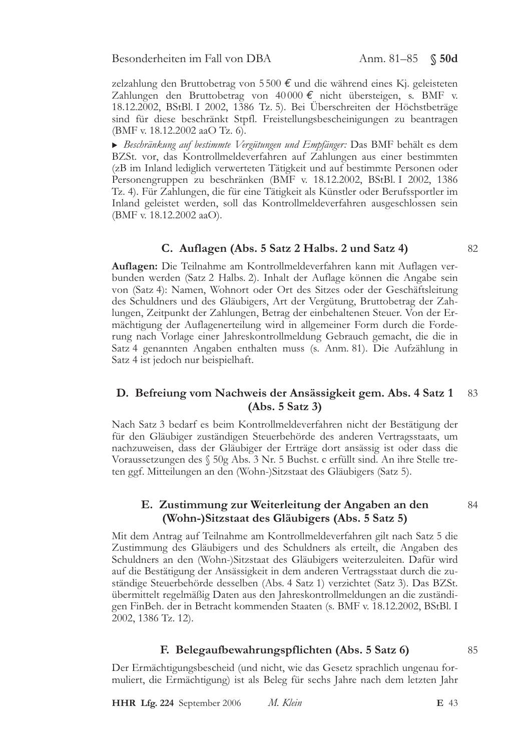zelzahlung den Bruttobetrag von 5 500 € und die während eines Kj. geleisteten Zahlungen den Bruttobetrag von 40 000 € nicht übersteigen, s. BMF v. 18.12.2002, BStBl. I 2002, 1386 Tz. 5). Bei Überschreiten der Höchstbeträge sind für diese beschränkt Stpfl. Freistellungsbescheinigungen zu beantragen (BMF v. 18.12.2002 aaO Tz. 6).

▸ *Beschränkung auf bestimmte Vergütungen und Empfänger:* Das BMF behält es dem BZSt. vor, das Kontrollmeldeverfahren auf Zahlungen aus einer bestimmten (zB im Inland lediglich verwerteten Tätigkeit und auf bestimmte Personen oder Personengruppen zu beschränken (BMF v. 18.12.2002, BStBl. I 2002, 1386 Tz. 4). Für Zahlungen, die für eine Tätigkeit als Künstler oder Berufssportler im Inland geleistet werden, soll das Kontrollmeldeverfahren ausgeschlossen sein (BMF v. 18.12.2002 aaO).

## C. Auflagen (Abs. 5 Satz 2 Halbs. 2 und Satz 4)

82

**Auflagen:** Die Teilnahme am Kontrollmeldeverfahren kann mit Auflagen verbunden werden (Satz 2 Halbs. 2). Inhalt der Auflage können die Angabe sein von (Satz 4): Namen, Wohnort oder Ort des Sitzes oder der Geschäftsleitung des Schuldners und des Gläubigers, Art der Vergütung, Bruttobetrag der Zahlungen, Zeitpunkt der Zahlungen, Betrag der einbehaltenen Steuer. Von der Ermächtigung der Auflagenerteilung wird in allgemeiner Form durch die Forderung nach Vorlage einer Jahreskontrollmeldung Gebrauch gemacht, die die in Satz 4 genannten Angaben enthalten muss (s. Anm. 81). Die Aufzählung in Satz 4 ist jedoch nur beispielhaft.

## D. Befreiung vom Nachweis der Ansässigkeit gem. Abs. 4 Satz 1 (Abs. 5 Satz 3)

83

Nach Satz 3 bedarf es beim Kontrollmeldeverfahren nicht der Bestätigung der für den Gläubiger zuständigen Steuerbehörde des anderen Vertragsstaats, um nachzuweisen, dass der Gläubiger der Erträge dort ansässig ist oder dass die Voraussetzungen des § 50g Abs. 3 Nr. 5 Buchst. c erfüllt sind. An ihre Stelle treten ggf. Mitteilungen an den (Wohn-)Sitzstaat des Gläubigers (Satz 5).

## E. Zustimmung zur Weiterleitung der Angaben an den (Wohn-)Sitzstaat des Gläubigers (Abs. 5 Satz 5)

84

Mit dem Antrag auf Teilnahme am Kontrollmeldeverfahren gilt nach Satz 5 die Zustimmung des Gläubigers und des Schuldners als erteilt, die Angaben des Schuldners an den (Wohn-)Sitzstaat des Gläubigers weiterzuleiten. Dafür wird auf die Bestätigung der Ansässigkeit in dem anderen Vertragsstaat durch die zuständige Steuerbehörde desselben (Abs. 4 Satz 1) verzichtet (Satz 3). Das BZSt. übermittelt regelmäßig Daten aus den Jahreskontrollmeldungen an die zuständigen FinBeh. der in Betracht kommenden Staaten (s. BMF v. 18.12.2002, BStBl. I 2002, 1386 Tz. 12).

## F. Belegaufbewahrungspflichten (Abs. 5 Satz 6)

85

Der Ermächtigungsbescheid (und nicht, wie das Gesetz sprachlich ungenau formuliert, die Ermächtigung) ist als Beleg für sechs Jahre nach dem letzten Jahr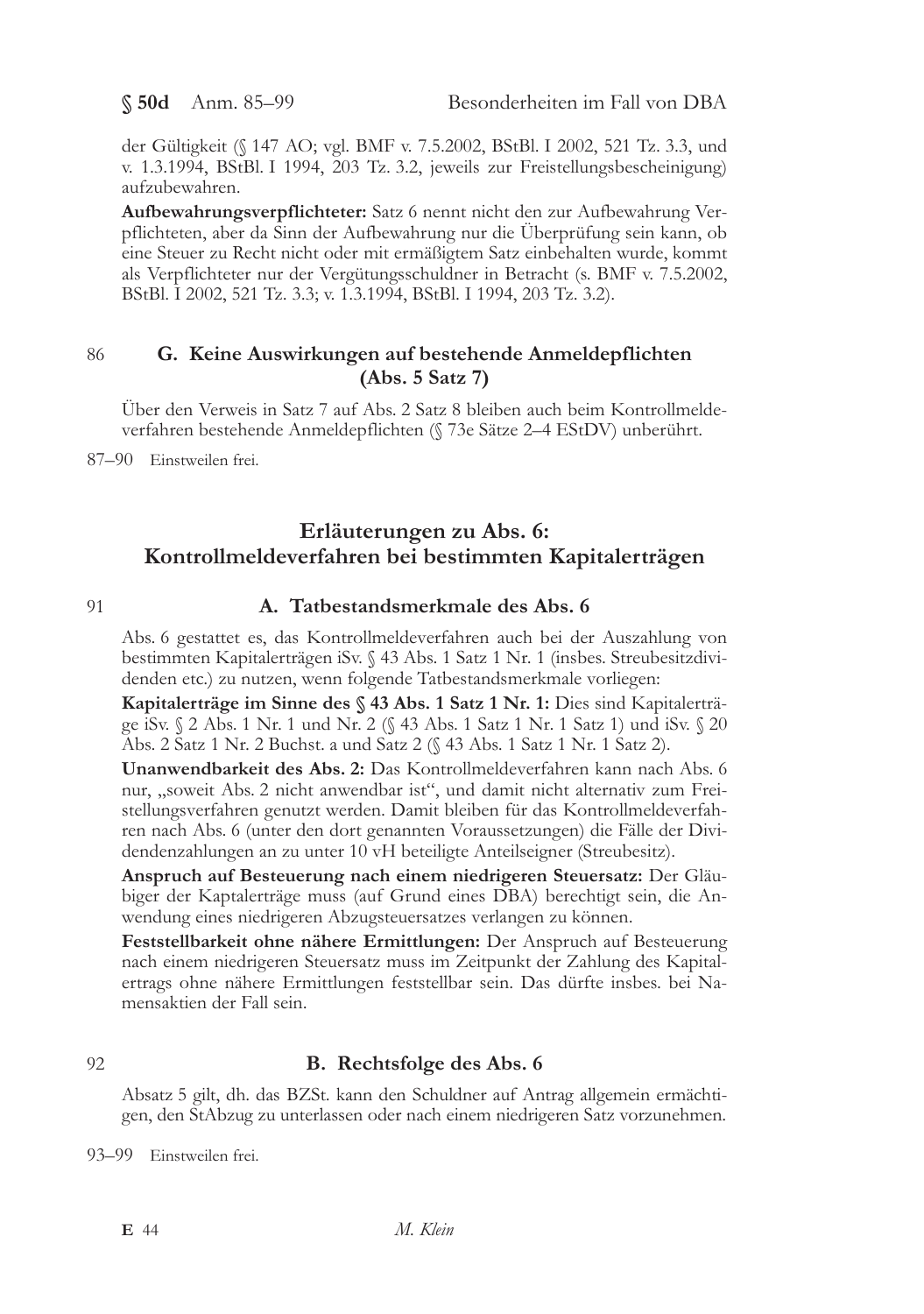der Gültigkeit (§ 147 AO; vgl. BMF v. 7.5.2002, BStBl. I 2002, 521 Tz. 3.3, und v. 1.3.1994, BStBl. I 1994, 203 Tz. 3.2, jeweils zur Freistellungsbescheinigung) aufzubewahren.

**Aufbewahrungsverpflichteter:** Satz 6 nennt nicht den zur Aufbewahrung Verpflichteten, aber da Sinn der Aufbewahrung nur die Überprüfung sein kann, ob eine Steuer zu Recht nicht oder mit ermäßigtem Satz einbehalten wurde, kommt als Verpflichteter nur der Vergütungsschuldner in Betracht (s. BMF v. 7.5.2002, BStBl. I 2002, 521 Tz. 3.3; v. 1.3.1994, BStBl. I 1994, 203 Tz. 3.2).

86

## G. Keine Auswirkungen auf bestehende Anmeldepflichten (Abs. 5 Satz 7)

Über den Verweis in Satz 7 auf Abs. 2 Satz 8 bleiben auch beim Kontrollmeldeverfahren bestehende Anmeldepflichten (§ 73e Sätze 2–4 EStDV) unberührt.

87–90 Einstweilen frei.

# Erläuterungen zu Abs. 6: Kontrollmeldeverfahren bei bestimmten Kapitalerträgen

91

## A. Tatbestandsmerkmale des Abs. 6

Abs. 6 gestattet es, das Kontrollmeldeverfahren auch bei der Auszahlung von bestimmten Kapitalerträgen iSv. § 43 Abs. 1 Satz 1 Nr. 1 (insbes. Streubesitzdividenden etc.) zu nutzen, wenn folgende Tatbestandsmerkmale vorliegen:

**Kapitalerträge im Sinne des § 43 Abs. 1 Satz 1 Nr. 1:** Dies sind Kapitalerträge iSv. § 2 Abs. 1 Nr. 1 und Nr. 2 (§ 43 Abs. 1 Satz 1 Nr. 1 Satz 1) und iSv. § 20 Abs. 2 Satz 1 Nr. 2 Buchst. a und Satz 2 (§ 43 Abs. 1 Satz 1 Nr. 1 Satz 2).

**Unanwendbarkeit des Abs. 2:** Das Kontrollmeldeverfahren kann nach Abs. 6 nur, „soweit Abs. 2 nicht anwendbar ist", und damit nicht alternativ zum Freistellungsverfahren genutzt werden. Damit bleiben für das Kontrollmeldeverfahren nach Abs. 6 (unter den dort genannten Voraussetzungen) die Fälle der Dividendenzahlungen an zu unter 10 vH beteiligte Anteilseigner (Streubesitz).

**Anspruch auf Besteuerung nach einem niedrigeren Steuersatz:** Der Gläubiger der Kaptalerträge muss (auf Grund eines DBA) berechtigt sein, die Anwendung eines niedrigeren Abzugsteuersatzes verlangen zu können.

**Feststellbarkeit ohne nähere Ermittlungen:** Der Anspruch auf Besteuerung nach einem niedrigeren Steuersatz muss im Zeitpunkt der Zahlung des Kapitalertrags ohne nähere Ermittlungen feststellbar sein. Das dürfte insbes. bei Namensaktien der Fall sein.

92

## B. Rechtsfolge des Abs. 6

Absatz 5 gilt, dh. das BZSt. kann den Schuldner auf Antrag allgemein ermächtigen, den StAbzug zu unterlassen oder nach einem niedrigeren Satz vorzunehmen.

93–99 Einstweilen frei.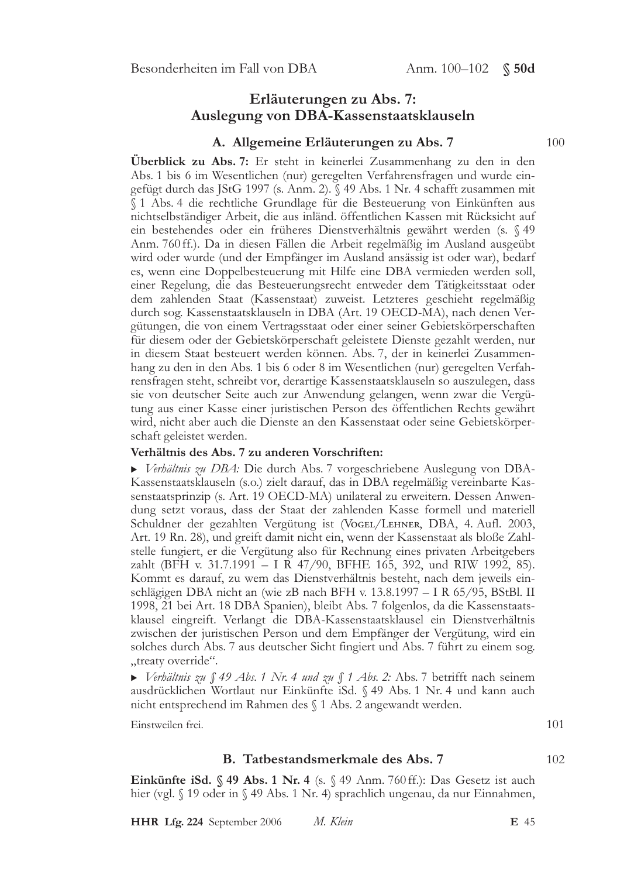## Erläuterungen zu Abs. 7: Auslegung von DBA-Kassenstaatsklauseln

### A. Allgemeine Erläuterungen zu Abs. 7

100

**Überblick zu Abs. 7:** Er steht in keinerlei Zusammenhang zu den in den Abs. 1 bis 6 im Wesentlichen (nur) geregelten Verfahrensfragen und wurde eingefügt durch das JStG 1997 (s. Anm. 2). § 49 Abs. 1 Nr. 4 schafft zusammen mit § 1 Abs. 4 die rechtliche Grundlage für die Besteuerung von Einkünften aus nichtselbständiger Arbeit, die aus inländ. öffentlichen Kassen mit Rücksicht auf ein bestehendes oder ein früheres Dienstverhältnis gewährt werden (s. § 49 Anm. 760 ff.). Da in diesen Fällen die Arbeit regelmäßig im Ausland ausgeübt wird oder wurde (und der Empfänger im Ausland ansässig ist oder war), bedarf es, wenn eine Doppelbesteuerung mit Hilfe eine DBA vermieden werden soll, einer Regelung, die das Besteuerungsrecht entweder dem Tätigkeitsstaat oder dem zahlenden Staat (Kassenstaat) zuweist. Letzteres geschieht regelmäßig durch sog. Kassenstaatsklauseln in DBA (Art. 19 OECD-MA), nach denen Vergütungen, die von einem Vertragsstaat oder einer seiner Gebietskörperschaften für diesem oder der Gebietskörperschaft geleistete Dienste gezahlt werden, nur in diesem Staat besteuert werden können. Abs. 7, der in keinerlei Zusammenhang zu den in den Abs. 1 bis 6 oder 8 im Wesentlichen (nur) geregelten Verfahrensfragen steht, schreibt vor, derartige Kassenstaatsklauseln so auszulegen, dass sie von deutscher Seite auch zur Anwendung gelangen, wenn zwar die Vergütung aus einer Kasse einer juristischen Person des öffentlichen Rechts gewährt wird, nicht aber auch die Dienste an den Kassenstaat oder seine Gebietskörperschaft geleistet werden.

**Verhältnis des Abs. 7 zu anderen Vorschriften:**

▸ *Verhältnis zu DBA:* Die durch Abs. 7 vorgeschriebene Auslegung von DBA-Kassenstaatsklauseln (s.o.) zielt darauf, das in DBA regelmäßig vereinbarte Kassenstaatsprinzip (s. Art. 19 OECD-MA) unilateral zu erweitern. Dessen Anwendung setzt voraus, dass der Staat der zahlenden Kasse formell und materiell Schuldner der gezahlten Vergütung ist (Vogel/Lehner, DBA, 4. Aufl. 2003, Art. 19 Rn. 28), und greift damit nicht ein, wenn der Kassenstaat als bloße Zahlstelle fungiert, er die Vergütung also für Rechnung eines privaten Arbeitgebers zahlt (BFH v. 31.7.1991 – I R 47/90, BFHE 165, 392, und RIW 1992, 85). Kommt es darauf, zu wem das Dienstverhältnis besteht, nach dem jeweils einschlägigen DBA nicht an (wie zB nach BFH v. 13.8.1997 – I R 65/95, BStBl. II 1998, 21 bei Art. 18 DBA Spanien), bleibt Abs. 7 folgenlos, da die Kassenstaatsklausel eingreift. Verlangt die DBA-Kassenstaatsklausel ein Dienstverhältnis zwischen der juristischen Person und dem Empfänger der Vergütung, wird ein solches durch Abs. 7 aus deutscher Sicht fingiert und Abs. 7 führt zu einem sog. „treaty override".

▸ *Verhältnis zu § 49 Abs. 1 Nr. 4 und zu § 1 Abs. 2:* Abs. 7 betrifft nach seinem ausdrücklichen Wortlaut nur Einkünfte iSd. § 49 Abs. 1 Nr. 4 und kann auch nicht entsprechend im Rahmen des § 1 Abs. 2 angewandt werden.

Einstweilen frei.

101

### B. Tatbestandsmerkmale des Abs. 7

102

**Einkünfte iSd. § 49 Abs. 1 Nr. 4** (s. § 49 Anm. 760 ff.): Das Gesetz ist auch hier (vgl. § 19 oder in § 49 Abs. 1 Nr. 4) sprachlich ungenau, da nur Einnahmen,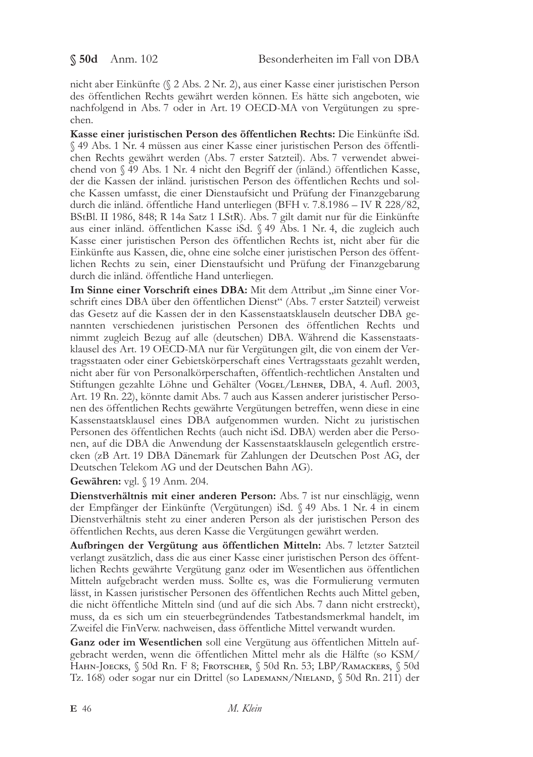nicht aber Einkünfte (§ 2 Abs. 2 Nr. 2), aus einer Kasse einer juristischen Person des öffentlichen Rechts gewährt werden können. Es hätte sich angeboten, wie nachfolgend in Abs. 7 oder in Art. 19 OECD-MA von Vergütungen zu sprechen.

**Kasse einer juristischen Person des öffentlichen Rechts:** Die Einkünfte iSd. § 49 Abs. 1 Nr. 4 müssen aus einer Kasse einer juristischen Person des öffentlichen Rechts gewährt werden (Abs. 7 erster Satzteil). Abs. 7 verwendet abweichend von § 49 Abs. 1 Nr. 4 nicht den Begriff der (inländ.) öffentlichen Kasse, der die Kassen der inländ. juristischen Person des öffentlichen Rechts und solche Kassen umfasst, die einer Dienstaufsicht und Prüfung der Finanzgebarung durch die inländ. öffentliche Hand unterliegen (BFH v. 7.8.1986 – IV R 228/82, BStBl. II 1986, 848; R 14a Satz 1 LStR). Abs. 7 gilt damit nur für die Einkünfte aus einer inländ. öffentlichen Kasse iSd. § 49 Abs. 1 Nr. 4, die zugleich auch Kasse einer juristischen Person des öffentlichen Rechts ist, nicht aber für die Einkünfte aus Kassen, die, ohne eine solche einer juristischen Person des öffentlichen Rechts zu sein, einer Dienstaufsicht und Prüfung der Finanzgebarung durch die inländ. öffentliche Hand unterliegen.

**Im Sinne einer Vorschrift eines DBA:** Mit dem Attribut „im Sinne einer Vorschrift eines DBA über den öffentlichen Dienst" (Abs. 7 erster Satzteil) verweist das Gesetz auf die Kassen der in den Kassenstaatsklauseln deutscher DBA genannten verschiedenen juristischen Personen des öffentlichen Rechts und nimmt zugleich Bezug auf alle (deutschen) DBA. Während die Kassenstaatsklausel des Art. 19 OECD-MA nur für Vergütungen gilt, die von einem der Vertragsstaaten oder einer Gebietskörperschaft eines Vertragsstaats gezahlt werden, nicht aber für von Personalkörperschaften, öffentlich-rechtlichen Anstalten und Stiftungen gezahlte Löhne und Gehälter (Vogel/Lehner, DBA, 4. Aufl. 2003, Art. 19 Rn. 22), könnte damit Abs. 7 auch aus Kassen anderer juristischer Personen des öffentlichen Rechts gewährte Vergütungen betreffen, wenn diese in eine Kassenstaatsklausel eines DBA aufgenommen wurden. Nicht zu juristischen Personen des öffentlichen Rechts (auch nicht iSd. DBA) werden aber die Personen, auf die DBA die Anwendung der Kassenstaatsklauseln gelegentlich erstrecken (zB Art. 19 DBA Dänemark für Zahlungen der Deutschen Post AG, der Deutschen Telekom AG und der Deutschen Bahn AG).

**Gewähren:** vgl. § 19 Anm. 204.

**Dienstverhältnis mit einer anderen Person:** Abs. 7 ist nur einschlägig, wenn der Empfänger der Einkünfte (Vergütungen) iSd. § 49 Abs. 1 Nr. 4 in einem Dienstverhältnis steht zu einer anderen Person als der juristischen Person des öffentlichen Rechts, aus deren Kasse die Vergütungen gewährt werden.

**Aufbringen der Vergütung aus öffentlichen Mitteln:** Abs. 7 letzter Satzteil verlangt zusätzlich, dass die aus einer Kasse einer juristischen Person des öffentlichen Rechts gewährte Vergütung ganz oder im Wesentlichen aus öffentlichen Mitteln aufgebracht werden muss. Sollte es, was die Formulierung vermuten lässt, in Kassen juristischer Personen des öffentlichen Rechts auch Mittel geben, die nicht öffentliche Mitteln sind (und auf die sich Abs. 7 dann nicht erstreckt), muss, da es sich um ein steuerbegründendes Tatbestandsmerkmal handelt, im Zweifel die FinVerw. nachweisen, dass öffentliche Mittel verwandt wurden.

**Ganz oder im Wesentlichen** soll eine Vergütung aus öffentlichen Mitteln aufgebracht werden, wenn die öffentlichen Mittel mehr als die Hälfte (so KSM/Hahn-Joecks, § 50d Rn. F 8; Frotscher, § 50d Rn. 53; LBP/Ramackers, § 50d Tz. 168) oder sogar nur ein Drittel (so Lademann/Nieland, § 50d Rn. 211) der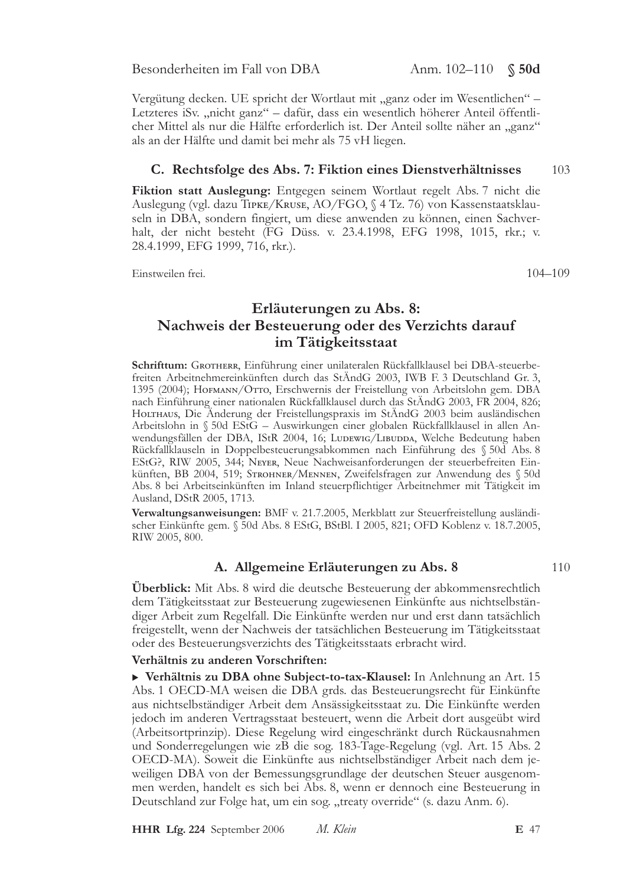Vergütung decken. UE spricht der Wortlaut mit „ganz oder im Wesentlichen“ – Letzteres iSv. „nicht ganz“ – dafür, dass ein wesentlich höherer Anteil öffentlicher Mittel als nur die Hälfte erforderlich ist. Der Anteil sollte näher an „ganz“ als an der Hälfte und damit bei mehr als 75 vH liegen.

### C. Rechtsfolge des Abs. 7: Fiktion eines Dienstverhältnisses

103

**Fiktion statt Auslegung:** Entgegen seinem Wortlaut regelt Abs. 7 nicht die Auslegung (vgl. dazu Tipke/Kruse, AO/FGO, § 4 Tz. 76) von Kassenstaatsklauseln in DBA, sondern fingiert, um diese anwenden zu können, einen Sachverhalt, der nicht besteht (FG Düss. v. 23.4.1998, EFG 1998, 1015, rkr.; v. 28.4.1999, EFG 1999, 716, rkr.).

Einstweilen frei.

104–109

## Erläuterungen zu Abs. 8: Nachweis der Besteuerung oder des Verzichts darauf im Tätigkeitsstaat

**Schrifttum:** Grotherr, Einführung einer unilateralen Rückfallklausel bei DBA-steuerbefreiten Arbeitnehmereinkünften durch das StÄndG 2003, IWB F. 3 Deutschland Gr. 3, 1395 (2004); Hofmann/Otto, Erschwernis der Freistellung von Arbeitslohn gem. DBA nach Einführung einer nationalen Rückfallklausel durch das StÄndG 2003, FR 2004, 826; Holthaus, Die Änderung der Freistellungspraxis im StÄndG 2003 beim ausländischen Arbeitslohn in § 50d EStG – Auswirkungen einer globalen Rückfallklausel in allen Anwendungsfällen der DBA, IStR 2004, 16; Ludewig/Libudda, Welche Bedeutung haben Rückfallklauseln in Doppelbesteuerungsabkommen nach Einführung des § 50d Abs. 8 EStG?, RIW 2005, 344; Neyer, Neue Nachweisanforderungen der steuerbefreiten Einkünften, BB 2004, 519; Strohner/Mennen, Zweifelsfragen zur Anwendung des § 50d Abs. 8 bei Arbeitseinkünften im Inland steuerpflichtiger Arbeitnehmer mit Tätigkeit im Ausland, DStR 2005, 1713.

**Verwaltungsanweisungen:** BMF v. 21.7.2005, Merkblatt zur Steuerfreistellung ausländischer Einkünfte gem. § 50d Abs. 8 EStG, BStBl. I 2005, 821; OFD Koblenz v. 18.7.2005, RIW 2005, 800.

### A. Allgemeine Erläuterungen zu Abs. 8

110

**Überblick:** Mit Abs. 8 wird die deutsche Besteuerung der abkommensrechtlich dem Tätigkeitsstaat zur Besteuerung zugewiesenen Einkünfte aus nichtselbständiger Arbeit zum Regelfall. Die Einkünfte werden nur und erst dann tatsächlich freigestellt, wenn der Nachweis der tatsächlichen Besteuerung im Tätigkeitsstaat oder des Besteuerungsverzichts des Tätigkeitsstaats erbracht wird.

**Verhältnis zu anderen Vorschriften:**

- **Verhältnis zu DBA ohne Subject-to-tax-Klausel:** In Anlehnung an Art. 15 Abs. 1 OECD-MA weisen die DBA grds. das Besteuerungsrecht für Einkünfte aus nichtselbständiger Arbeit dem Ansässigkeitsstaat zu. Die Einkünfte werden jedoch im anderen Vertragsstaat besteuert, wenn die Arbeit dort ausgeübt wird (Arbeitsortprinzip). Diese Regelung wird eingeschränkt durch Rückausnahmen und Sonderregelungen wie zB die sog. 183-Tage-Regelung (vgl. Art. 15 Abs. 2 OECD-MA). Soweit die Einkünfte aus nichtselbständiger Arbeit nach dem jeweiligen DBA von der Bemessungsgrundlage der deutschen Steuer ausgenommen werden, handelt es sich bei Abs. 8, wenn er dennoch eine Besteuerung in Deutschland zur Folge hat, um ein sog. „treaty override“ (s. dazu Anm. 6).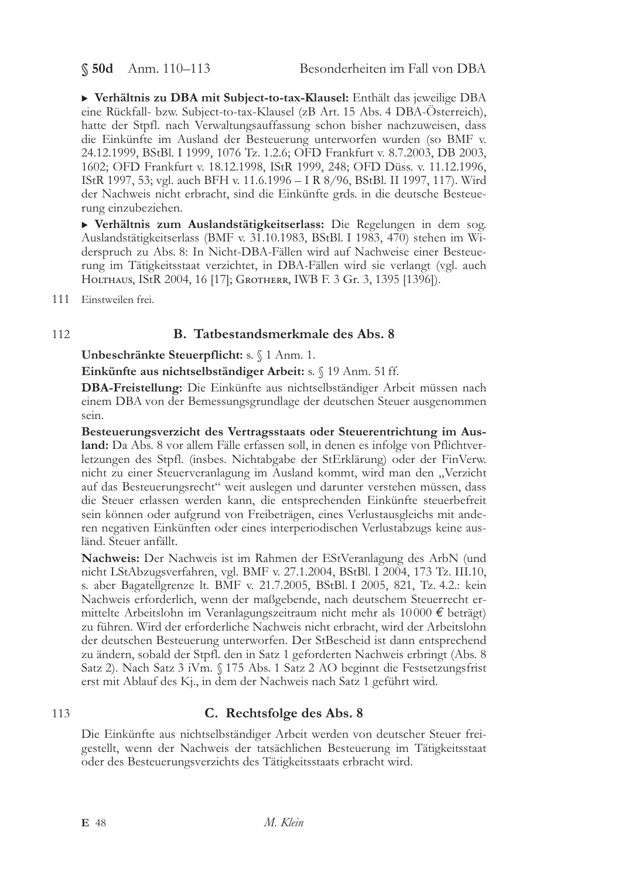▸ **Verhältnis zu DBA mit Subject-to-tax-Klausel:** Enthält das jeweilige DBA eine Rückfall- bzw. Subject-to-tax-Klausel (zB Art. 15 Abs. 4 DBA-Österreich), hatte der Stpfl. nach Verwaltungsauffassung schon bisher nachzuweisen, dass die Einkünfte im Ausland der Besteuerung unterworfen wurden (so BMF v. 24.12.1999, BStBl. I 1999, 1076 Tz. 1.2.6; OFD Frankfurt v. 8.7.2003, DB 2003, 1602; OFD Frankfurt v. 18.12.1998, IStR 1999, 248; OFD Düss. v. 11.12.1996, IStR 1997, 53; vgl. auch BFH v. 11.6.1996 – I R 8/96, BStBl. II 1997, 117). Wird der Nachweis nicht erbracht, sind die Einkünfte grds. in die deutsche Besteuerung einzubeziehen.

▸ **Verhältnis zum Auslandstätigkeitserlass:** Die Regelungen in dem sog. Auslandstätigkeitserlass (BMF v. 31.10.1983, BStBl. I 1983, 470) stehen im Widerspruch zu Abs. 8: In Nicht-DBA-Fällen wird auf Nachweise einer Besteuerung im Tätigkeitsstaat verzichtet, in DBA-Fällen wird sie verlangt (vgl. auch Holthaus, IStR 2004, 16 [17]; Grotherr, IWB F. 3 Gr. 3, 1395 [1396]).

111 Einstweilen frei.

112

## B. Tatbestandsmerkmale des Abs. 8

**Unbeschränkte Steuerpflicht:** s. § 1 Anm. 1.

**Einkünfte aus nichtselbständiger Arbeit:** s. § 19 Anm. 51 ff.

**DBA-Freistellung:** Die Einkünfte aus nichtselbständiger Arbeit müssen nach einem DBA von der Bemessungsgrundlage der deutschen Steuer ausgenommen sein.

**Besteuerungsverzicht des Vertragsstaats oder Steuerentrichtung im Ausland:** Da Abs. 8 vor allem Fälle erfassen soll, in denen es infolge von Pflichtverletzungen des Stpfl. (insbes. Nichtabgabe der StErklärung) oder der FinVerw. nicht zu einer Steuerveranlagung im Ausland kommt, wird man den „Verzicht auf das Besteuerungsrecht" weit auslegen und darunter verstehen müssen, dass die Steuer erlassen werden kann, die entsprechenden Einkünfte steuerbefreit sein können oder aufgrund von Freibeträgen, eines Verlustausgleichs mit anderen negativen Einkünften oder eines interperiodischen Verlustabzugs keine ausländ. Steuer anfällt.

**Nachweis:** Der Nachweis ist im Rahmen der EStVeranlagung des ArbN (und nicht LStAbzugsverfahren, vgl. BMF v. 27.1.2004, BStBl. I 2004, 173 Tz. III.10, s. aber Bagatellgrenze lt. BMF v. 21.7.2005, BStBl. I 2005, 821, Tz. 4.2.: kein Nachweis erforderlich, wenn der maßgebende, nach deutschem Steuerrecht ermittelte Arbeitslohn im Veranlagungszeitraum nicht mehr als 10 000 € beträgt) zu führen. Wird der erforderliche Nachweis nicht erbracht, wird der Arbeitslohn der deutschen Besteuerung unterworfen. Der StBescheid ist dann entsprechend zu ändern, sobald der Stpfl. den in Satz 1 geforderten Nachweis erbringt (Abs. 8 Satz 2). Nach Satz 3 iVm. § 175 Abs. 1 Satz 2 AO beginnt die Festsetzungsfrist erst mit Ablauf des Kj., in dem der Nachweis nach Satz 1 geführt wird.

113

## C. Rechtsfolge des Abs. 8

Die Einkünfte aus nichtselbständiger Arbeit werden von deutscher Steuer freigestellt, wenn der Nachweis der tatsächlichen Besteuerung im Tätigkeitsstaat oder des Besteuerungsverzichts des Tätigkeitsstaats erbracht wird.